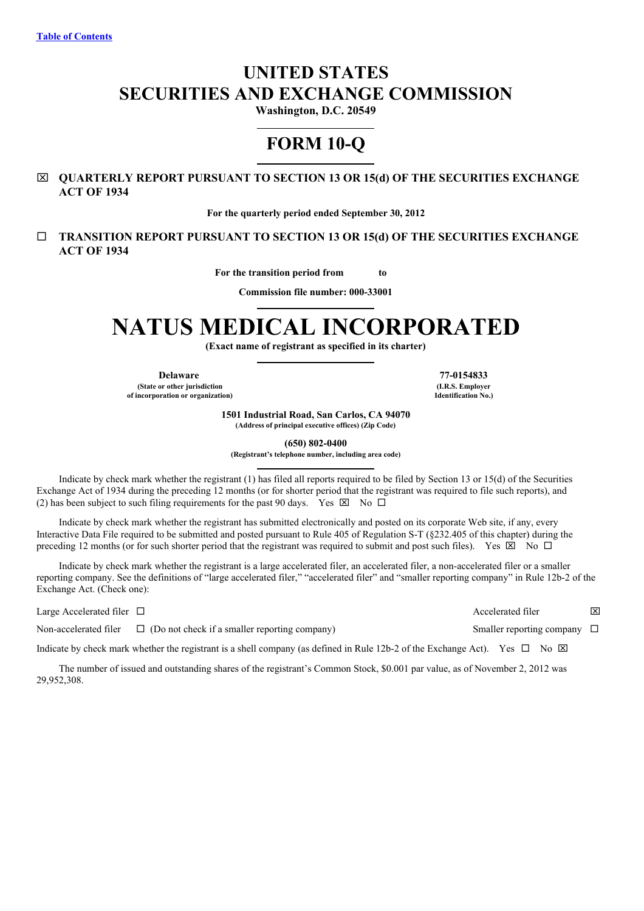[Table of Contents]

# UNITED STATES
# SECURITIES AND EXCHANGE COMMISSION

**Washington, D.C. 20549**

## FORM 10-Q

☒ **QUARTERLY REPORT PURSUANT TO SECTION 13 OR 15(d) OF THE SECURITIES EXCHANGE ACT OF 1934**

**For the quarterly period ended September 30, 2012**

☐ **TRANSITION REPORT PURSUANT TO SECTION 13 OR 15(d) OF THE SECURITIES EXCHANGE ACT OF 1934**

**For the transition period from to**

**Commission file number: 000-33001**

# NATUS MEDICAL INCORPORATED

**(Exact name of registrant as specified in its charter)**

| | |
|---|---|
| **Delaware** | **77-0154833** |
| **(State or other jurisdiction of incorporation or organization)** | **(I.R.S. Employer Identification No.)** |

**1501 Industrial Road, San Carlos, CA 94070**
**(Address of principal executive offices) (Zip Code)**

**(650) 802-0400**
**(Registrant's telephone number, including area code)**

Indicate by check mark whether the registrant (1) has filed all reports required to be filed by Section 13 or 15(d) of the Securities Exchange Act of 1934 during the preceding 12 months (or for shorter period that the registrant was required to file such reports), and (2) has been subject to such filing requirements for the past 90 days. Yes ☒ No ☐

Indicate by check mark whether the registrant has submitted electronically and posted on its corporate Web site, if any, every Interactive Data File required to be submitted and posted pursuant to Rule 405 of Regulation S-T (§232.405 of this chapter) during the preceding 12 months (or for such shorter period that the registrant was required to submit and post such files). Yes ☒ No ☐

Indicate by check mark whether the registrant is a large accelerated filer, an accelerated filer, a non-accelerated filer or a smaller reporting company. See the definitions of "large accelerated filer," "accelerated filer" and "smaller reporting company" in Rule 12b-2 of the Exchange Act. (Check one):

| | | | |
|---|---|---|---|
| Large Accelerated filer | ☐ | Accelerated filer | ☒ |
| Non-accelerated filer | ☐ (Do not check if a smaller reporting company) | Smaller reporting company | ☐ |

Indicate by check mark whether the registrant is a shell company (as defined in Rule 12b-2 of the Exchange Act). Yes ☐ No ☒

The number of issued and outstanding shares of the registrant's Common Stock, $0.001 par value, as of November 2, 2012 was 29,952,308.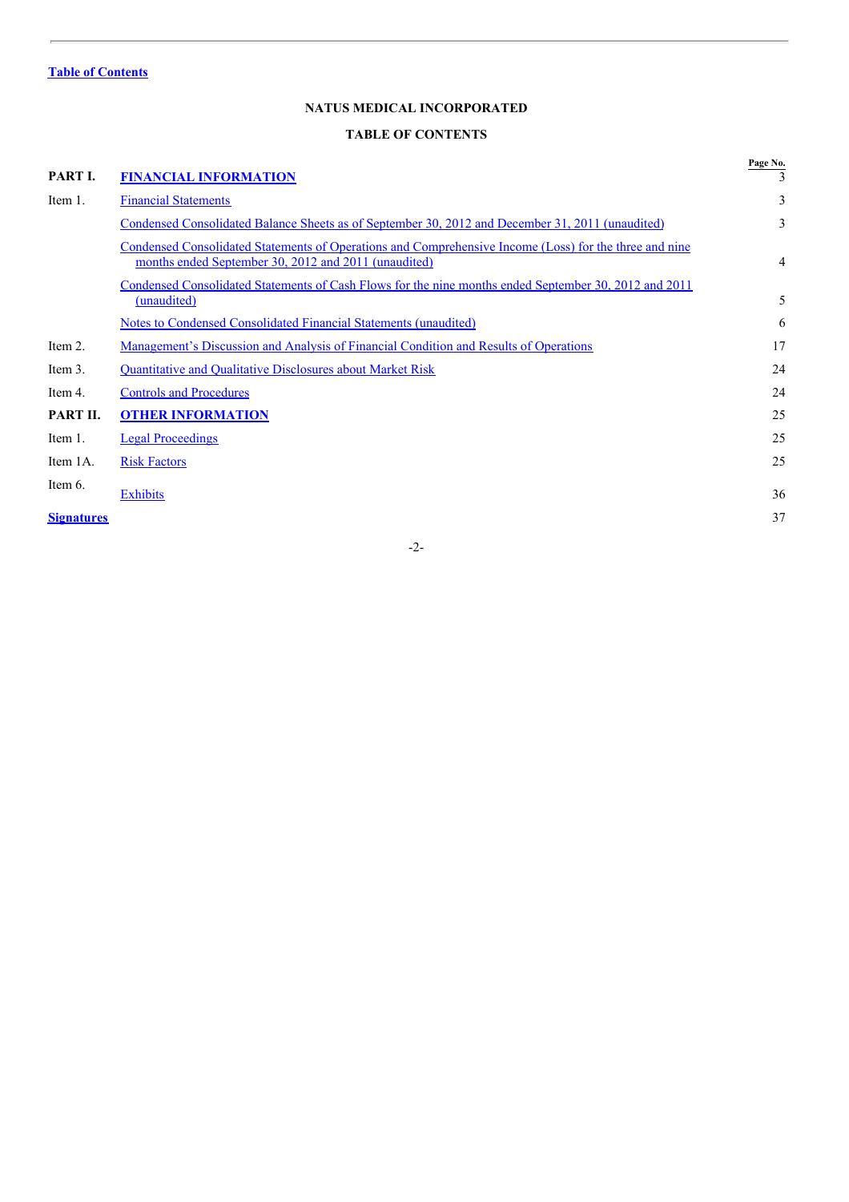Table of Contents

# NATUS MEDICAL INCORPORATED

## TABLE OF CONTENTS

| | | Page No. |
|---|---|---|
| **PART I.** | **FINANCIAL INFORMATION** | 3 |
| Item 1. | Financial Statements | 3 |
| | Condensed Consolidated Balance Sheets as of September 30, 2012 and December 31, 2011 (unaudited) | 3 |
| | Condensed Consolidated Statements of Operations and Comprehensive Income (Loss) for the three and nine months ended September 30, 2012 and 2011 (unaudited) | 4 |
| | Condensed Consolidated Statements of Cash Flows for the nine months ended September 30, 2012 and 2011 (unaudited) | 5 |
| | Notes to Condensed Consolidated Financial Statements (unaudited) | 6 |
| Item 2. | Management's Discussion and Analysis of Financial Condition and Results of Operations | 17 |
| Item 3. | Quantitative and Qualitative Disclosures about Market Risk | 24 |
| Item 4. | Controls and Procedures | 24 |
| **PART II.** | **OTHER INFORMATION** | 25 |
| Item 1. | Legal Proceedings | 25 |
| Item 1A. | Risk Factors | 25 |
| Item 6. | Exhibits | 36 |
| **Signatures** | | 37 |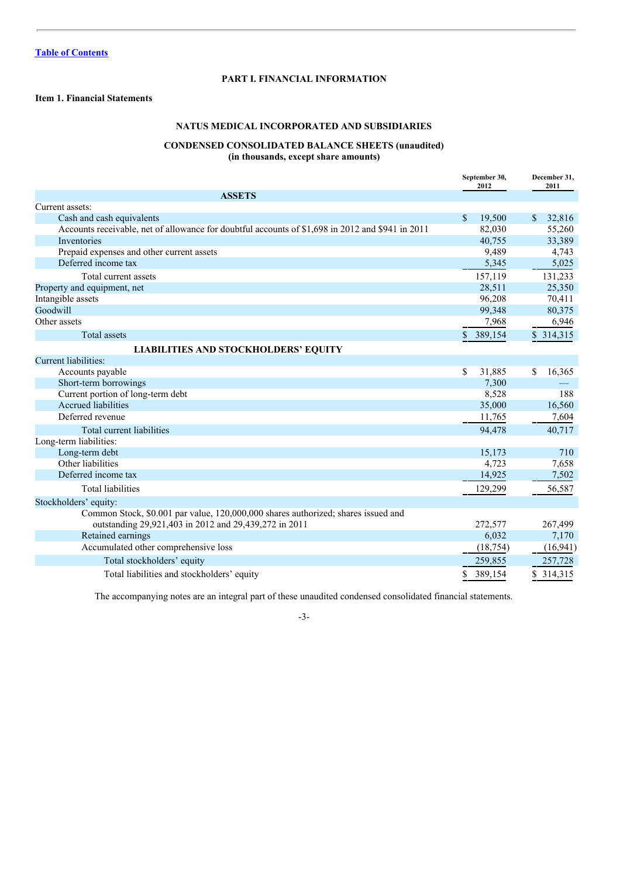[Table of Contents](#)

## PART I. FINANCIAL INFORMATION

### Item 1. Financial Statements

## NATUS MEDICAL INCORPORATED AND SUBSIDIARIES

## CONDENSED CONSOLIDATED BALANCE SHEETS (unaudited)
**(in thousands, except share amounts)**

| | September 30, 2012 | December 31, 2011 |
|---|---|---|
| **ASSETS** | | |
| Current assets: | | |
| Cash and cash equivalents | $ 19,500 | $ 32,816 |
| Accounts receivable, net of allowance for doubtful accounts of $1,698 in 2012 and $941 in 2011 | 82,030 | 55,260 |
| Inventories | 40,755 | 33,389 |
| Prepaid expenses and other current assets | 9,489 | 4,743 |
| Deferred income tax | 5,345 | 5,025 |
| Total current assets | 157,119 | 131,233 |
| Property and equipment, net | 28,511 | 25,350 |
| Intangible assets | 96,208 | 70,411 |
| Goodwill | 99,348 | 80,375 |
| Other assets | 7,968 | 6,946 |
| Total assets | $ 389,154 | $ 314,315 |
| **LIABILITIES AND STOCKHOLDERS' EQUITY** | | |
| Current liabilities: | | |
| Accounts payable | $ 31,885 | $ 16,365 |
| Short-term borrowings | 7,300 | — |
| Current portion of long-term debt | 8,528 | 188 |
| Accrued liabilities | 35,000 | 16,560 |
| Deferred revenue | 11,765 | 7,604 |
| Total current liabilities | 94,478 | 40,717 |
| Long-term liabilities: | | |
| Long-term debt | 15,173 | 710 |
| Other liabilities | 4,723 | 7,658 |
| Deferred income tax | 14,925 | 7,502 |
| Total liabilities | 129,299 | 56,587 |
| Stockholders' equity: | | |
| Common Stock, $0.001 par value, 120,000,000 shares authorized; shares issued and outstanding 29,921,403 in 2012 and 29,439,272 in 2011 | 272,577 | 267,499 |
| Retained earnings | 6,032 | 7,170 |
| Accumulated other comprehensive loss | (18,754) | (16,941) |
| Total stockholders' equity | 259,855 | 257,728 |
| Total liabilities and stockholders' equity | $ 389,154 | $ 314,315 |

The accompanying notes are an integral part of these unaudited condensed consolidated financial statements.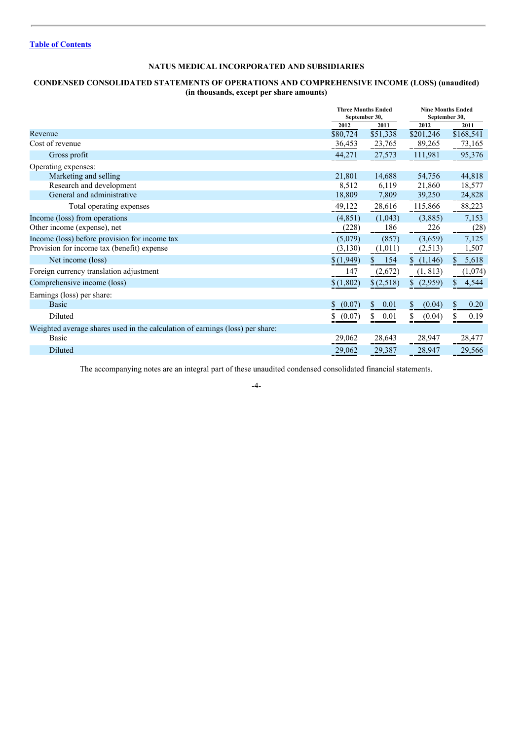Table of Contents

## NATUS MEDICAL INCORPORATED AND SUBSIDIARIES

## CONDENSED CONSOLIDATED STATEMENTS OF OPERATIONS AND COMPREHENSIVE INCOME (LOSS) (unaudited)
**(in thousands, except per share amounts)**

| | Three Months Ended September 30, | | Nine Months Ended September 30, | |
|---|---|---|---|---|
| | 2012 | 2011 | 2012 | 2011 |
| Revenue | $80,724 | $51,338 | $201,246 | $168,541 |
| Cost of revenue | 36,453 | 23,765 | 89,265 | 73,165 |
| Gross profit | 44,271 | 27,573 | 111,981 | 95,376 |
| Operating expenses: | | | | |
| Marketing and selling | 21,801 | 14,688 | 54,756 | 44,818 |
| Research and development | 8,512 | 6,119 | 21,860 | 18,577 |
| General and administrative | 18,809 | 7,809 | 39,250 | 24,828 |
| Total operating expenses | 49,122 | 28,616 | 115,866 | 88,223 |
| Income (loss) from operations | (4,851) | (1,043) | (3,885) | 7,153 |
| Other income (expense), net | (228) | 186 | 226 | (28) |
| Income (loss) before provision for income tax | (5,079) | (857) | (3,659) | 7,125 |
| Provision for income tax (benefit) expense | (3,130) | (1,011) | (2,513) | 1,507 |
| Net income (loss) | $ (1,949) | $ 154 | $ (1,146) | $ 5,618 |
| Foreign currency translation adjustment | 147 | (2,672) | (1, 813) | (1,074) |
| Comprehensive income (loss) | $ (1,802) | $ (2,518) | $ (2,959) | $ 4,544 |
| Earnings (loss) per share: | | | | |
| Basic | $ (0.07) | $ 0.01 | $ (0.04) | $ 0.20 |
| Diluted | $ (0.07) | $ 0.01 | $ (0.04) | $ 0.19 |
| Weighted average shares used in the calculation of earnings (loss) per share: | | | | |
| Basic | 29,062 | 28,643 | 28,947 | 28,477 |
| Diluted | 29,062 | 29,387 | 28,947 | 29,566 |

The accompanying notes are an integral part of these unaudited condensed consolidated financial statements.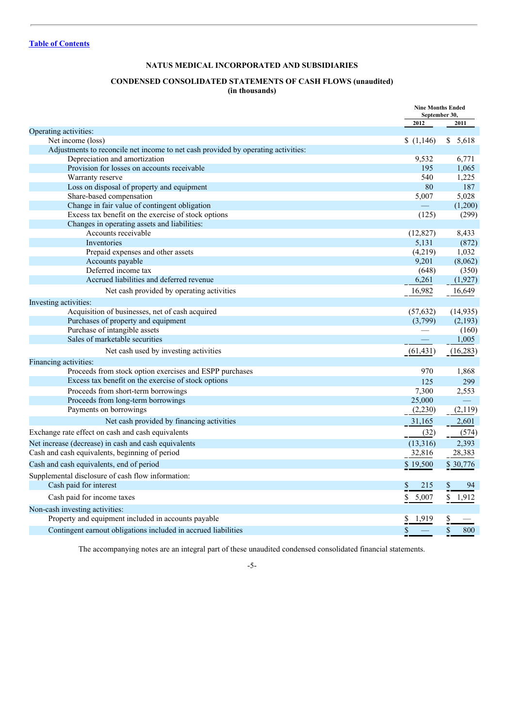[Table of Contents](#)

**NATUS MEDICAL INCORPORATED AND SUBSIDIARIES**

**CONDENSED CONSOLIDATED STATEMENTS OF CASH FLOWS (unaudited)**
**(in thousands)**

| | Nine Months Ended September 30, | |
|---|---|---|
| | 2012 | 2011 |
| Operating activities: | | |
| Net income (loss) | $ (1,146) | $ 5,618 |
| Adjustments to reconcile net income to net cash provided by operating activities: | | |
| Depreciation and amortization | 9,532 | 6,771 |
| Provision for losses on accounts receivable | 195 | 1,065 |
| Warranty reserve | 540 | 1,225 |
| Loss on disposal of property and equipment | 80 | 187 |
| Share-based compensation | 5,007 | 5,028 |
| Change in fair value of contingent obligation | — | (1,200) |
| Excess tax benefit on the exercise of stock options | (125) | (299) |
| Changes in operating assets and liabilities: | | |
| Accounts receivable | (12,827) | 8,433 |
| Inventories | 5,131 | (872) |
| Prepaid expenses and other assets | (4,219) | 1,032 |
| Accounts payable | 9,201 | (8,062) |
| Deferred income tax | (648) | (350) |
| Accrued liabilities and deferred revenue | 6,261 | (1,927) |
| Net cash provided by operating activities | 16,982 | 16,649 |
| Investing activities: | | |
| Acquisition of businesses, net of cash acquired | (57,632) | (14,935) |
| Purchases of property and equipment | (3,799) | (2,193) |
| Purchase of intangible assets | — | (160) |
| Sales of marketable securities | — | 1,005 |
| Net cash used by investing activities | (61,431) | (16,283) |
| Financing activities: | | |
| Proceeds from stock option exercises and ESPP purchases | 970 | 1,868 |
| Excess tax benefit on the exercise of stock options | 125 | 299 |
| Proceeds from short-term borrowings | 7,300 | 2,553 |
| Proceeds from long-term borrowings | 25,000 | — |
| Payments on borrowings | (2,230) | (2,119) |
| Net cash provided by financing activities | 31,165 | 2,601 |
| Exchange rate effect on cash and cash equivalents | (32) | (574) |
| Net increase (decrease) in cash and cash equivalents | (13,316) | 2,393 |
| Cash and cash equivalents, beginning of period | 32,816 | 28,383 |
| Cash and cash equivalents, end of period | $ 19,500 | $ 30,776 |
| Supplemental disclosure of cash flow information: | | |
| Cash paid for interest | $ 215 | $ 94 |
| Cash paid for income taxes | $ 5,007 | $ 1,912 |
| Non-cash investing activities: | | |
| Property and equipment included in accounts payable | $ 1,919 | $ — |
| Contingent earnout obligations included in accrued liabilities | $ — | $ 800 |

The accompanying notes are an integral part of these unaudited condensed consolidated financial statements.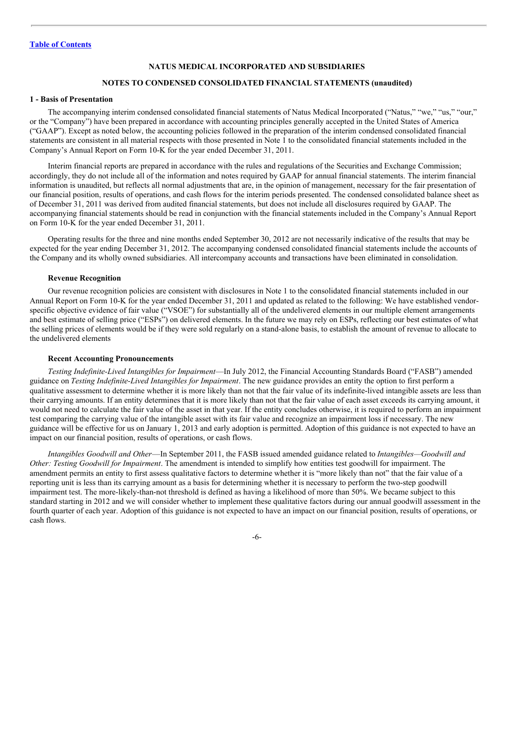**NATUS MEDICAL INCORPORATED AND SUBSIDIARIES**

**NOTES TO CONDENSED CONSOLIDATED FINANCIAL STATEMENTS (unaudited)**

**1 - Basis of Presentation**

The accompanying interim condensed consolidated financial statements of Natus Medical Incorporated ("Natus," "we," "us," "our," or the "Company") have been prepared in accordance with accounting principles generally accepted in the United States of America ("GAAP"). Except as noted below, the accounting policies followed in the preparation of the interim condensed consolidated financial statements are consistent in all material respects with those presented in Note 1 to the consolidated financial statements included in the Company's Annual Report on Form 10-K for the year ended December 31, 2011.

Interim financial reports are prepared in accordance with the rules and regulations of the Securities and Exchange Commission; accordingly, they do not include all of the information and notes required by GAAP for annual financial statements. The interim financial information is unaudited, but reflects all normal adjustments that are, in the opinion of management, necessary for the fair presentation of our financial position, results of operations, and cash flows for the interim periods presented. The condensed consolidated balance sheet as of December 31, 2011 was derived from audited financial statements, but does not include all disclosures required by GAAP. The accompanying financial statements should be read in conjunction with the financial statements included in the Company's Annual Report on Form 10-K for the year ended December 31, 2011.

Operating results for the three and nine months ended September 30, 2012 are not necessarily indicative of the results that may be expected for the year ending December 31, 2012. The accompanying condensed consolidated financial statements include the accounts of the Company and its wholly owned subsidiaries. All intercompany accounts and transactions have been eliminated in consolidation.

**Revenue Recognition**

Our revenue recognition policies are consistent with disclosures in Note 1 to the consolidated financial statements included in our Annual Report on Form 10-K for the year ended December 31, 2011 and updated as related to the following: We have established vendor-specific objective evidence of fair value ("VSOE") for substantially all of the undelivered elements in our multiple element arrangements and best estimate of selling price ("ESPs") on delivered elements. In the future we may rely on ESPs, reflecting our best estimates of what the selling prices of elements would be if they were sold regularly on a stand-alone basis, to establish the amount of revenue to allocate to the undelivered elements

**Recent Accounting Pronouncements**

*Testing Indefinite-Lived Intangibles for Impairment*—In July 2012, the Financial Accounting Standards Board ("FASB") amended guidance on *Testing Indefinite-Lived Intangibles for Impairment*. The new guidance provides an entity the option to first perform a qualitative assessment to determine whether it is more likely than not that the fair value of its indefinite-lived intangible assets are less than their carrying amounts. If an entity determines that it is more likely than not that the fair value of each asset exceeds its carrying amount, it would not need to calculate the fair value of the asset in that year. If the entity concludes otherwise, it is required to perform an impairment test comparing the carrying value of the intangible asset with its fair value and recognize an impairment loss if necessary. The new guidance will be effective for us on January 1, 2013 and early adoption is permitted. Adoption of this guidance is not expected to have an impact on our financial position, results of operations, or cash flows.

*Intangibles Goodwill and Other*—In September 2011, the FASB issued amended guidance related to *Intangibles—Goodwill and Other: Testing Goodwill for Impairment*. The amendment is intended to simplify how entities test goodwill for impairment. The amendment permits an entity to first assess qualitative factors to determine whether it is "more likely than not" that the fair value of a reporting unit is less than its carrying amount as a basis for determining whether it is necessary to perform the two-step goodwill impairment test. The more-likely-than-not threshold is defined as having a likelihood of more than 50%. We became subject to this standard starting in 2012 and we will consider whether to implement these qualitative factors during our annual goodwill assessment in the fourth quarter of each year. Adoption of this guidance is not expected to have an impact on our financial position, results of operations, or cash flows.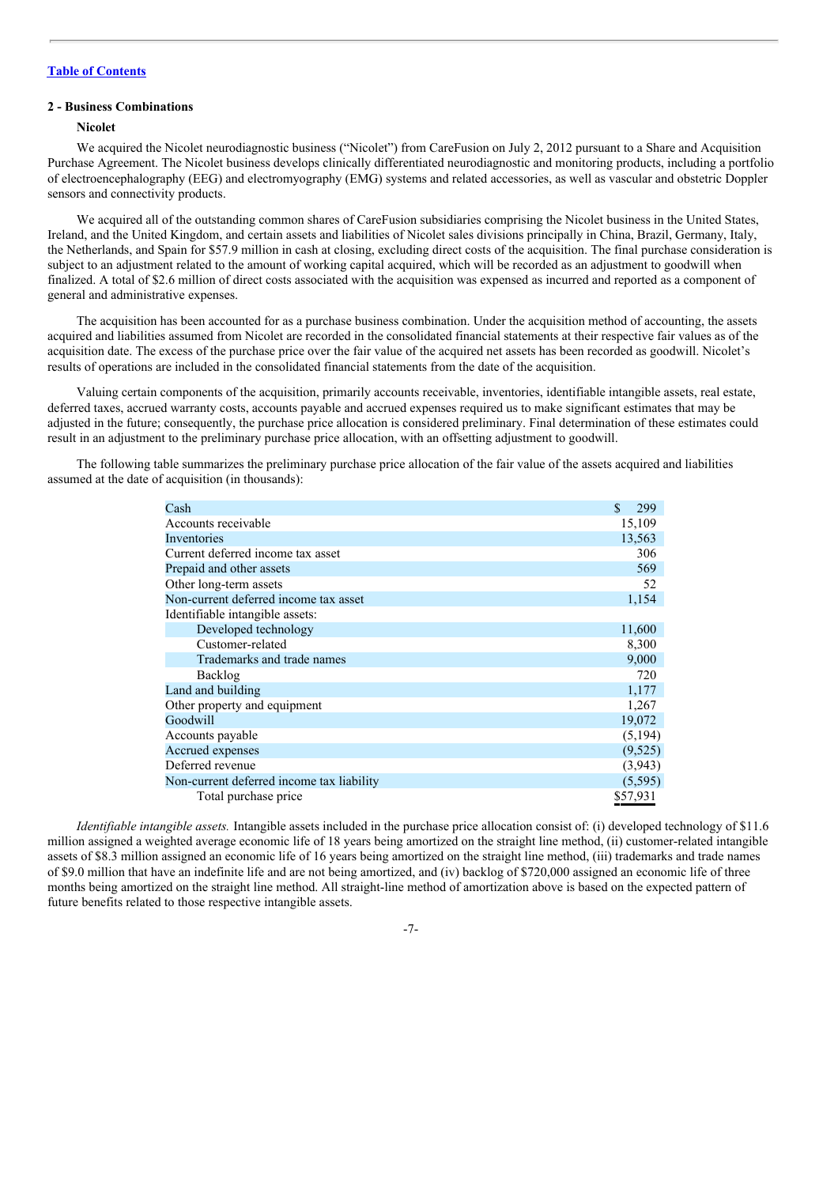[Table of Contents](#)

## 2 - Business Combinations

### Nicolet

We acquired the Nicolet neurodiagnostic business ("Nicolet") from CareFusion on July 2, 2012 pursuant to a Share and Acquisition Purchase Agreement. The Nicolet business develops clinically differentiated neurodiagnostic and monitoring products, including a portfolio of electroencephalography (EEG) and electromyography (EMG) systems and related accessories, as well as vascular and obstetric Doppler sensors and connectivity products.

We acquired all of the outstanding common shares of CareFusion subsidiaries comprising the Nicolet business in the United States, Ireland, and the United Kingdom, and certain assets and liabilities of Nicolet sales divisions principally in China, Brazil, Germany, Italy, the Netherlands, and Spain for $57.9 million in cash at closing, excluding direct costs of the acquisition. The final purchase consideration is subject to an adjustment related to the amount of working capital acquired, which will be recorded as an adjustment to goodwill when finalized. A total of $2.6 million of direct costs associated with the acquisition was expensed as incurred and reported as a component of general and administrative expenses.

The acquisition has been accounted for as a purchase business combination. Under the acquisition method of accounting, the assets acquired and liabilities assumed from Nicolet are recorded in the consolidated financial statements at their respective fair values as of the acquisition date. The excess of the purchase price over the fair value of the acquired net assets has been recorded as goodwill. Nicolet's results of operations are included in the consolidated financial statements from the date of the acquisition.

Valuing certain components of the acquisition, primarily accounts receivable, inventories, identifiable intangible assets, real estate, deferred taxes, accrued warranty costs, accounts payable and accrued expenses required us to make significant estimates that may be adjusted in the future; consequently, the purchase price allocation is considered preliminary. Final determination of these estimates could result in an adjustment to the preliminary purchase price allocation, with an offsetting adjustment to goodwill.

The following table summarizes the preliminary purchase price allocation of the fair value of the assets acquired and liabilities assumed at the date of acquisition (in thousands):

| | |
|---|---|
| Cash | $ 299 |
| Accounts receivable | 15,109 |
| Inventories | 13,563 |
| Current deferred income tax asset | 306 |
| Prepaid and other assets | 569 |
| Other long-term assets | 52 |
| Non-current deferred income tax asset | 1,154 |
| Identifiable intangible assets: | |
| Developed technology | 11,600 |
| Customer-related | 8,300 |
| Trademarks and trade names | 9,000 |
| Backlog | 720 |
| Land and building | 1,177 |
| Other property and equipment | 1,267 |
| Goodwill | 19,072 |
| Accounts payable | (5,194) |
| Accrued expenses | (9,525) |
| Deferred revenue | (3,943) |
| Non-current deferred income tax liability | (5,595) |
| Total purchase price | $57,931 |

*Identifiable intangible assets.* Intangible assets included in the purchase price allocation consist of: (i) developed technology of $11.6 million assigned a weighted average economic life of 18 years being amortized on the straight line method, (ii) customer-related intangible assets of $8.3 million assigned an economic life of 16 years being amortized on the straight line method, (iii) trademarks and trade names of $9.0 million that have an indefinite life and are not being amortized, and (iv) backlog of $720,000 assigned an economic life of three months being amortized on the straight line method. All straight-line method of amortization above is based on the expected pattern of future benefits related to those respective intangible assets.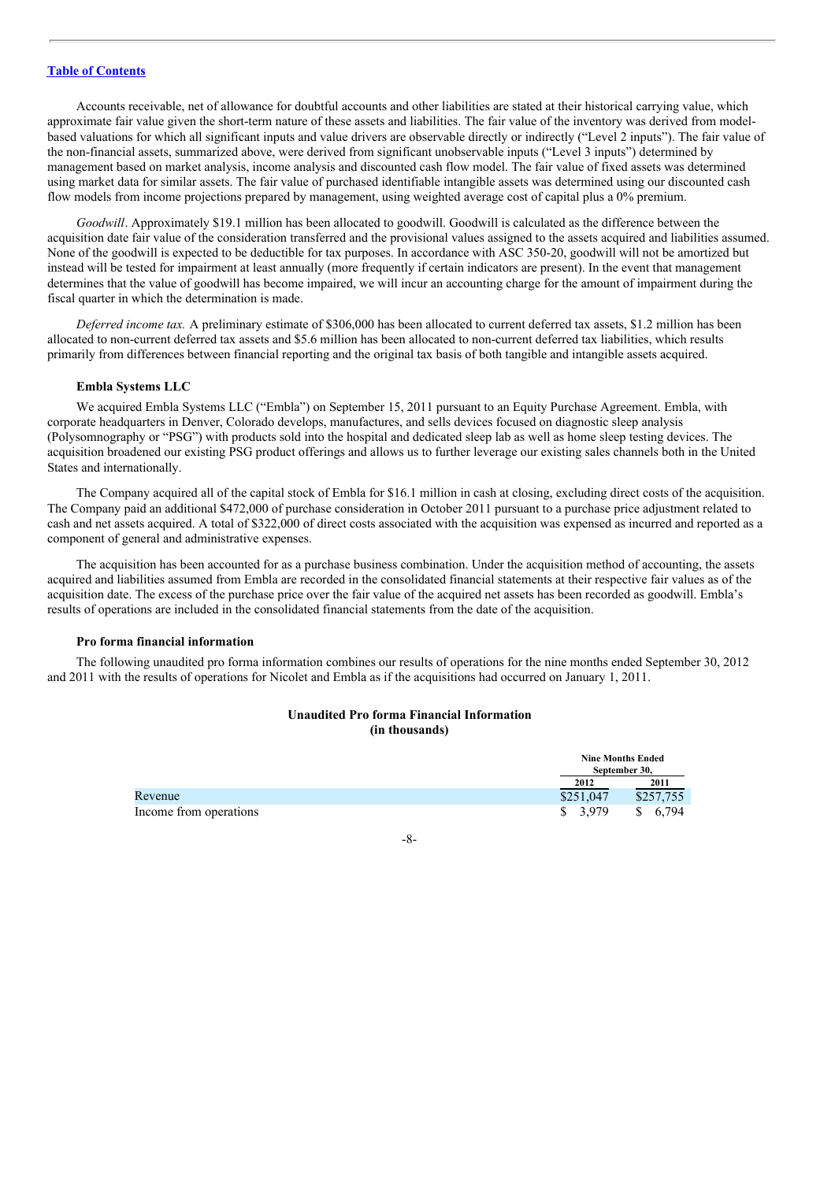[Table of Contents](#)

Accounts receivable, net of allowance for doubtful accounts and other liabilities are stated at their historical carrying value, which approximate fair value given the short-term nature of these assets and liabilities. The fair value of the inventory was derived from model-based valuations for which all significant inputs and value drivers are observable directly or indirectly ("Level 2 inputs"). The fair value of the non-financial assets, summarized above, were derived from significant unobservable inputs ("Level 3 inputs") determined by management based on market analysis, income analysis and discounted cash flow model. The fair value of fixed assets was determined using market data for similar assets. The fair value of purchased identifiable intangible assets was determined using our discounted cash flow models from income projections prepared by management, using weighted average cost of capital plus a 0% premium.

*Goodwill*. Approximately $19.1 million has been allocated to goodwill. Goodwill is calculated as the difference between the acquisition date fair value of the consideration transferred and the provisional values assigned to the assets acquired and liabilities assumed. None of the goodwill is expected to be deductible for tax purposes. In accordance with ASC 350-20, goodwill will not be amortized but instead will be tested for impairment at least annually (more frequently if certain indicators are present). In the event that management determines that the value of goodwill has become impaired, we will incur an accounting charge for the amount of impairment during the fiscal quarter in which the determination is made.

*Deferred income tax.* A preliminary estimate of $306,000 has been allocated to current deferred tax assets, $1.2 million has been allocated to non-current deferred tax assets and $5.6 million has been allocated to non-current deferred tax liabilities, which results primarily from differences between financial reporting and the original tax basis of both tangible and intangible assets acquired.

**Embla Systems LLC**

We acquired Embla Systems LLC ("Embla") on September 15, 2011 pursuant to an Equity Purchase Agreement. Embla, with corporate headquarters in Denver, Colorado develops, manufactures, and sells devices focused on diagnostic sleep analysis (Polysomnography or "PSG") with products sold into the hospital and dedicated sleep lab as well as home sleep testing devices. The acquisition broadened our existing PSG product offerings and allows us to further leverage our existing sales channels both in the United States and internationally.

The Company acquired all of the capital stock of Embla for $16.1 million in cash at closing, excluding direct costs of the acquisition. The Company paid an additional $472,000 of purchase consideration in October 2011 pursuant to a purchase price adjustment related to cash and net assets acquired. A total of $322,000 of direct costs associated with the acquisition was expensed as incurred and reported as a component of general and administrative expenses.

The acquisition has been accounted for as a purchase business combination. Under the acquisition method of accounting, the assets acquired and liabilities assumed from Embla are recorded in the consolidated financial statements at their respective fair values as of the acquisition date. The excess of the purchase price over the fair value of the acquired net assets has been recorded as goodwill. Embla's results of operations are included in the consolidated financial statements from the date of the acquisition.

**Pro forma financial information**

The following unaudited pro forma information combines our results of operations for the nine months ended September 30, 2012 and 2011 with the results of operations for Nicolet and Embla as if the acquisitions had occurred on January 1, 2011.

**Unaudited Pro forma Financial Information (in thousands)**

| | Nine Months Ended September 30, | |
|---|---|---|
| | 2012 | 2011 |
| Revenue | $251,047 | $257,755 |
| Income from operations | $ 3,979 | $ 6,794 |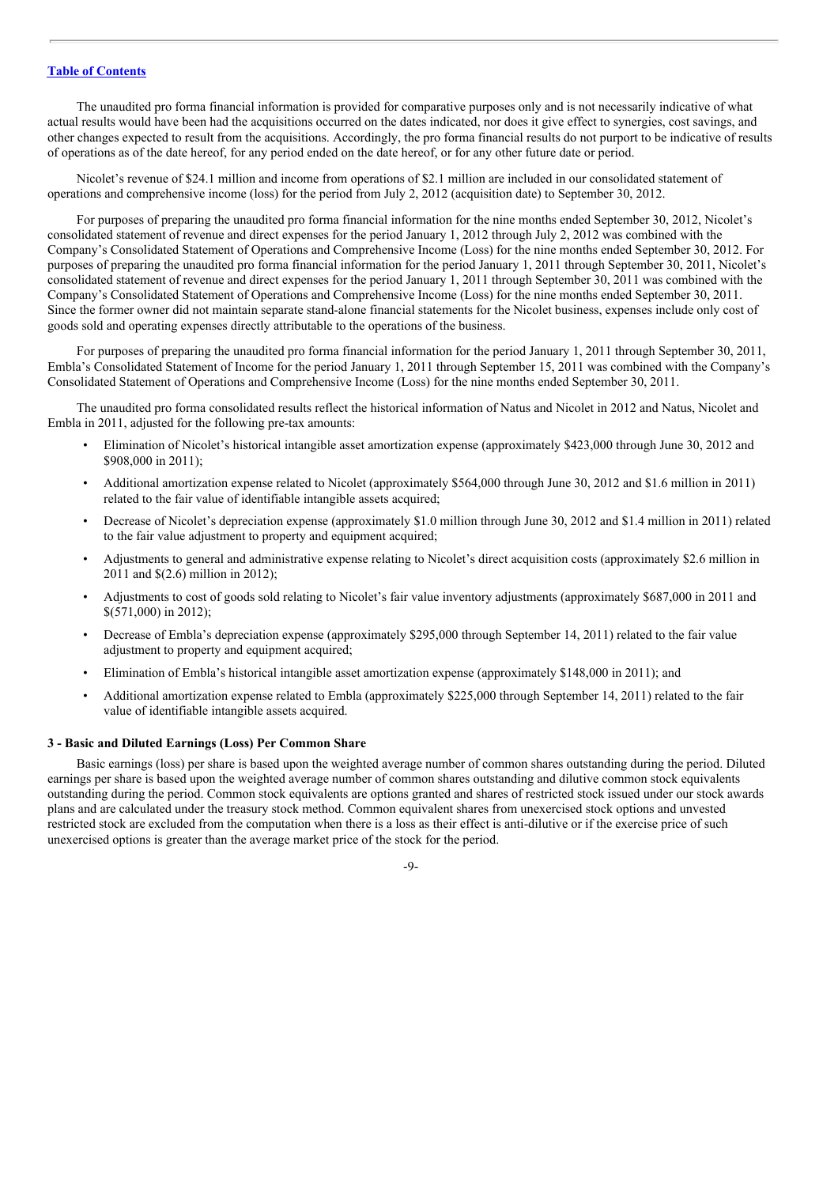The unaudited pro forma financial information is provided for comparative purposes only and is not necessarily indicative of what actual results would have been had the acquisitions occurred on the dates indicated, nor does it give effect to synergies, cost savings, and other changes expected to result from the acquisitions. Accordingly, the pro forma financial results do not purport to be indicative of results of operations as of the date hereof, for any period ended on the date hereof, or for any other future date or period.

Nicolet's revenue of $24.1 million and income from operations of $2.1 million are included in our consolidated statement of operations and comprehensive income (loss) for the period from July 2, 2012 (acquisition date) to September 30, 2012.

For purposes of preparing the unaudited pro forma financial information for the nine months ended September 30, 2012, Nicolet's consolidated statement of revenue and direct expenses for the period January 1, 2012 through July 2, 2012 was combined with the Company's Consolidated Statement of Operations and Comprehensive Income (Loss) for the nine months ended September 30, 2012. For purposes of preparing the unaudited pro forma financial information for the period January 1, 2011 through September 30, 2011, Nicolet's consolidated statement of revenue and direct expenses for the period January 1, 2011 through September 30, 2011 was combined with the Company's Consolidated Statement of Operations and Comprehensive Income (Loss) for the nine months ended September 30, 2011. Since the former owner did not maintain separate stand-alone financial statements for the Nicolet business, expenses include only cost of goods sold and operating expenses directly attributable to the operations of the business.

For purposes of preparing the unaudited pro forma financial information for the period January 1, 2011 through September 30, 2011, Embla's Consolidated Statement of Income for the period January 1, 2011 through September 15, 2011 was combined with the Company's Consolidated Statement of Operations and Comprehensive Income (Loss) for the nine months ended September 30, 2011.

The unaudited pro forma consolidated results reflect the historical information of Natus and Nicolet in 2012 and Natus, Nicolet and Embla in 2011, adjusted for the following pre-tax amounts:

- Elimination of Nicolet's historical intangible asset amortization expense (approximately $423,000 through June 30, 2012 and $908,000 in 2011);
- Additional amortization expense related to Nicolet (approximately $564,000 through June 30, 2012 and $1.6 million in 2011) related to the fair value of identifiable intangible assets acquired;
- Decrease of Nicolet's depreciation expense (approximately $1.0 million through June 30, 2012 and $1.4 million in 2011) related to the fair value adjustment to property and equipment acquired;
- Adjustments to general and administrative expense relating to Nicolet's direct acquisition costs (approximately $2.6 million in 2011 and $(2.6) million in 2012);
- Adjustments to cost of goods sold relating to Nicolet's fair value inventory adjustments (approximately $687,000 in 2011 and $(571,000) in 2012);
- Decrease of Embla's depreciation expense (approximately $295,000 through September 14, 2011) related to the fair value adjustment to property and equipment acquired;
- Elimination of Embla's historical intangible asset amortization expense (approximately $148,000 in 2011); and
- Additional amortization expense related to Embla (approximately $225,000 through September 14, 2011) related to the fair value of identifiable intangible assets acquired.

**3 - Basic and Diluted Earnings (Loss) Per Common Share**

Basic earnings (loss) per share is based upon the weighted average number of common shares outstanding during the period. Diluted earnings per share is based upon the weighted average number of common shares outstanding and dilutive common stock equivalents outstanding during the period. Common stock equivalents are options granted and shares of restricted stock issued under our stock awards plans and are calculated under the treasury stock method. Common equivalent shares from unexercised stock options and unvested restricted stock are excluded from the computation when there is a loss as their effect is anti-dilutive or if the exercise price of such unexercised options is greater than the average market price of the stock for the period.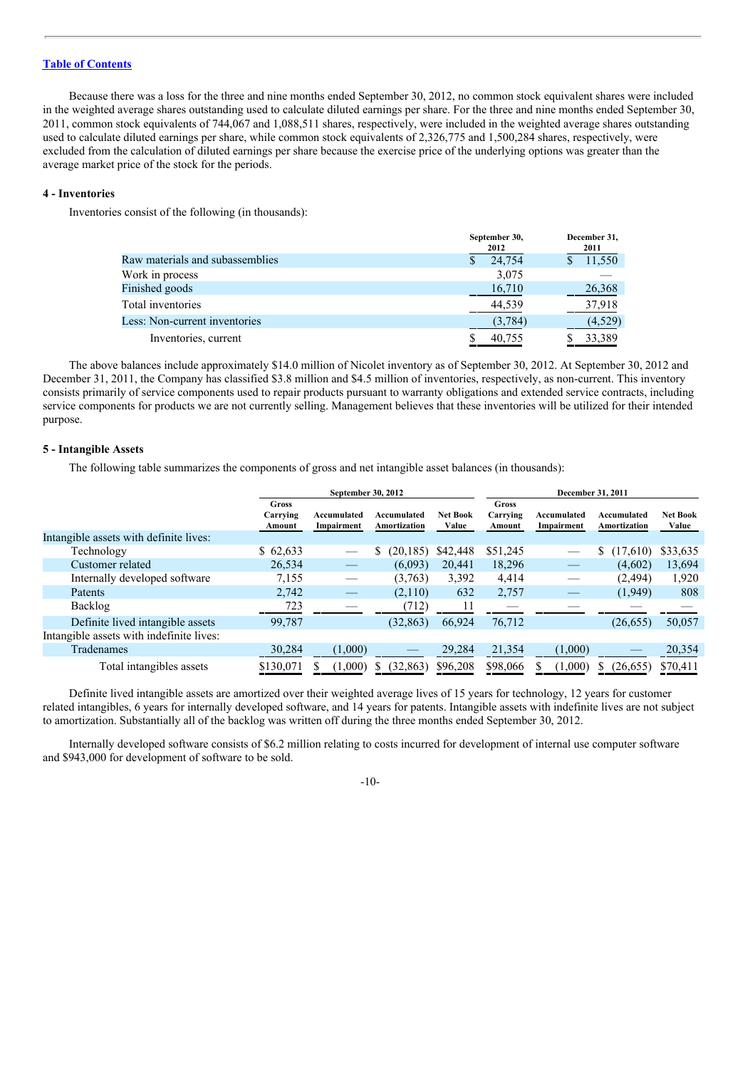Table of Contents

Because there was a loss for the three and nine months ended September 30, 2012, no common stock equivalent shares were included in the weighted average shares outstanding used to calculate diluted earnings per share. For the three and nine months ended September 30, 2011, common stock equivalents of 744,067 and 1,088,511 shares, respectively, were included in the weighted average shares outstanding used to calculate diluted earnings per share, while common stock equivalents of 2,326,775 and 1,500,284 shares, respectively, were excluded from the calculation of diluted earnings per share because the exercise price of the underlying options was greater than the average market price of the stock for the periods.

### 4 - Inventories

Inventories consist of the following (in thousands):

| | September 30, 2012 | December 31, 2011 |
|---|---|---|
| Raw materials and subassemblies | $ 24,754 | $ 11,550 |
| Work in process | 3,075 | — |
| Finished goods | 16,710 | 26,368 |
| Total inventories | 44,539 | 37,918 |
| Less: Non-current inventories | (3,784) | (4,529) |
| Inventories, current | $ 40,755 | $ 33,389 |

The above balances include approximately $14.0 million of Nicolet inventory as of September 30, 2012. At September 30, 2012 and December 31, 2011, the Company has classified $3.8 million and $4.5 million of inventories, respectively, as non-current. This inventory consists primarily of service components used to repair products pursuant to warranty obligations and extended service contracts, including service components for products we are not currently selling. Management believes that these inventories will be utilized for their intended purpose.

### 5 - Intangible Assets

The following table summarizes the components of gross and net intangible asset balances (in thousands):

| | September 30, 2012 | | | | December 31, 2011 | | | |
|---|---|---|---|---|---|---|---|---|
| | Gross Carrying Amount | Accumulated Impairment | Accumulated Amortization | Net Book Value | Gross Carrying Amount | Accumulated Impairment | Accumulated Amortization | Net Book Value |
| Intangible assets with definite lives: | | | | | | | | |
| Technology | $ 62,633 | — | $ (20,185) | $42,448 | $51,245 | — | $ (17,610) | $33,635 |
| Customer related | 26,534 | — | (6,093) | 20,441 | 18,296 | — | (4,602) | 13,694 |
| Internally developed software | 7,155 | — | (3,763) | 3,392 | 4,414 | — | (2,494) | 1,920 |
| Patents | 2,742 | — | (2,110) | 632 | 2,757 | — | (1,949) | 808 |
| Backlog | 723 | — | (712) | 11 | — | — | — | — |
| Definite lived intangible assets | 99,787 | | (32,863) | 66,924 | 76,712 | | (26,655) | 50,057 |
| Intangible assets with indefinite lives: | | | | | | | | |
| Tradenames | 30,284 | (1,000) | — | 29,284 | 21,354 | (1,000) | — | 20,354 |
| Total intangibles assets | $130,071 | $ (1,000) | $ (32,863) | $96,208 | $98,066 | $ (1,000) | $ (26,655) | $70,411 |

Definite lived intangible assets are amortized over their weighted average lives of 15 years for technology, 12 years for customer related intangibles, 6 years for internally developed software, and 14 years for patents. Intangible assets with indefinite lives are not subject to amortization. Substantially all of the backlog was written off during the three months ended September 30, 2012.

Internally developed software consists of $6.2 million relating to costs incurred for development of internal use computer software and $943,000 for development of software to be sold.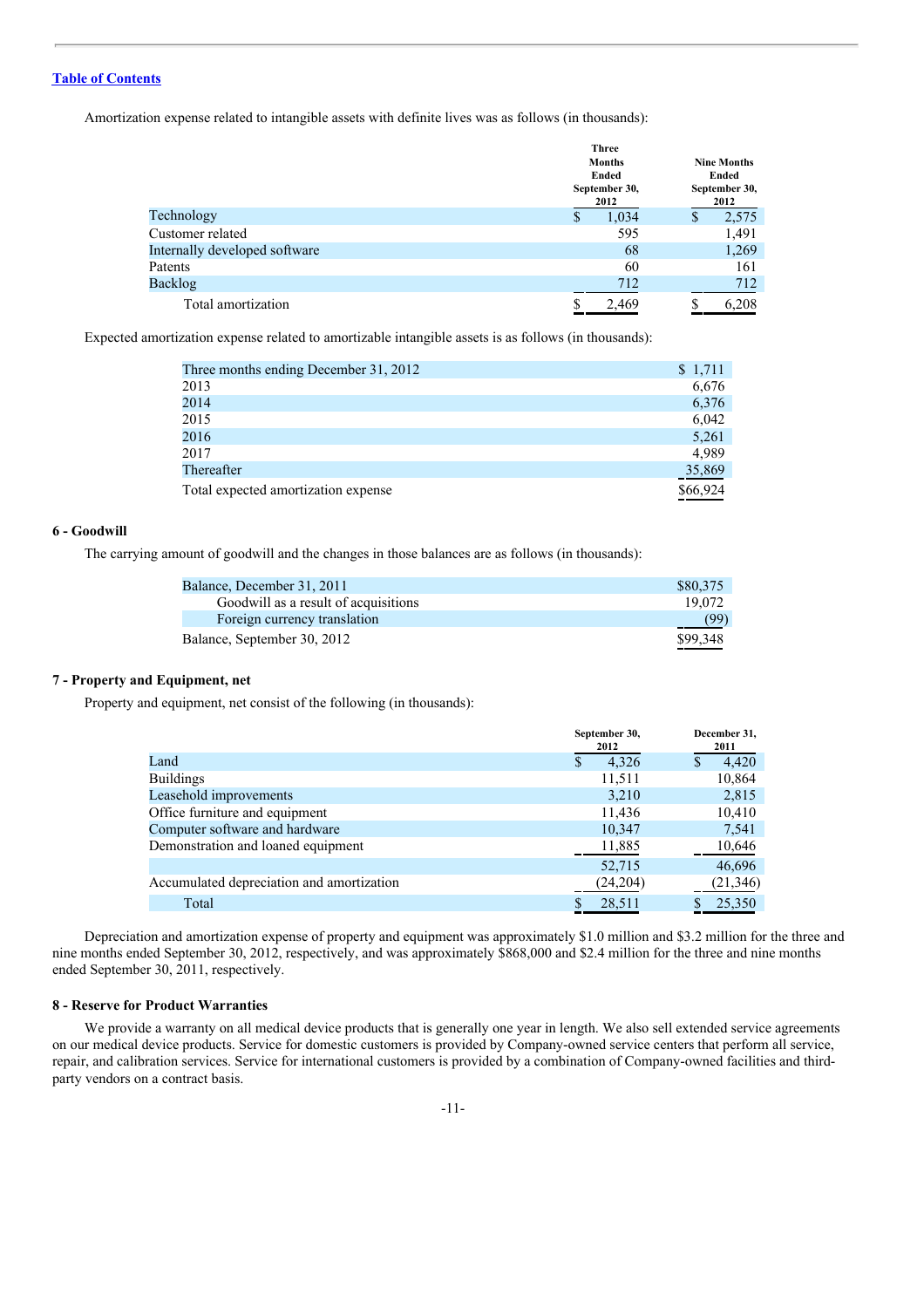Table of Contents

Amortization expense related to intangible assets with definite lives was as follows (in thousands):

| | Three Months Ended September 30, 2012 | Nine Months Ended September 30, 2012 |
|---|---|---|
| Technology | $ 1,034 | $ 2,575 |
| Customer related | 595 | 1,491 |
| Internally developed software | 68 | 1,269 |
| Patents | 60 | 161 |
| Backlog | 712 | 712 |
| Total amortization | $ 2,469 | $ 6,208 |

Expected amortization expense related to amortizable intangible assets is as follows (in thousands):

| | |
|---|---|
| Three months ending December 31, 2012 | $ 1,711 |
| 2013 | 6,676 |
| 2014 | 6,376 |
| 2015 | 6,042 |
| 2016 | 5,261 |
| 2017 | 4,989 |
| Thereafter | 35,869 |
| Total expected amortization expense | $66,924 |

### 6 - Goodwill

The carrying amount of goodwill and the changes in those balances are as follows (in thousands):

| | |
|---|---|
| Balance, December 31, 2011 | $80,375 |
| Goodwill as a result of acquisitions | 19,072 |
| Foreign currency translation | (99) |
| Balance, September 30, 2012 | $99,348 |

### 7 - Property and Equipment, net

Property and equipment, net consist of the following (in thousands):

| | September 30, 2012 | December 31, 2011 |
|---|---|---|
| Land | $ 4,326 | $ 4,420 |
| Buildings | 11,511 | 10,864 |
| Leasehold improvements | 3,210 | 2,815 |
| Office furniture and equipment | 11,436 | 10,410 |
| Computer software and hardware | 10,347 | 7,541 |
| Demonstration and loaned equipment | 11,885 | 10,646 |
| | 52,715 | 46,696 |
| Accumulated depreciation and amortization | (24,204) | (21,346) |
| Total | $ 28,511 | $ 25,350 |

Depreciation and amortization expense of property and equipment was approximately $1.0 million and $3.2 million for the three and nine months ended September 30, 2012, respectively, and was approximately $868,000 and $2.4 million for the three and nine months ended September 30, 2011, respectively.

### 8 - Reserve for Product Warranties

We provide a warranty on all medical device products that is generally one year in length. We also sell extended service agreements on our medical device products. Service for domestic customers is provided by Company-owned service centers that perform all service, repair, and calibration services. Service for international customers is provided by a combination of Company-owned facilities and third-party vendors on a contract basis.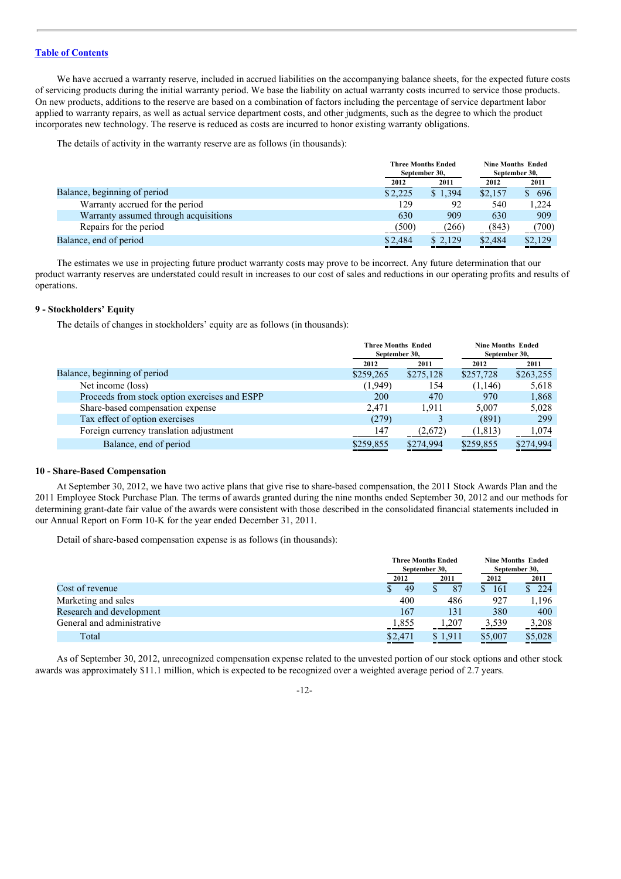[Table of Contents](#)

We have accrued a warranty reserve, included in accrued liabilities on the accompanying balance sheets, for the expected future costs of servicing products during the initial warranty period. We base the liability on actual warranty costs incurred to service those products. On new products, additions to the reserve are based on a combination of factors including the percentage of service department labor applied to warranty repairs, as well as actual service department costs, and other judgments, such as the degree to which the product incorporates new technology. The reserve is reduced as costs are incurred to honor existing warranty obligations.

The details of activity in the warranty reserve are as follows (in thousands):

| | Three Months Ended September 30, | | Nine Months Ended September 30, | |
|---|---|---|---|---|
| | 2012 | 2011 | 2012 | 2011 |
| Balance, beginning of period | $2,225 | $ 1,394 | $2,157 | $ 696 |
| Warranty accrued for the period | 129 | 92 | 540 | 1,224 |
| Warranty assumed through acquisitions | 630 | 909 | 630 | 909 |
| Repairs for the period | (500) | (266) | (843) | (700) |
| Balance, end of period | $2,484 | $ 2,129 | $2,484 | $2,129 |

The estimates we use in projecting future product warranty costs may prove to be incorrect. Any future determination that our product warranty reserves are understated could result in increases to our cost of sales and reductions in our operating profits and results of operations.

## 9 - Stockholders' Equity

The details of changes in stockholders' equity are as follows (in thousands):

| | Three Months Ended September 30, | | Nine Months Ended September 30, | |
|---|---|---|---|---|
| | 2012 | 2011 | 2012 | 2011 |
| Balance, beginning of period | $259,265 | $275,128 | $257,728 | $263,255 |
| Net income (loss) | (1,949) | 154 | (1,146) | 5,618 |
| Proceeds from stock option exercises and ESPP | 200 | 470 | 970 | 1,868 |
| Share-based compensation expense | 2,471 | 1,911 | 5,007 | 5,028 |
| Tax effect of option exercises | (279) | 3 | (891) | 299 |
| Foreign currency translation adjustment | 147 | (2,672) | (1,813) | 1,074 |
| Balance, end of period | $259,855 | $274,994 | $259,855 | $274,994 |

## 10 - Share-Based Compensation

At September 30, 2012, we have two active plans that give rise to share-based compensation, the 2011 Stock Awards Plan and the 2011 Employee Stock Purchase Plan. The terms of awards granted during the nine months ended September 30, 2012 and our methods for determining grant-date fair value of the awards were consistent with those described in the consolidated financial statements included in our Annual Report on Form 10-K for the year ended December 31, 2011.

Detail of share-based compensation expense is as follows (in thousands):

| | Three Months Ended September 30, | | Nine Months Ended September 30, | |
|---|---|---|---|---|
| | 2012 | 2011 | 2012 | 2011 |
| Cost of revenue | $ 49 | $ 87 | $ 161 | $ 224 |
| Marketing and sales | 400 | 486 | 927 | 1,196 |
| Research and development | 167 | 131 | 380 | 400 |
| General and administrative | 1,855 | 1,207 | 3,539 | 3,208 |
| Total | $2,471 | $ 1,911 | $5,007 | $5,028 |

As of September 30, 2012, unrecognized compensation expense related to the unvested portion of our stock options and other stock awards was approximately $11.1 million, which is expected to be recognized over a weighted average period of 2.7 years.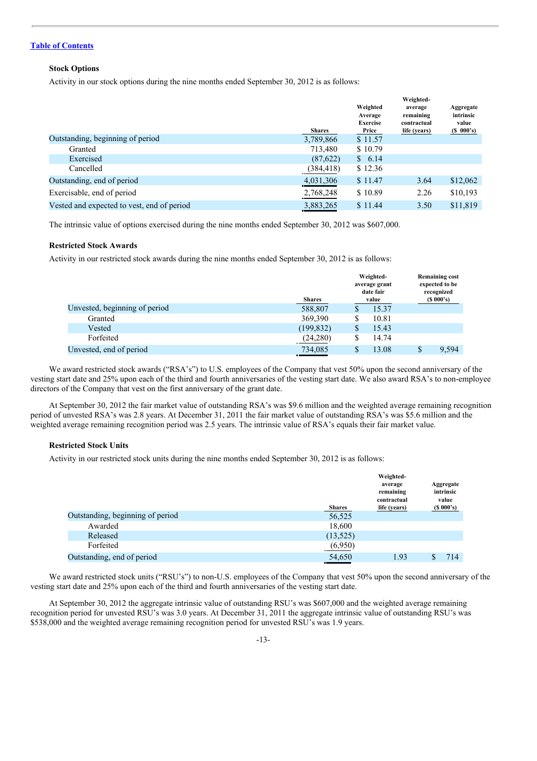[Table of Contents](#)

**Stock Options**

Activity in our stock options during the nine months ended September 30, 2012 is as follows:

| | Shares | Weighted Average Exercise Price | Weighted-average remaining contractual life (years) | Aggregate intrinsic value ($ 000's) |
|---|---|---|---|---|
| Outstanding, beginning of period | 3,789,866 | $ 11.57 | | |
| Granted | 713,480 | $ 10.79 | | |
| Exercised | (87,622) | $ 6.14 | | |
| Cancelled | (384,418) | $ 12.36 | | |
| Outstanding, end of period | 4,031,306 | $ 11.47 | 3.64 | $12,062 |
| Exercisable, end of period | 2,768,248 | $ 10.89 | 2.26 | $10,193 |
| Vested and expected to vest, end of period | 3,883,265 | $ 11.44 | 3.50 | $11,819 |

The intrinsic value of options exercised during the nine months ended September 30, 2012 was $607,000.

**Restricted Stock Awards**

Activity in our restricted stock awards during the nine months ended September 30, 2012 is as follows:

| | Shares | Weighted-average grant date fair value | Remaining cost expected to be recognized ($ 000's) |
|---|---|---|---|
| Unvested, beginning of period | 588,807 | $ 15.37 | |
| Granted | 369,390 | $ 10.81 | |
| Vested | (199,832) | $ 15.43 | |
| Forfeited | (24,280) | $ 14.74 | |
| Unvested, end of period | 734,085 | $ 13.08 | $ 9,594 |

We award restricted stock awards ("RSA's") to U.S. employees of the Company that vest 50% upon the second anniversary of the vesting start date and 25% upon each of the third and fourth anniversaries of the vesting start date. We also award RSA's to non-employee directors of the Company that vest on the first anniversary of the grant date.

At September 30, 2012 the fair market value of outstanding RSA's was $9.6 million and the weighted average remaining recognition period of unvested RSA's was 2.8 years. At December 31, 2011 the fair market value of outstanding RSA's was $5.6 million and the weighted average remaining recognition period was 2.5 years. The intrinsic value of RSA's equals their fair market value.

**Restricted Stock Units**

Activity in our restricted stock units during the nine months ended September 30, 2012 is as follows:

| | Shares | Weighted-average remaining contractual life (years) | Aggregate intrinsic value ($ 000's) |
|---|---|---|---|
| Outstanding, beginning of period | 56,525 | | |
| Awarded | 18,600 | | |
| Released | (13,525) | | |
| Forfeited | (6,950) | | |
| Outstanding, end of period | 54,650 | 1.93 | $ 714 |

We award restricted stock units ("RSU's") to non-U.S. employees of the Company that vest 50% upon the second anniversary of the vesting start date and 25% upon each of the third and fourth anniversaries of the vesting start date.

At September 30, 2012 the aggregate intrinsic value of outstanding RSU's was $607,000 and the weighted average remaining recognition period for unvested RSU's was 3.0 years. At December 31, 2011 the aggregate intrinsic value of outstanding RSU's was $538,000 and the weighted average remaining recognition period for unvested RSU's was 1.9 years.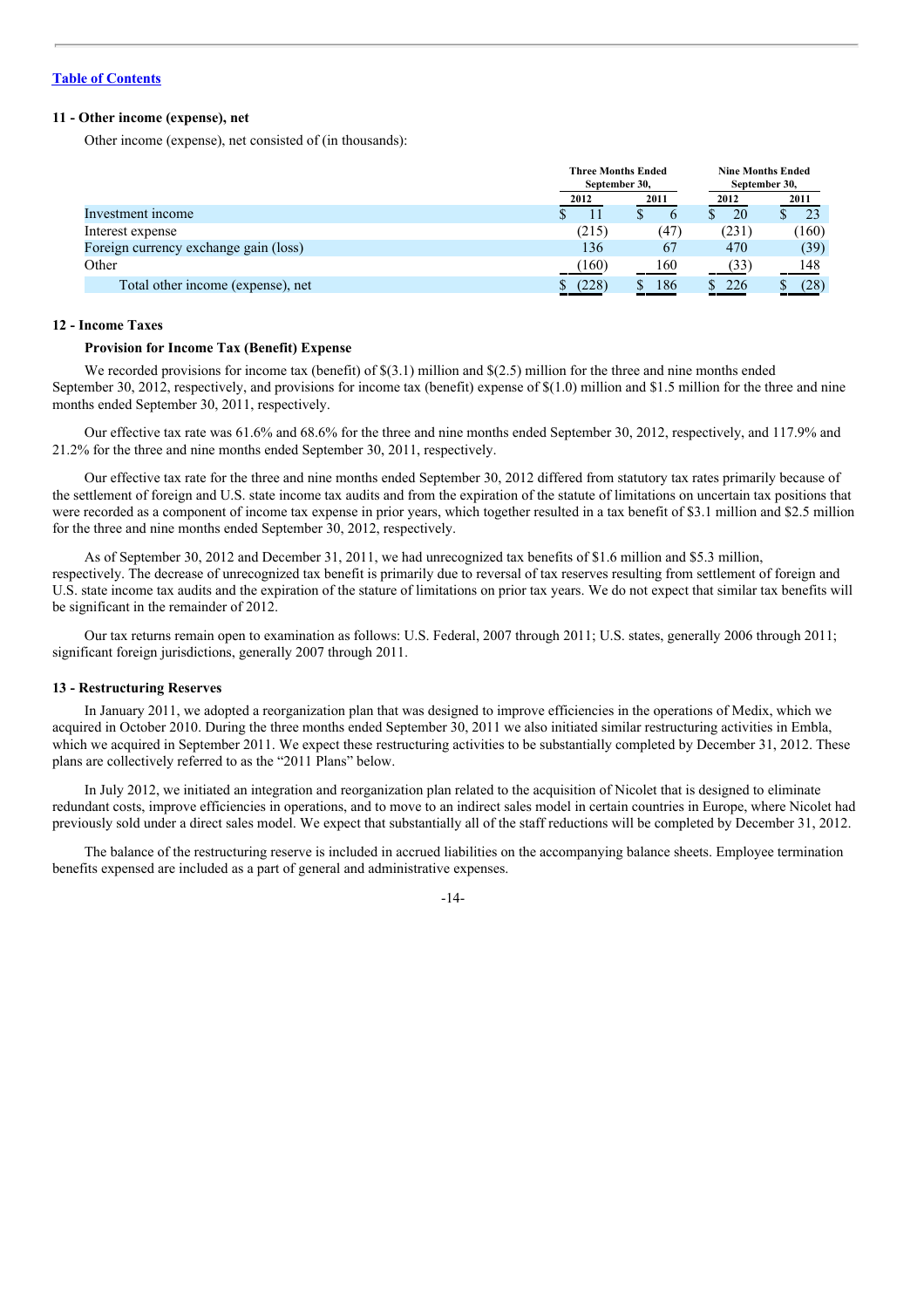[Table of Contents](#)

### 11 - Other income (expense), net

Other income (expense), net consisted of (in thousands):

| | Three Months Ended September 30, | | Nine Months Ended September 30, | |
|---|---|---|---|---|
| | 2012 | 2011 | 2012 | 2011 |
| Investment income | $ 11 | $ 6 | $ 20 | $ 23 |
| Interest expense | (215) | (47) | (231) | (160) |
| Foreign currency exchange gain (loss) | 136 | 67 | 470 | (39) |
| Other | (160) | 160 | (33) | 148 |
| Total other income (expense), net | $ (228) | $ 186 | $ 226 | $ (28) |

### 12 - Income Taxes

**Provision for Income Tax (Benefit) Expense**

We recorded provisions for income tax (benefit) of $(3.1) million and $(2.5) million for the three and nine months ended September 30, 2012, respectively, and provisions for income tax (benefit) expense of $(1.0) million and $1.5 million for the three and nine months ended September 30, 2011, respectively.

Our effective tax rate was 61.6% and 68.6% for the three and nine months ended September 30, 2012, respectively, and 117.9% and 21.2% for the three and nine months ended September 30, 2011, respectively.

Our effective tax rate for the three and nine months ended September 30, 2012 differed from statutory tax rates primarily because of the settlement of foreign and U.S. state income tax audits and from the expiration of the statute of limitations on uncertain tax positions that were recorded as a component of income tax expense in prior years, which together resulted in a tax benefit of $3.1 million and $2.5 million for the three and nine months ended September 30, 2012, respectively.

As of September 30, 2012 and December 31, 2011, we had unrecognized tax benefits of $1.6 million and $5.3 million, respectively. The decrease of unrecognized tax benefit is primarily due to reversal of tax reserves resulting from settlement of foreign and U.S. state income tax audits and the expiration of the stature of limitations on prior tax years. We do not expect that similar tax benefits will be significant in the remainder of 2012.

Our tax returns remain open to examination as follows: U.S. Federal, 2007 through 2011; U.S. states, generally 2006 through 2011; significant foreign jurisdictions, generally 2007 through 2011.

### 13 - Restructuring Reserves

In January 2011, we adopted a reorganization plan that was designed to improve efficiencies in the operations of Medix, which we acquired in October 2010. During the three months ended September 30, 2011 we also initiated similar restructuring activities in Embla, which we acquired in September 2011. We expect these restructuring activities to be substantially completed by December 31, 2012. These plans are collectively referred to as the "2011 Plans" below.

In July 2012, we initiated an integration and reorganization plan related to the acquisition of Nicolet that is designed to eliminate redundant costs, improve efficiencies in operations, and to move to an indirect sales model in certain countries in Europe, where Nicolet had previously sold under a direct sales model. We expect that substantially all of the staff reductions will be completed by December 31, 2012.

The balance of the restructuring reserve is included in accrued liabilities on the accompanying balance sheets. Employee termination benefits expensed are included as a part of general and administrative expenses.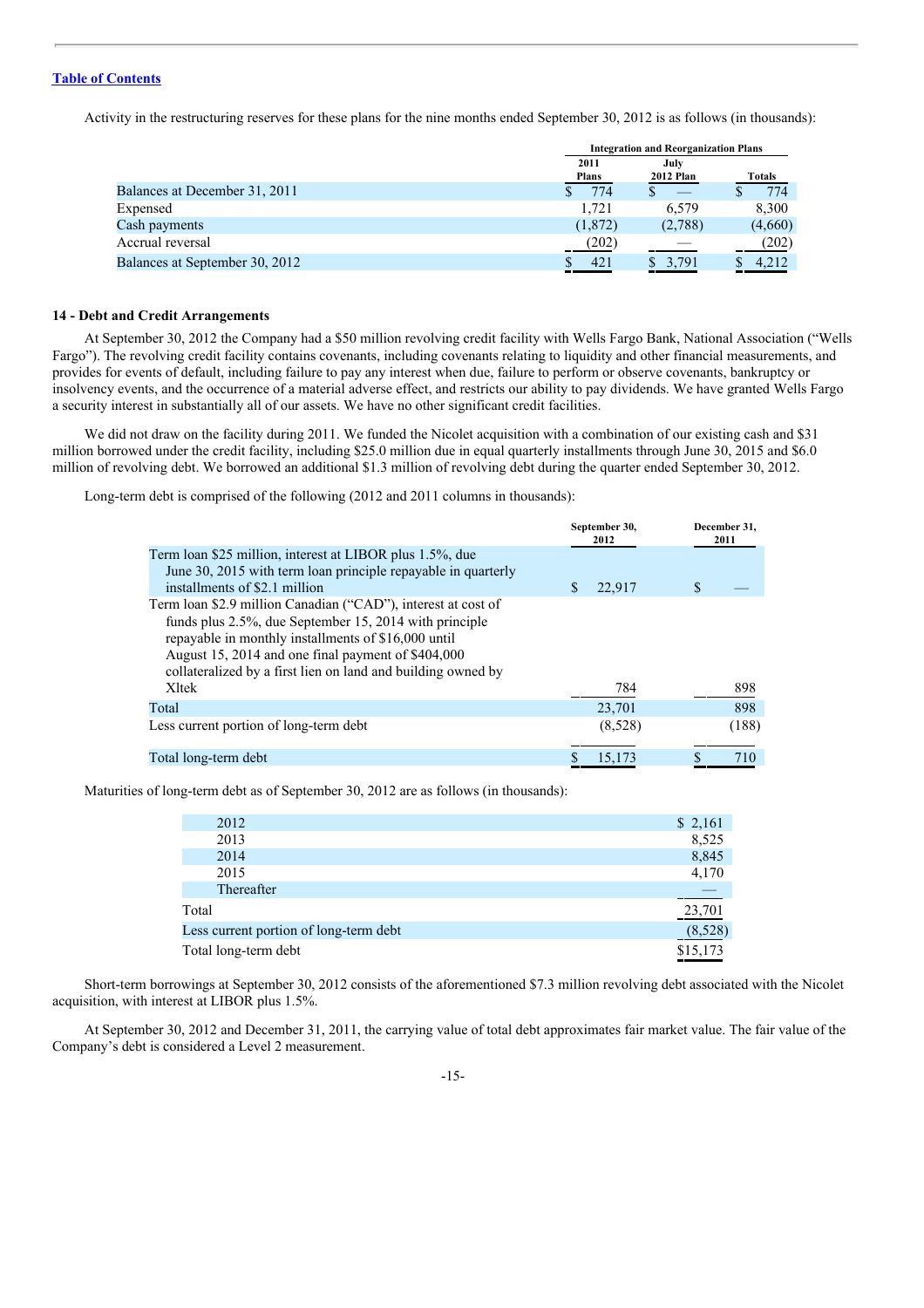Table of Contents

Activity in the restructuring reserves for these plans for the nine months ended September 30, 2012 is as follows (in thousands):

| | Integration and Reorganization Plans | | |
|---|---|---|---|
| | 2011 Plans | July 2012 Plan | Totals |
| Balances at December 31, 2011 | $ 774 | $ — | $ 774 |
| Expensed | 1,721 | 6,579 | 8,300 |
| Cash payments | (1,872) | (2,788) | (4,660) |
| Accrual reversal | (202) | — | (202) |
| Balances at September 30, 2012 | $ 421 | $ 3,791 | $ 4,212 |

## 14 - Debt and Credit Arrangements

At September 30, 2012 the Company had a $50 million revolving credit facility with Wells Fargo Bank, National Association ("Wells Fargo"). The revolving credit facility contains covenants, including covenants relating to liquidity and other financial measurements, and provides for events of default, including failure to pay any interest when due, failure to perform or observe covenants, bankruptcy or insolvency events, and the occurrence of a material adverse effect, and restricts our ability to pay dividends. We have granted Wells Fargo a security interest in substantially all of our assets. We have no other significant credit facilities.

We did not draw on the facility during 2011. We funded the Nicolet acquisition with a combination of our existing cash and $31 million borrowed under the credit facility, including $25.0 million due in equal quarterly installments through June 30, 2015 and $6.0 million of revolving debt. We borrowed an additional $1.3 million of revolving debt during the quarter ended September 30, 2012.

Long-term debt is comprised of the following (2012 and 2011 columns in thousands):

| | September 30, 2012 | December 31, 2011 |
|---|---|---|
| Term loan $25 million, interest at LIBOR plus 1.5%, due June 30, 2015 with term loan principle repayable in quarterly installments of $2.1 million | $ 22,917 | $ — |
| Term loan $2.9 million Canadian ("CAD"), interest at cost of funds plus 2.5%, due September 15, 2014 with principle repayable in monthly installments of $16,000 until August 15, 2014 and one final payment of $404,000 collateralized by a first lien on land and building owned by Xltek | 784 | 898 |
| Total | 23,701 | 898 |
| Less current portion of long-term debt | (8,528) | (188) |
| Total long-term debt | $ 15,173 | $ 710 |

Maturities of long-term debt as of September 30, 2012 are as follows (in thousands):

| | |
|---|---|
| 2012 | $ 2,161 |
| 2013 | 8,525 |
| 2014 | 8,845 |
| 2015 | 4,170 |
| Thereafter | — |
| Total | 23,701 |
| Less current portion of long-term debt | (8,528) |
| Total long-term debt | $15,173 |

Short-term borrowings at September 30, 2012 consists of the aforementioned $7.3 million revolving debt associated with the Nicolet acquisition, with interest at LIBOR plus 1.5%.

At September 30, 2012 and December 31, 2011, the carrying value of total debt approximates fair market value. The fair value of the Company's debt is considered a Level 2 measurement.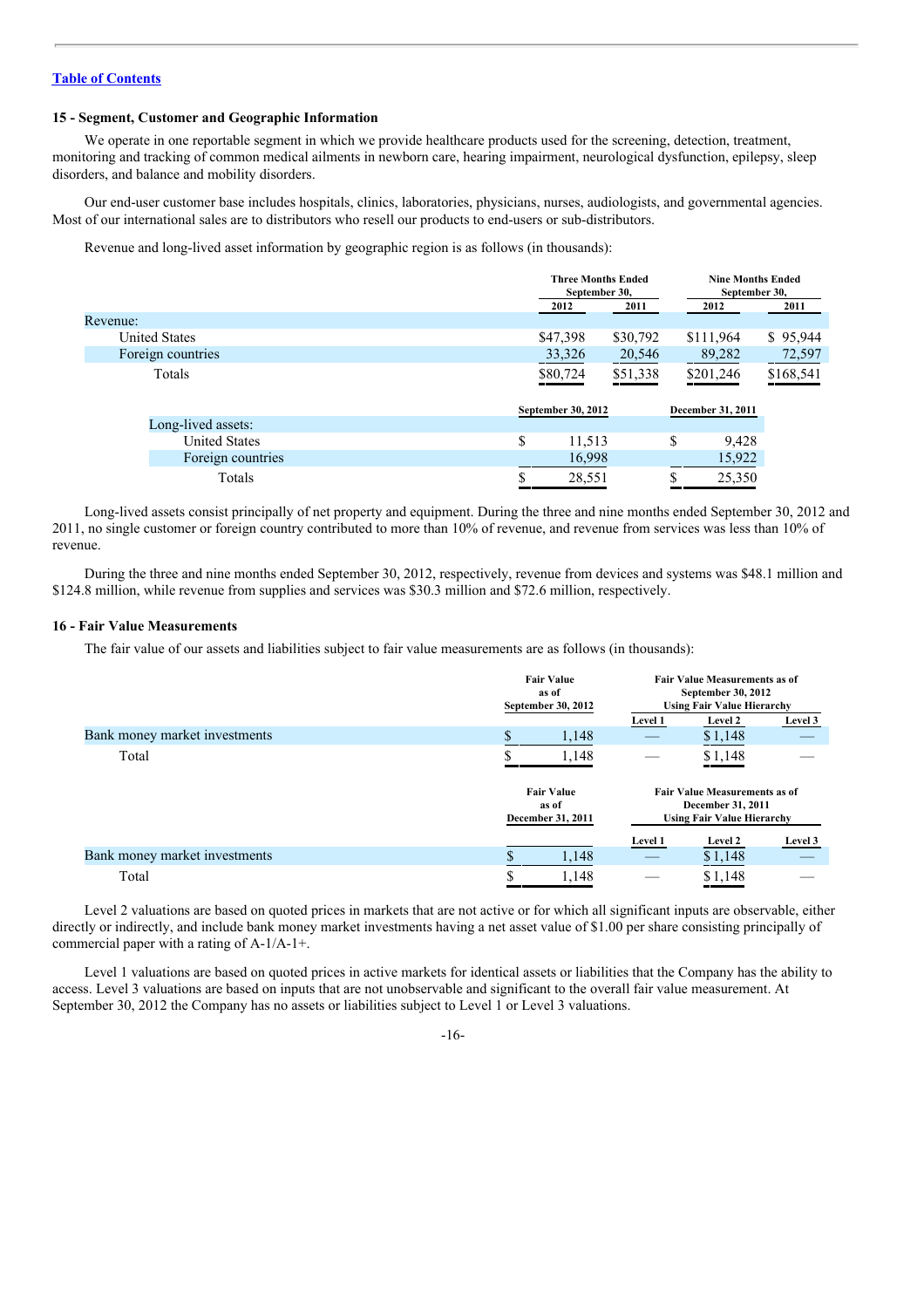[Table of Contents](#)

### 15 - Segment, Customer and Geographic Information

We operate in one reportable segment in which we provide healthcare products used for the screening, detection, treatment, monitoring and tracking of common medical ailments in newborn care, hearing impairment, neurological dysfunction, epilepsy, sleep disorders, and balance and mobility disorders.

Our end-user customer base includes hospitals, clinics, laboratories, physicians, nurses, audiologists, and governmental agencies. Most of our international sales are to distributors who resell our products to end-users or sub-distributors.

Revenue and long-lived asset information by geographic region is as follows (in thousands):

| | Three Months Ended September 30, | | Nine Months Ended September 30, | |
|---|---|---|---|---|
| | 2012 | 2011 | 2012 | 2011 |
| Revenue: | | | | |
| United States | $47,398 | $30,792 | $111,964 | $ 95,944 |
| Foreign countries | 33,326 | 20,546 | 89,282 | 72,597 |
| Totals | $80,724 | $51,338 | $201,246 | $168,541 |

| | September 30, 2012 | December 31, 2011 |
|---|---|---|
| Long-lived assets: | | |
| United States | $ 11,513 | $ 9,428 |
| Foreign countries | 16,998 | 15,922 |
| Totals | $ 28,551 | $ 25,350 |

Long-lived assets consist principally of net property and equipment. During the three and nine months ended September 30, 2012 and 2011, no single customer or foreign country contributed to more than 10% of revenue, and revenue from services was less than 10% of revenue.

During the three and nine months ended September 30, 2012, respectively, revenue from devices and systems was $48.1 million and $124.8 million, while revenue from supplies and services was $30.3 million and $72.6 million, respectively.

### 16 - Fair Value Measurements

The fair value of our assets and liabilities subject to fair value measurements are as follows (in thousands):

| | Fair Value as of September 30, 2012 | Fair Value Measurements as of September 30, 2012 Using Fair Value Hierarchy | | |
|---|---|---|---|---|
| | | Level 1 | Level 2 | Level 3 |
| Bank money market investments | $ 1,148 | — | $ 1,148 | — |
| Total | $ 1,148 | — | $ 1,148 | — |

| | Fair Value as of December 31, 2011 | Fair Value Measurements as of December 31, 2011 Using Fair Value Hierarchy | | |
|---|---|---|---|---|
| | | Level 1 | Level 2 | Level 3 |
| Bank money market investments | $ 1,148 | — | $ 1,148 | — |
| Total | $ 1,148 | — | $ 1,148 | — |

Level 2 valuations are based on quoted prices in markets that are not active or for which all significant inputs are observable, either directly or indirectly, and include bank money market investments having a net asset value of $1.00 per share consisting principally of commercial paper with a rating of A-1/A-1+.

Level 1 valuations are based on quoted prices in active markets for identical assets or liabilities that the Company has the ability to access. Level 3 valuations are based on inputs that are not unobservable and significant to the overall fair value measurement. At September 30, 2012 the Company has no assets or liabilities subject to Level 1 or Level 3 valuations.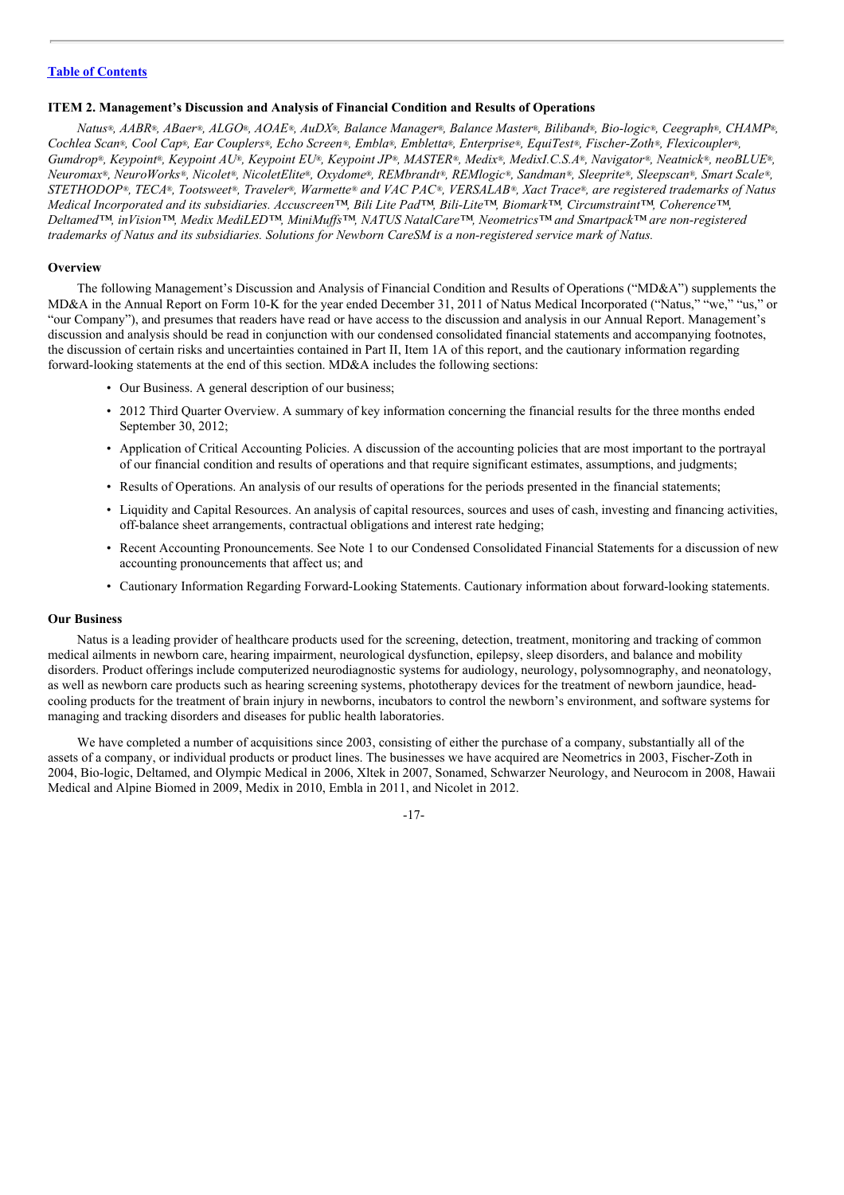[Table of Contents](#)

### ITEM 2. Management's Discussion and Analysis of Financial Condition and Results of Operations

*Natus®, AABR®, ABaer®, ALGO®, AOAE®, AuDX®, Balance Manager®, Balance Master®, Biliband®, Bio-logic®, Ceegraph®, CHAMP®, Cochlea Scan®, Cool Cap®, Ear Couplers®, Echo Screen®, Embla®, Embletta®, Enterprise®, EquiTest®, Fischer-Zoth®, Flexicoupler®, Gumdrop®, Keypoint®, Keypoint AU®, Keypoint EU®, Keypoint JP®, MASTER®, Medix®, MedixI.C.S.A®, Navigator®, Neatnick®, neoBLUE®, Neuromax®, NeuroWorks®, Nicolet®, NicoletElite®, Oxydome®, REMbrandt®, REMlogic®, Sandman®, Sleeprite®, Sleepscan®, Smart Scale®, STETHODOP®, TECA®, Tootsweet®, Traveler®, Warmette® and VAC PAC®, VERSALAB®, Xact Trace®, are registered trademarks of Natus Medical Incorporated and its subsidiaries. Accuscreen™, Bili Lite Pad™, Bili-Lite™, Biomark™, Circumstraint™, Coherence™, Deltamed™, inVision™, Medix MediLED™, MiniMuffs™, NATUS NatalCare™, Neometrics™ and Smartpack™ are non-registered trademarks of Natus and its subsidiaries. Solutions for Newborn CareSM is a non-registered service mark of Natus.*

#### Overview

The following Management's Discussion and Analysis of Financial Condition and Results of Operations ("MD&A") supplements the MD&A in the Annual Report on Form 10-K for the year ended December 31, 2011 of Natus Medical Incorporated ("Natus," "we," "us," or "our Company"), and presumes that readers have read or have access to the discussion and analysis in our Annual Report. Management's discussion and analysis should be read in conjunction with our condensed consolidated financial statements and accompanying footnotes, the discussion of certain risks and uncertainties contained in Part II, Item 1A of this report, and the cautionary information regarding forward-looking statements at the end of this section. MD&A includes the following sections:

- Our Business. A general description of our business;
- 2012 Third Quarter Overview. A summary of key information concerning the financial results for the three months ended September 30, 2012;
- Application of Critical Accounting Policies. A discussion of the accounting policies that are most important to the portrayal of our financial condition and results of operations and that require significant estimates, assumptions, and judgments;
- Results of Operations. An analysis of our results of operations for the periods presented in the financial statements;
- Liquidity and Capital Resources. An analysis of capital resources, sources and uses of cash, investing and financing activities, off-balance sheet arrangements, contractual obligations and interest rate hedging;
- Recent Accounting Pronouncements. See Note 1 to our Condensed Consolidated Financial Statements for a discussion of new accounting pronouncements that affect us; and
- Cautionary Information Regarding Forward-Looking Statements. Cautionary information about forward-looking statements.

#### Our Business

Natus is a leading provider of healthcare products used for the screening, detection, treatment, monitoring and tracking of common medical ailments in newborn care, hearing impairment, neurological dysfunction, epilepsy, sleep disorders, and balance and mobility disorders. Product offerings include computerized neurodiagnostic systems for audiology, neurology, polysomnography, and neonatology, as well as newborn care products such as hearing screening systems, phototherapy devices for the treatment of newborn jaundice, head-cooling products for the treatment of brain injury in newborns, incubators to control the newborn's environment, and software systems for managing and tracking disorders and diseases for public health laboratories.

We have completed a number of acquisitions since 2003, consisting of either the purchase of a company, substantially all of the assets of a company, or individual products or product lines. The businesses we have acquired are Neometrics in 2003, Fischer-Zoth in 2004, Bio-logic, Deltamed, and Olympic Medical in 2006, Xltek in 2007, Sonamed, Schwarzer Neurology, and Neurocom in 2008, Hawaii Medical and Alpine Biomed in 2009, Medix in 2010, Embla in 2011, and Nicolet in 2012.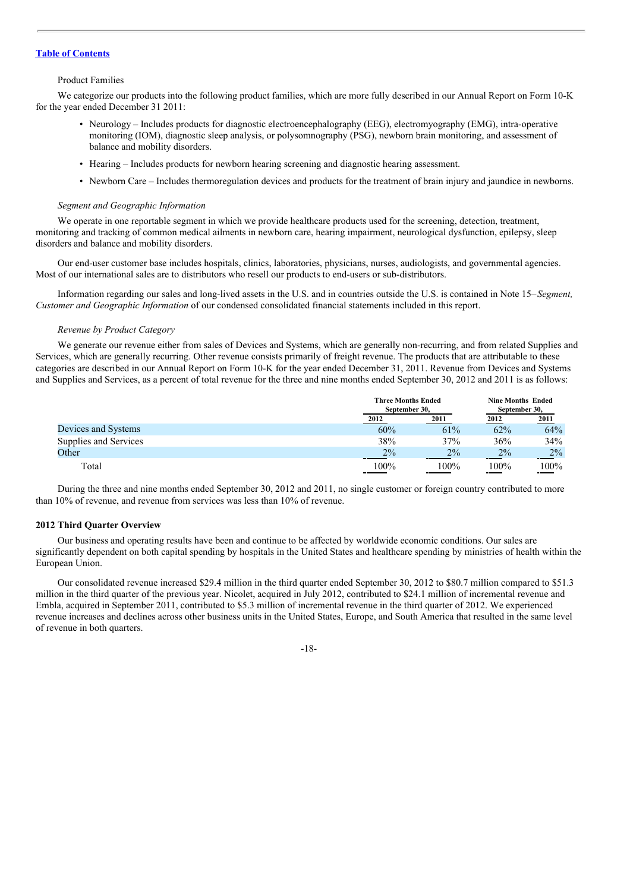[Table of Contents](#)

Product Families

We categorize our products into the following product families, which are more fully described in our Annual Report on Form 10-K for the year ended December 31 2011:

- Neurology – Includes products for diagnostic electroencephalography (EEG), electromyography (EMG), intra-operative monitoring (IOM), diagnostic sleep analysis, or polysomnography (PSG), newborn brain monitoring, and assessment of balance and mobility disorders.
- Hearing – Includes products for newborn hearing screening and diagnostic hearing assessment.
- Newborn Care – Includes thermoregulation devices and products for the treatment of brain injury and jaundice in newborns.

*Segment and Geographic Information*

We operate in one reportable segment in which we provide healthcare products used for the screening, detection, treatment, monitoring and tracking of common medical ailments in newborn care, hearing impairment, neurological dysfunction, epilepsy, sleep disorders and balance and mobility disorders.

Our end-user customer base includes hospitals, clinics, laboratories, physicians, nurses, audiologists, and governmental agencies. Most of our international sales are to distributors who resell our products to end-users or sub-distributors.

Information regarding our sales and long-lived assets in the U.S. and in countries outside the U.S. is contained in Note 15–*Segment, Customer and Geographic Information* of our condensed consolidated financial statements included in this report.

*Revenue by Product Category*

We generate our revenue either from sales of Devices and Systems, which are generally non-recurring, and from related Supplies and Services, which are generally recurring. Other revenue consists primarily of freight revenue. The products that are attributable to these categories are described in our Annual Report on Form 10-K for the year ended December 31, 2011. Revenue from Devices and Systems and Supplies and Services, as a percent of total revenue for the three and nine months ended September 30, 2012 and 2011 is as follows:

| | Three Months Ended September 30, | | Nine Months Ended September 30, | |
|---|---|---|---|---|
| | 2012 | 2011 | 2012 | 2011 |
| Devices and Systems | 60% | 61% | 62% | 64% |
| Supplies and Services | 38% | 37% | 36% | 34% |
| Other | 2% | 2% | 2% | 2% |
| Total | 100% | 100% | 100% | 100% |

During the three and nine months ended September 30, 2012 and 2011, no single customer or foreign country contributed to more than 10% of revenue, and revenue from services was less than 10% of revenue.

**2012 Third Quarter Overview**

Our business and operating results have been and continue to be affected by worldwide economic conditions. Our sales are significantly dependent on both capital spending by hospitals in the United States and healthcare spending by ministries of health within the European Union.

Our consolidated revenue increased $29.4 million in the third quarter ended September 30, 2012 to $80.7 million compared to $51.3 million in the third quarter of the previous year. Nicolet, acquired in July 2012, contributed to $24.1 million of incremental revenue and Embla, acquired in September 2011, contributed to $5.3 million of incremental revenue in the third quarter of 2012. We experienced revenue increases and declines across other business units in the United States, Europe, and South America that resulted in the same level of revenue in both quarters.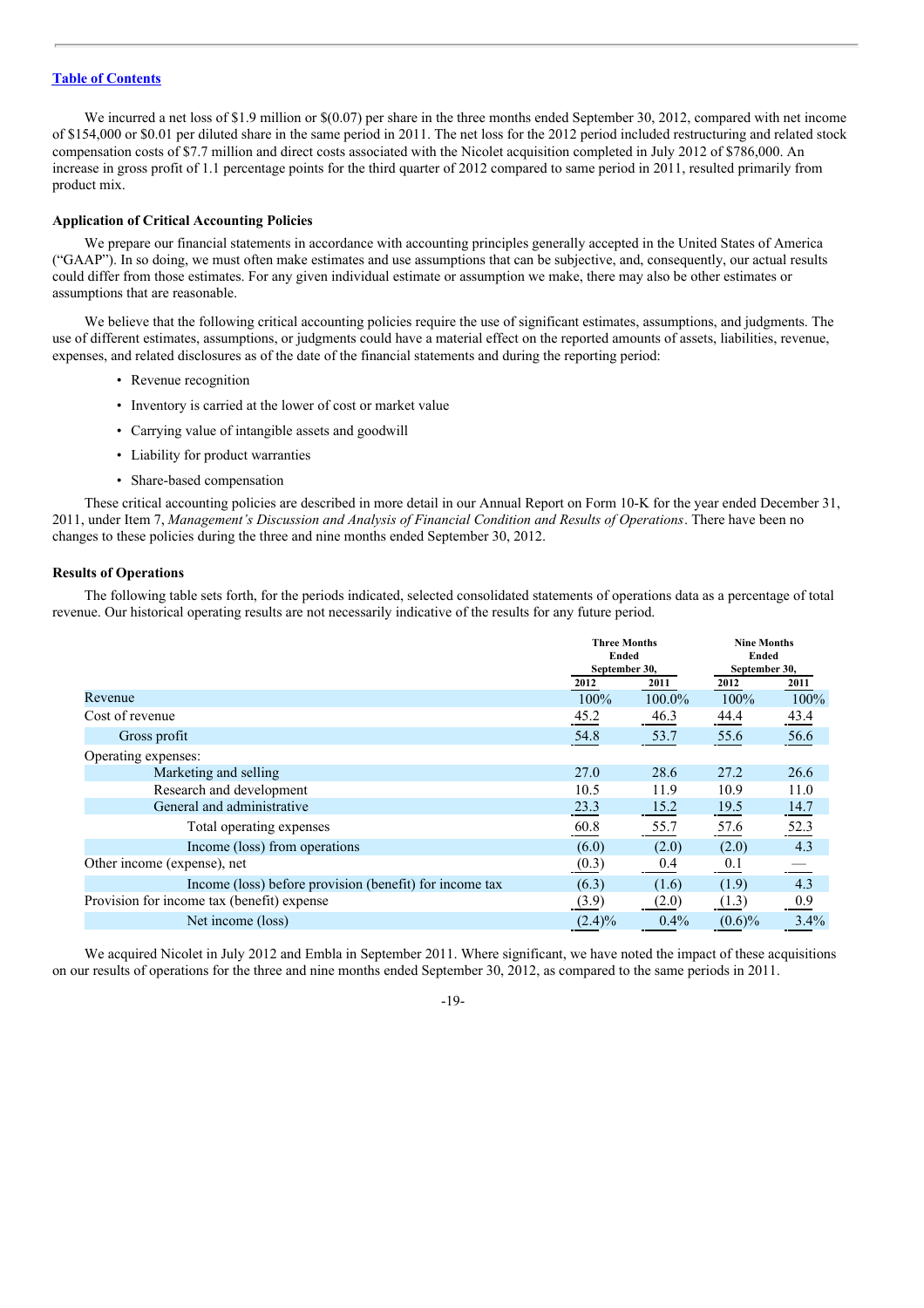[Table of Contents](#)

We incurred a net loss of $1.9 million or $(0.07) per share in the three months ended September 30, 2012, compared with net income of $154,000 or $0.01 per diluted share in the same period in 2011. The net loss for the 2012 period included restructuring and related stock compensation costs of $7.7 million and direct costs associated with the Nicolet acquisition completed in July 2012 of $786,000. An increase in gross profit of 1.1 percentage points for the third quarter of 2012 compared to same period in 2011, resulted primarily from product mix.

### Application of Critical Accounting Policies

We prepare our financial statements in accordance with accounting principles generally accepted in the United States of America ("GAAP"). In so doing, we must often make estimates and use assumptions that can be subjective, and, consequently, our actual results could differ from those estimates. For any given individual estimate or assumption we make, there may also be other estimates or assumptions that are reasonable.

We believe that the following critical accounting policies require the use of significant estimates, assumptions, and judgments. The use of different estimates, assumptions, or judgments could have a material effect on the reported amounts of assets, liabilities, revenue, expenses, and related disclosures as of the date of the financial statements and during the reporting period:

- Revenue recognition
- Inventory is carried at the lower of cost or market value
- Carrying value of intangible assets and goodwill
- Liability for product warranties
- Share-based compensation

These critical accounting policies are described in more detail in our Annual Report on Form 10-K for the year ended December 31, 2011, under Item 7, *Management's Discussion and Analysis of Financial Condition and Results of Operations*. There have been no changes to these policies during the three and nine months ended September 30, 2012.

### Results of Operations

The following table sets forth, for the periods indicated, selected consolidated statements of operations data as a percentage of total revenue. Our historical operating results are not necessarily indicative of the results for any future period.

| | Three Months Ended September 30, | | Nine Months Ended September 30, | |
|---|---|---|---|---|
| | 2012 | 2011 | 2012 | 2011 |
| Revenue | 100% | 100.0% | 100% | 100% |
| Cost of revenue | 45.2 | 46.3 | 44.4 | 43.4 |
| Gross profit | 54.8 | 53.7 | 55.6 | 56.6 |
| Operating expenses: | | | | |
| Marketing and selling | 27.0 | 28.6 | 27.2 | 26.6 |
| Research and development | 10.5 | 11.9 | 10.9 | 11.0 |
| General and administrative | 23.3 | 15.2 | 19.5 | 14.7 |
| Total operating expenses | 60.8 | 55.7 | 57.6 | 52.3 |
| Income (loss) from operations | (6.0) | (2.0) | (2.0) | 4.3 |
| Other income (expense), net | (0.3) | 0.4 | 0.1 | — |
| Income (loss) before provision (benefit) for income tax | (6.3) | (1.6) | (1.9) | 4.3 |
| Provision for income tax (benefit) expense | (3.9) | (2.0) | (1.3) | 0.9 |
| Net income (loss) | (2.4)% | 0.4% | (0.6)% | 3.4% |

We acquired Nicolet in July 2012 and Embla in September 2011. Where significant, we have noted the impact of these acquisitions on our results of operations for the three and nine months ended September 30, 2012, as compared to the same periods in 2011.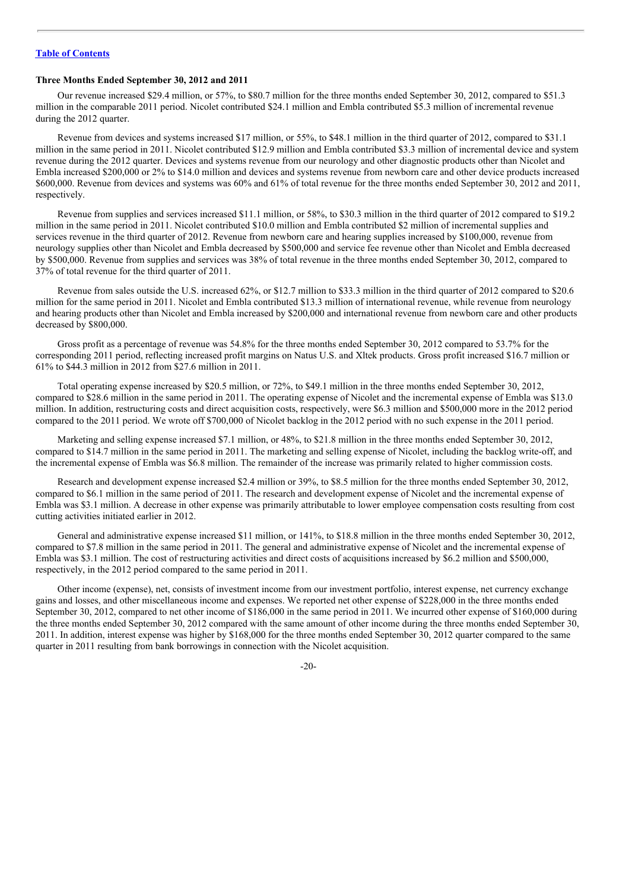### Three Months Ended September 30, 2012 and 2011

Our revenue increased $29.4 million, or 57%, to $80.7 million for the three months ended September 30, 2012, compared to $51.3 million in the comparable 2011 period. Nicolet contributed $24.1 million and Embla contributed $5.3 million of incremental revenue during the 2012 quarter.

Revenue from devices and systems increased $17 million, or 55%, to $48.1 million in the third quarter of 2012, compared to $31.1 million in the same period in 2011. Nicolet contributed $12.9 million and Embla contributed $3.3 million of incremental device and system revenue during the 2012 quarter. Devices and systems revenue from our neurology and other diagnostic products other than Nicolet and Embla increased $200,000 or 2% to $14.0 million and devices and systems revenue from newborn care and other device products increased $600,000. Revenue from devices and systems was 60% and 61% of total revenue for the three months ended September 30, 2012 and 2011, respectively.

Revenue from supplies and services increased $11.1 million, or 58%, to $30.3 million in the third quarter of 2012 compared to $19.2 million in the same period in 2011. Nicolet contributed $10.0 million and Embla contributed $2 million of incremental supplies and services revenue in the third quarter of 2012. Revenue from newborn care and hearing supplies increased by $100,000, revenue from neurology supplies other than Nicolet and Embla decreased by $500,000 and service fee revenue other than Nicolet and Embla decreased by $500,000. Revenue from supplies and services was 38% of total revenue in the three months ended September 30, 2012, compared to 37% of total revenue for the third quarter of 2011.

Revenue from sales outside the U.S. increased 62%, or $12.7 million to $33.3 million in the third quarter of 2012 compared to $20.6 million for the same period in 2011. Nicolet and Embla contributed $13.3 million of international revenue, while revenue from neurology and hearing products other than Nicolet and Embla increased by $200,000 and international revenue from newborn care and other products decreased by $800,000.

Gross profit as a percentage of revenue was 54.8% for the three months ended September 30, 2012 compared to 53.7% for the corresponding 2011 period, reflecting increased profit margins on Natus U.S. and Xltek products. Gross profit increased $16.7 million or 61% to $44.3 million in 2012 from $27.6 million in 2011.

Total operating expense increased by $20.5 million, or 72%, to $49.1 million in the three months ended September 30, 2012, compared to $28.6 million in the same period in 2011. The operating expense of Nicolet and the incremental expense of Embla was $13.0 million. In addition, restructuring costs and direct acquisition costs, respectively, were $6.3 million and $500,000 more in the 2012 period compared to the 2011 period. We wrote off $700,000 of Nicolet backlog in the 2012 period with no such expense in the 2011 period.

Marketing and selling expense increased $7.1 million, or 48%, to $21.8 million in the three months ended September 30, 2012, compared to $14.7 million in the same period in 2011. The marketing and selling expense of Nicolet, including the backlog write-off, and the incremental expense of Embla was $6.8 million. The remainder of the increase was primarily related to higher commission costs.

Research and development expense increased $2.4 million or 39%, to $8.5 million for the three months ended September 30, 2012, compared to $6.1 million in the same period of 2011. The research and development expense of Nicolet and the incremental expense of Embla was $3.1 million. A decrease in other expense was primarily attributable to lower employee compensation costs resulting from cost cutting activities initiated earlier in 2012.

General and administrative expense increased $11 million, or 141%, to $18.8 million in the three months ended September 30, 2012, compared to $7.8 million in the same period in 2011. The general and administrative expense of Nicolet and the incremental expense of Embla was $3.1 million. The cost of restructuring activities and direct costs of acquisitions increased by $6.2 million and $500,000, respectively, in the 2012 period compared to the same period in 2011.

Other income (expense), net, consists of investment income from our investment portfolio, interest expense, net currency exchange gains and losses, and other miscellaneous income and expenses. We reported net other expense of $228,000 in the three months ended September 30, 2012, compared to net other income of $186,000 in the same period in 2011. We incurred other expense of $160,000 during the three months ended September 30, 2012 compared with the same amount of other income during the three months ended September 30, 2011. In addition, interest expense was higher by $168,000 for the three months ended September 30, 2012 quarter compared to the same quarter in 2011 resulting from bank borrowings in connection with the Nicolet acquisition.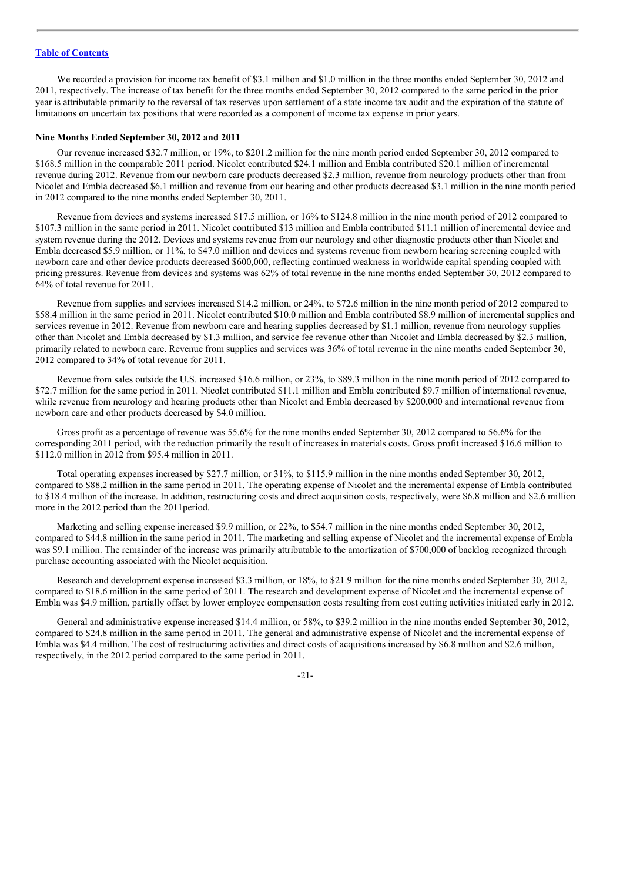[Table of Contents](#)

We recorded a provision for income tax benefit of $3.1 million and $1.0 million in the three months ended September 30, 2012 and 2011, respectively. The increase of tax benefit for the three months ended September 30, 2012 compared to the same period in the prior year is attributable primarily to the reversal of tax reserves upon settlement of a state income tax audit and the expiration of the statute of limitations on uncertain tax positions that were recorded as a component of income tax expense in prior years.

**Nine Months Ended September 30, 2012 and 2011**

Our revenue increased $32.7 million, or 19%, to $201.2 million for the nine month period ended September 30, 2012 compared to $168.5 million in the comparable 2011 period. Nicolet contributed $24.1 million and Embla contributed $20.1 million of incremental revenue during 2012. Revenue from our newborn care products decreased $2.3 million, revenue from neurology products other than from Nicolet and Embla decreased $6.1 million and revenue from our hearing and other products decreased $3.1 million in the nine month period in 2012 compared to the nine months ended September 30, 2011.

Revenue from devices and systems increased $17.5 million, or 16% to $124.8 million in the nine month period of 2012 compared to $107.3 million in the same period in 2011. Nicolet contributed $13 million and Embla contributed $11.1 million of incremental device and system revenue during the 2012. Devices and systems revenue from our neurology and other diagnostic products other than Nicolet and Embla decreased $5.9 million, or 11%, to $47.0 million and devices and systems revenue from newborn hearing screening coupled with newborn care and other device products decreased $600,000, reflecting continued weakness in worldwide capital spending coupled with pricing pressures. Revenue from devices and systems was 62% of total revenue in the nine months ended September 30, 2012 compared to 64% of total revenue for 2011.

Revenue from supplies and services increased $14.2 million, or 24%, to $72.6 million in the nine month period of 2012 compared to $58.4 million in the same period in 2011. Nicolet contributed $10.0 million and Embla contributed $8.9 million of incremental supplies and services revenue in 2012. Revenue from newborn care and hearing supplies decreased by $1.1 million, revenue from neurology supplies other than Nicolet and Embla decreased by $1.3 million, and service fee revenue other than Nicolet and Embla decreased by $2.3 million, primarily related to newborn care. Revenue from supplies and services was 36% of total revenue in the nine months ended September 30, 2012 compared to 34% of total revenue for 2011.

Revenue from sales outside the U.S. increased $16.6 million, or 23%, to $89.3 million in the nine month period of 2012 compared to $72.7 million for the same period in 2011. Nicolet contributed $11.1 million and Embla contributed $9.7 million of international revenue, while revenue from neurology and hearing products other than Nicolet and Embla decreased by $200,000 and international revenue from newborn care and other products decreased by $4.0 million.

Gross profit as a percentage of revenue was 55.6% for the nine months ended September 30, 2012 compared to 56.6% for the corresponding 2011 period, with the reduction primarily the result of increases in materials costs. Gross profit increased $16.6 million to $112.0 million in 2012 from $95.4 million in 2011.

Total operating expenses increased by $27.7 million, or 31%, to $115.9 million in the nine months ended September 30, 2012, compared to $88.2 million in the same period in 2011. The operating expense of Nicolet and the incremental expense of Embla contributed to $18.4 million of the increase. In addition, restructuring costs and direct acquisition costs, respectively, were $6.8 million and $2.6 million more in the 2012 period than the 2011period.

Marketing and selling expense increased $9.9 million, or 22%, to $54.7 million in the nine months ended September 30, 2012, compared to $44.8 million in the same period in 2011. The marketing and selling expense of Nicolet and the incremental expense of Embla was $9.1 million. The remainder of the increase was primarily attributable to the amortization of $700,000 of backlog recognized through purchase accounting associated with the Nicolet acquisition.

Research and development expense increased $3.3 million, or 18%, to $21.9 million for the nine months ended September 30, 2012, compared to $18.6 million in the same period of 2011. The research and development expense of Nicolet and the incremental expense of Embla was $4.9 million, partially offset by lower employee compensation costs resulting from cost cutting activities initiated early in 2012.

General and administrative expense increased $14.4 million, or 58%, to $39.2 million in the nine months ended September 30, 2012, compared to $24.8 million in the same period in 2011. The general and administrative expense of Nicolet and the incremental expense of Embla was $4.4 million. The cost of restructuring activities and direct costs of acquisitions increased by $6.8 million and $2.6 million, respectively, in the 2012 period compared to the same period in 2011.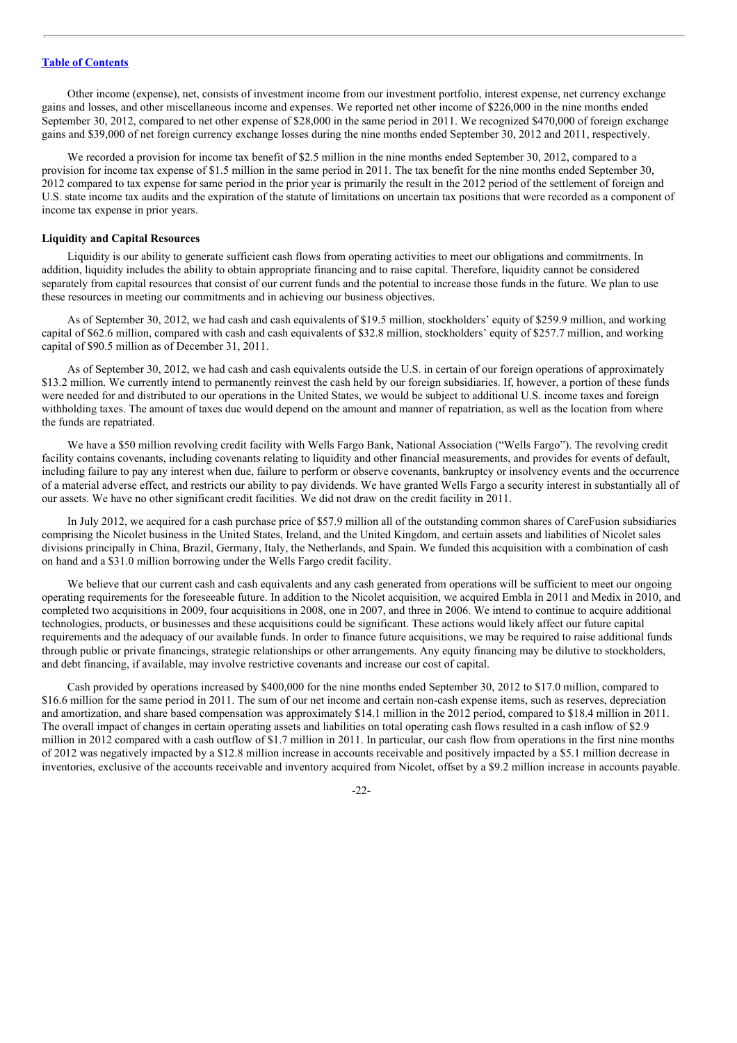[Table of Contents](#)

Other income (expense), net, consists of investment income from our investment portfolio, interest expense, net currency exchange gains and losses, and other miscellaneous income and expenses. We reported net other income of $226,000 in the nine months ended September 30, 2012, compared to net other expense of $28,000 in the same period in 2011. We recognized $470,000 of foreign exchange gains and $39,000 of net foreign currency exchange losses during the nine months ended September 30, 2012 and 2011, respectively.

We recorded a provision for income tax benefit of $2.5 million in the nine months ended September 30, 2012, compared to a provision for income tax expense of $1.5 million in the same period in 2011. The tax benefit for the nine months ended September 30, 2012 compared to tax expense for same period in the prior year is primarily the result in the 2012 period of the settlement of foreign and U.S. state income tax audits and the expiration of the statute of limitations on uncertain tax positions that were recorded as a component of income tax expense in prior years.

**Liquidity and Capital Resources**

Liquidity is our ability to generate sufficient cash flows from operating activities to meet our obligations and commitments. In addition, liquidity includes the ability to obtain appropriate financing and to raise capital. Therefore, liquidity cannot be considered separately from capital resources that consist of our current funds and the potential to increase those funds in the future. We plan to use these resources in meeting our commitments and in achieving our business objectives.

As of September 30, 2012, we had cash and cash equivalents of $19.5 million, stockholders' equity of $259.9 million, and working capital of $62.6 million, compared with cash and cash equivalents of $32.8 million, stockholders' equity of $257.7 million, and working capital of $90.5 million as of December 31, 2011.

As of September 30, 2012, we had cash and cash equivalents outside the U.S. in certain of our foreign operations of approximately $13.2 million. We currently intend to permanently reinvest the cash held by our foreign subsidiaries. If, however, a portion of these funds were needed for and distributed to our operations in the United States, we would be subject to additional U.S. income taxes and foreign withholding taxes. The amount of taxes due would depend on the amount and manner of repatriation, as well as the location from where the funds are repatriated.

We have a $50 million revolving credit facility with Wells Fargo Bank, National Association ("Wells Fargo"). The revolving credit facility contains covenants, including covenants relating to liquidity and other financial measurements, and provides for events of default, including failure to pay any interest when due, failure to perform or observe covenants, bankruptcy or insolvency events and the occurrence of a material adverse effect, and restricts our ability to pay dividends. We have granted Wells Fargo a security interest in substantially all of our assets. We have no other significant credit facilities. We did not draw on the credit facility in 2011.

In July 2012, we acquired for a cash purchase price of $57.9 million all of the outstanding common shares of CareFusion subsidiaries comprising the Nicolet business in the United States, Ireland, and the United Kingdom, and certain assets and liabilities of Nicolet sales divisions principally in China, Brazil, Germany, Italy, the Netherlands, and Spain. We funded this acquisition with a combination of cash on hand and a $31.0 million borrowing under the Wells Fargo credit facility.

We believe that our current cash and cash equivalents and any cash generated from operations will be sufficient to meet our ongoing operating requirements for the foreseeable future. In addition to the Nicolet acquisition, we acquired Embla in 2011 and Medix in 2010, and completed two acquisitions in 2009, four acquisitions in 2008, one in 2007, and three in 2006. We intend to continue to acquire additional technologies, products, or businesses and these acquisitions could be significant. These actions would likely affect our future capital requirements and the adequacy of our available funds. In order to finance future acquisitions, we may be required to raise additional funds through public or private financings, strategic relationships or other arrangements. Any equity financing may be dilutive to stockholders, and debt financing, if available, may involve restrictive covenants and increase our cost of capital.

Cash provided by operations increased by $400,000 for the nine months ended September 30, 2012 to $17.0 million, compared to $16.6 million for the same period in 2011. The sum of our net income and certain non-cash expense items, such as reserves, depreciation and amortization, and share based compensation was approximately $14.1 million in the 2012 period, compared to $18.4 million in 2011. The overall impact of changes in certain operating assets and liabilities on total operating cash flows resulted in a cash inflow of $2.9 million in 2012 compared with a cash outflow of $1.7 million in 2011. In particular, our cash flow from operations in the first nine months of 2012 was negatively impacted by a $12.8 million increase in accounts receivable and positively impacted by a $5.1 million decrease in inventories, exclusive of the accounts receivable and inventory acquired from Nicolet, offset by a $9.2 million increase in accounts payable.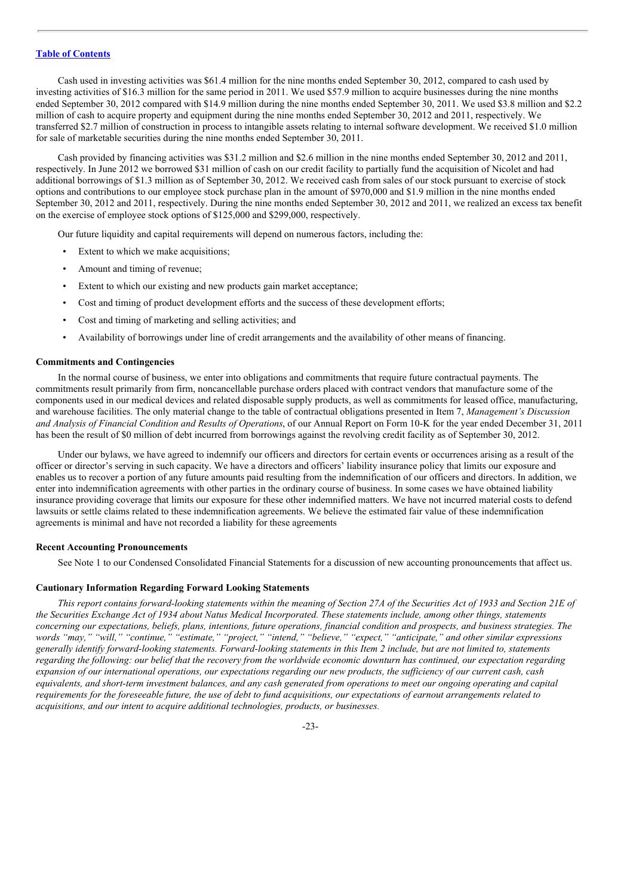[Table of Contents](#)

Cash used in investing activities was $61.4 million for the nine months ended September 30, 2012, compared to cash used by investing activities of $16.3 million for the same period in 2011. We used $57.9 million to acquire businesses during the nine months ended September 30, 2012 compared with $14.9 million during the nine months ended September 30, 2011. We used $3.8 million and $2.2 million of cash to acquire property and equipment during the nine months ended September 30, 2012 and 2011, respectively. We transferred $2.7 million of construction in process to intangible assets relating to internal software development. We received $1.0 million for sale of marketable securities during the nine months ended September 30, 2011.

Cash provided by financing activities was $31.2 million and $2.6 million in the nine months ended September 30, 2012 and 2011, respectively. In June 2012 we borrowed $31 million of cash on our credit facility to partially fund the acquisition of Nicolet and had additional borrowings of $1.3 million as of September 30, 2012. We received cash from sales of our stock pursuant to exercise of stock options and contributions to our employee stock purchase plan in the amount of $970,000 and $1.9 million in the nine months ended September 30, 2012 and 2011, respectively. During the nine months ended September 30, 2012 and 2011, we realized an excess tax benefit on the exercise of employee stock options of $125,000 and $299,000, respectively.

Our future liquidity and capital requirements will depend on numerous factors, including the:

- Extent to which we make acquisitions;
- Amount and timing of revenue;
- Extent to which our existing and new products gain market acceptance;
- Cost and timing of product development efforts and the success of these development efforts;
- Cost and timing of marketing and selling activities; and
- Availability of borrowings under line of credit arrangements and the availability of other means of financing.

### Commitments and Contingencies

In the normal course of business, we enter into obligations and commitments that require future contractual payments. The commitments result primarily from firm, noncancellable purchase orders placed with contract vendors that manufacture some of the components used in our medical devices and related disposable supply products, as well as commitments for leased office, manufacturing, and warehouse facilities. The only material change to the table of contractual obligations presented in Item 7, *Management's Discussion and Analysis of Financial Condition and Results of Operations*, of our Annual Report on Form 10-K for the year ended December 31, 2011 has been the result of $0 million of debt incurred from borrowings against the revolving credit facility as of September 30, 2012.

Under our bylaws, we have agreed to indemnify our officers and directors for certain events or occurrences arising as a result of the officer or director's serving in such capacity. We have a directors and officers' liability insurance policy that limits our exposure and enables us to recover a portion of any future amounts paid resulting from the indemnification of our officers and directors. In addition, we enter into indemnification agreements with other parties in the ordinary course of business. In some cases we have obtained liability insurance providing coverage that limits our exposure for these other indemnified matters. We have not incurred material costs to defend lawsuits or settle claims related to these indemnification agreements. We believe the estimated fair value of these indemnification agreements is minimal and have not recorded a liability for these agreements

### Recent Accounting Pronouncements

See Note 1 to our Condensed Consolidated Financial Statements for a discussion of new accounting pronouncements that affect us.

### Cautionary Information Regarding Forward Looking Statements

*This report contains forward-looking statements within the meaning of Section 27A of the Securities Act of 1933 and Section 21E of the Securities Exchange Act of 1934 about Natus Medical Incorporated. These statements include, among other things, statements concerning our expectations, beliefs, plans, intentions, future operations, financial condition and prospects, and business strategies. The words "may," "will," "continue," "estimate," "project," "intend," "believe," "expect," "anticipate," and other similar expressions generally identify forward-looking statements. Forward-looking statements in this Item 2 include, but are not limited to, statements regarding the following: our belief that the recovery from the worldwide economic downturn has continued, our expectation regarding expansion of our international operations, our expectations regarding our new products, the sufficiency of our current cash, cash equivalents, and short-term investment balances, and any cash generated from operations to meet our ongoing operating and capital requirements for the foreseeable future, the use of debt to fund acquisitions, our expectations of earnout arrangements related to acquisitions, and our intent to acquire additional technologies, products, or businesses.*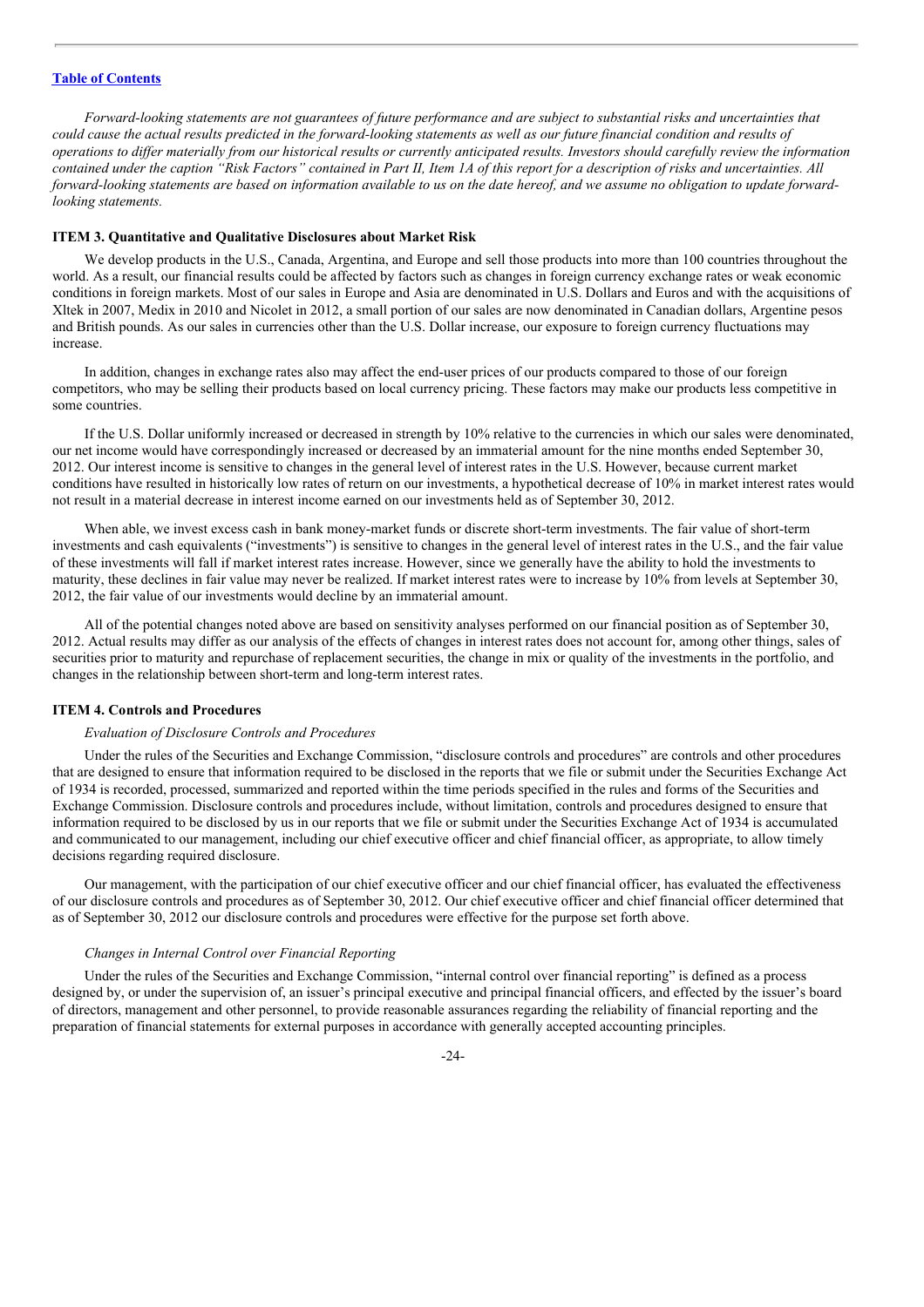[Table of Contents](#)

*Forward-looking statements are not guarantees of future performance and are subject to substantial risks and uncertainties that could cause the actual results predicted in the forward-looking statements as well as our future financial condition and results of operations to differ materially from our historical results or currently anticipated results. Investors should carefully review the information contained under the caption "Risk Factors" contained in Part II, Item 1A of this report for a description of risks and uncertainties. All forward-looking statements are based on information available to us on the date hereof, and we assume no obligation to update forward-looking statements.*

### ITEM 3. Quantitative and Qualitative Disclosures about Market Risk

We develop products in the U.S., Canada, Argentina, and Europe and sell those products into more than 100 countries throughout the world. As a result, our financial results could be affected by factors such as changes in foreign currency exchange rates or weak economic conditions in foreign markets. Most of our sales in Europe and Asia are denominated in U.S. Dollars and Euros and with the acquisitions of Xltek in 2007, Medix in 2010 and Nicolet in 2012, a small portion of our sales are now denominated in Canadian dollars, Argentine pesos and British pounds. As our sales in currencies other than the U.S. Dollar increase, our exposure to foreign currency fluctuations may increase.

In addition, changes in exchange rates also may affect the end-user prices of our products compared to those of our foreign competitors, who may be selling their products based on local currency pricing. These factors may make our products less competitive in some countries.

If the U.S. Dollar uniformly increased or decreased in strength by 10% relative to the currencies in which our sales were denominated, our net income would have correspondingly increased or decreased by an immaterial amount for the nine months ended September 30, 2012. Our interest income is sensitive to changes in the general level of interest rates in the U.S. However, because current market conditions have resulted in historically low rates of return on our investments, a hypothetical decrease of 10% in market interest rates would not result in a material decrease in interest income earned on our investments held as of September 30, 2012.

When able, we invest excess cash in bank money-market funds or discrete short-term investments. The fair value of short-term investments and cash equivalents ("investments") is sensitive to changes in the general level of interest rates in the U.S., and the fair value of these investments will fall if market interest rates increase. However, since we generally have the ability to hold the investments to maturity, these declines in fair value may never be realized. If market interest rates were to increase by 10% from levels at September 30, 2012, the fair value of our investments would decline by an immaterial amount.

All of the potential changes noted above are based on sensitivity analyses performed on our financial position as of September 30, 2012. Actual results may differ as our analysis of the effects of changes in interest rates does not account for, among other things, sales of securities prior to maturity and repurchase of replacement securities, the change in mix or quality of the investments in the portfolio, and changes in the relationship between short-term and long-term interest rates.

### ITEM 4. Controls and Procedures

*Evaluation of Disclosure Controls and Procedures*

Under the rules of the Securities and Exchange Commission, "disclosure controls and procedures" are controls and other procedures that are designed to ensure that information required to be disclosed in the reports that we file or submit under the Securities Exchange Act of 1934 is recorded, processed, summarized and reported within the time periods specified in the rules and forms of the Securities and Exchange Commission. Disclosure controls and procedures include, without limitation, controls and procedures designed to ensure that information required to be disclosed by us in our reports that we file or submit under the Securities Exchange Act of 1934 is accumulated and communicated to our management, including our chief executive officer and chief financial officer, as appropriate, to allow timely decisions regarding required disclosure.

Our management, with the participation of our chief executive officer and our chief financial officer, has evaluated the effectiveness of our disclosure controls and procedures as of September 30, 2012. Our chief executive officer and chief financial officer determined that as of September 30, 2012 our disclosure controls and procedures were effective for the purpose set forth above.

*Changes in Internal Control over Financial Reporting*

Under the rules of the Securities and Exchange Commission, "internal control over financial reporting" is defined as a process designed by, or under the supervision of, an issuer's principal executive and principal financial officers, and effected by the issuer's board of directors, management and other personnel, to provide reasonable assurances regarding the reliability of financial reporting and the preparation of financial statements for external purposes in accordance with generally accepted accounting principles.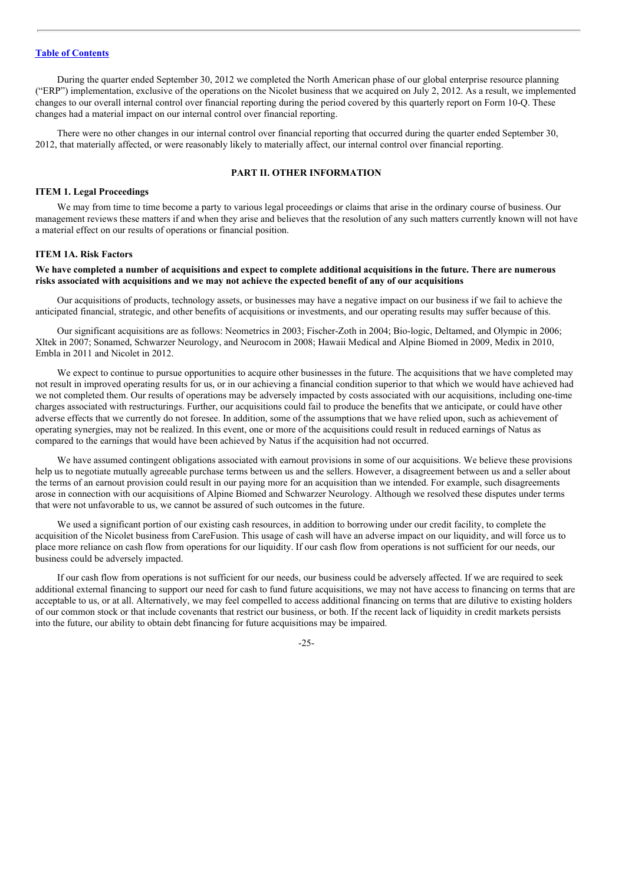During the quarter ended September 30, 2012 we completed the North American phase of our global enterprise resource planning ("ERP") implementation, exclusive of the operations on the Nicolet business that we acquired on July 2, 2012. As a result, we implemented changes to our overall internal control over financial reporting during the period covered by this quarterly report on Form 10-Q. These changes had a material impact on our internal control over financial reporting.

There were no other changes in our internal control over financial reporting that occurred during the quarter ended September 30, 2012, that materially affected, or were reasonably likely to materially affect, our internal control over financial reporting.

## PART II. OTHER INFORMATION

### ITEM 1. Legal Proceedings

We may from time to time become a party to various legal proceedings or claims that arise in the ordinary course of business. Our management reviews these matters if and when they arise and believes that the resolution of any such matters currently known will not have a material effect on our results of operations or financial position.

### ITEM 1A. Risk Factors

**We have completed a number of acquisitions and expect to complete additional acquisitions in the future. There are numerous risks associated with acquisitions and we may not achieve the expected benefit of any of our acquisitions**

Our acquisitions of products, technology assets, or businesses may have a negative impact on our business if we fail to achieve the anticipated financial, strategic, and other benefits of acquisitions or investments, and our operating results may suffer because of this.

Our significant acquisitions are as follows: Neometrics in 2003; Fischer-Zoth in 2004; Bio-logic, Deltamed, and Olympic in 2006; Xltek in 2007; Sonamed, Schwarzer Neurology, and Neurocom in 2008; Hawaii Medical and Alpine Biomed in 2009, Medix in 2010, Embla in 2011 and Nicolet in 2012.

We expect to continue to pursue opportunities to acquire other businesses in the future. The acquisitions that we have completed may not result in improved operating results for us, or in our achieving a financial condition superior to that which we would have achieved had we not completed them. Our results of operations may be adversely impacted by costs associated with our acquisitions, including one-time charges associated with restructurings. Further, our acquisitions could fail to produce the benefits that we anticipate, or could have other adverse effects that we currently do not foresee. In addition, some of the assumptions that we have relied upon, such as achievement of operating synergies, may not be realized. In this event, one or more of the acquisitions could result in reduced earnings of Natus as compared to the earnings that would have been achieved by Natus if the acquisition had not occurred.

We have assumed contingent obligations associated with earnout provisions in some of our acquisitions. We believe these provisions help us to negotiate mutually agreeable purchase terms between us and the sellers. However, a disagreement between us and a seller about the terms of an earnout provision could result in our paying more for an acquisition than we intended. For example, such disagreements arose in connection with our acquisitions of Alpine Biomed and Schwarzer Neurology. Although we resolved these disputes under terms that were not unfavorable to us, we cannot be assured of such outcomes in the future.

We used a significant portion of our existing cash resources, in addition to borrowing under our credit facility, to complete the acquisition of the Nicolet business from CareFusion. This usage of cash will have an adverse impact on our liquidity, and will force us to place more reliance on cash flow from operations for our liquidity. If our cash flow from operations is not sufficient for our needs, our business could be adversely impacted.

If our cash flow from operations is not sufficient for our needs, our business could be adversely affected. If we are required to seek additional external financing to support our need for cash to fund future acquisitions, we may not have access to financing on terms that are acceptable to us, or at all. Alternatively, we may feel compelled to access additional financing on terms that are dilutive to existing holders of our common stock or that include covenants that restrict our business, or both. If the recent lack of liquidity in credit markets persists into the future, our ability to obtain debt financing for future acquisitions may be impaired.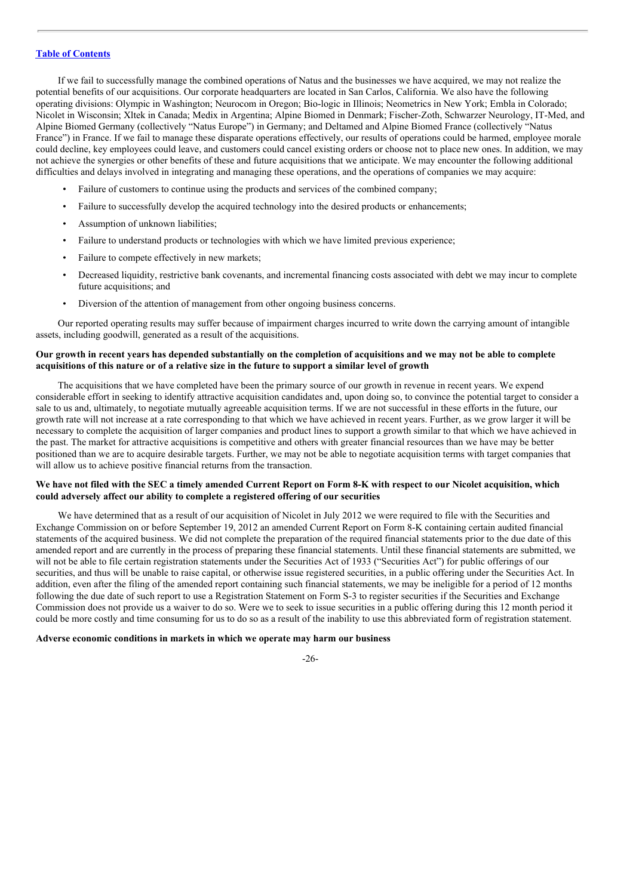If we fail to successfully manage the combined operations of Natus and the businesses we have acquired, we may not realize the potential benefits of our acquisitions. Our corporate headquarters are located in San Carlos, California. We also have the following operating divisions: Olympic in Washington; Neurocom in Oregon; Bio-logic in Illinois; Neometrics in New York; Embla in Colorado; Nicolet in Wisconsin; Xltek in Canada; Medix in Argentina; Alpine Biomed in Denmark; Fischer-Zoth, Schwarzer Neurology, IT-Med, and Alpine Biomed Germany (collectively "Natus Europe") in Germany; and Deltamed and Alpine Biomed France (collectively "Natus France") in France. If we fail to manage these disparate operations effectively, our results of operations could be harmed, employee morale could decline, key employees could leave, and customers could cancel existing orders or choose not to place new ones. In addition, we may not achieve the synergies or other benefits of these and future acquisitions that we anticipate. We may encounter the following additional difficulties and delays involved in integrating and managing these operations, and the operations of companies we may acquire:

- Failure of customers to continue using the products and services of the combined company;
- Failure to successfully develop the acquired technology into the desired products or enhancements;
- Assumption of unknown liabilities;
- Failure to understand products or technologies with which we have limited previous experience;
- Failure to compete effectively in new markets;
- Decreased liquidity, restrictive bank covenants, and incremental financing costs associated with debt we may incur to complete future acquisitions; and
- Diversion of the attention of management from other ongoing business concerns.

Our reported operating results may suffer because of impairment charges incurred to write down the carrying amount of intangible assets, including goodwill, generated as a result of the acquisitions.

**Our growth in recent years has depended substantially on the completion of acquisitions and we may not be able to complete acquisitions of this nature or of a relative size in the future to support a similar level of growth**

The acquisitions that we have completed have been the primary source of our growth in revenue in recent years. We expend considerable effort in seeking to identify attractive acquisition candidates and, upon doing so, to convince the potential target to consider a sale to us and, ultimately, to negotiate mutually agreeable acquisition terms. If we are not successful in these efforts in the future, our growth rate will not increase at a rate corresponding to that which we have achieved in recent years. Further, as we grow larger it will be necessary to complete the acquisition of larger companies and product lines to support a growth similar to that which we have achieved in the past. The market for attractive acquisitions is competitive and others with greater financial resources than we have may be better positioned than we are to acquire desirable targets. Further, we may not be able to negotiate acquisition terms with target companies that will allow us to achieve positive financial returns from the transaction.

**We have not filed with the SEC a timely amended Current Report on Form 8-K with respect to our Nicolet acquisition, which could adversely affect our ability to complete a registered offering of our securities**

We have determined that as a result of our acquisition of Nicolet in July 2012 we were required to file with the Securities and Exchange Commission on or before September 19, 2012 an amended Current Report on Form 8-K containing certain audited financial statements of the acquired business. We did not complete the preparation of the required financial statements prior to the due date of this amended report and are currently in the process of preparing these financial statements. Until these financial statements are submitted, we will not be able to file certain registration statements under the Securities Act of 1933 ("Securities Act") for public offerings of our securities, and thus will be unable to raise capital, or otherwise issue registered securities, in a public offering under the Securities Act. In addition, even after the filing of the amended report containing such financial statements, we may be ineligible for a period of 12 months following the due date of such report to use a Registration Statement on Form S-3 to register securities if the Securities and Exchange Commission does not provide us a waiver to do so. Were we to seek to issue securities in a public offering during this 12 month period it could be more costly and time consuming for us to do so as a result of the inability to use this abbreviated form of registration statement.

**Adverse economic conditions in markets in which we operate may harm our business**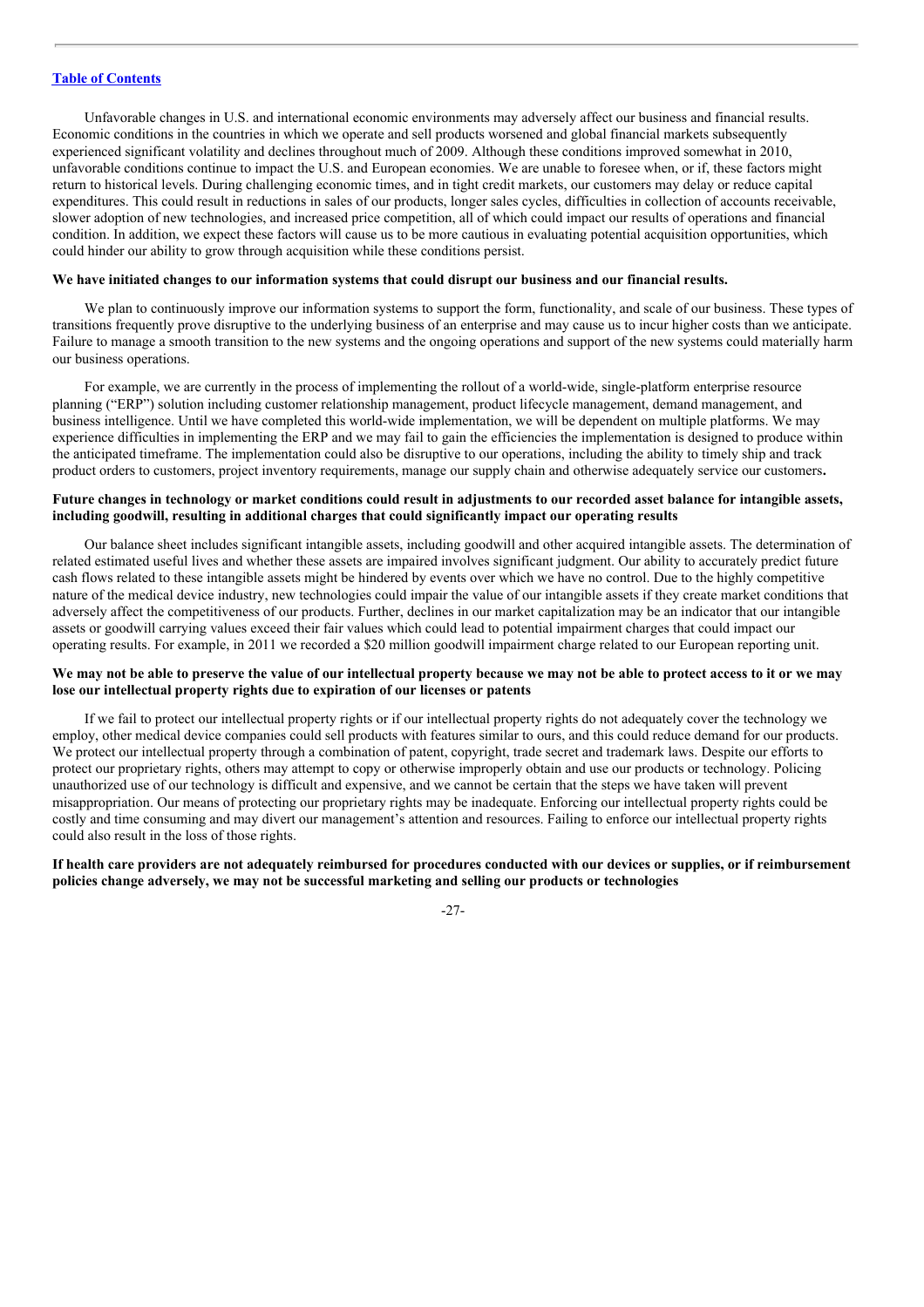Unfavorable changes in U.S. and international economic environments may adversely affect our business and financial results. Economic conditions in the countries in which we operate and sell products worsened and global financial markets subsequently experienced significant volatility and declines throughout much of 2009. Although these conditions improved somewhat in 2010, unfavorable conditions continue to impact the U.S. and European economies. We are unable to foresee when, or if, these factors might return to historical levels. During challenging economic times, and in tight credit markets, our customers may delay or reduce capital expenditures. This could result in reductions in sales of our products, longer sales cycles, difficulties in collection of accounts receivable, slower adoption of new technologies, and increased price competition, all of which could impact our results of operations and financial condition. In addition, we expect these factors will cause us to be more cautious in evaluating potential acquisition opportunities, which could hinder our ability to grow through acquisition while these conditions persist.

**We have initiated changes to our information systems that could disrupt our business and our financial results.**

We plan to continuously improve our information systems to support the form, functionality, and scale of our business. These types of transitions frequently prove disruptive to the underlying business of an enterprise and may cause us to incur higher costs than we anticipate. Failure to manage a smooth transition to the new systems and the ongoing operations and support of the new systems could materially harm our business operations.

For example, we are currently in the process of implementing the rollout of a world-wide, single-platform enterprise resource planning ("ERP") solution including customer relationship management, product lifecycle management, demand management, and business intelligence. Until we have completed this world-wide implementation, we will be dependent on multiple platforms. We may experience difficulties in implementing the ERP and we may fail to gain the efficiencies the implementation is designed to produce within the anticipated timeframe. The implementation could also be disruptive to our operations, including the ability to timely ship and track product orders to customers, project inventory requirements, manage our supply chain and otherwise adequately service our customers**.**

**Future changes in technology or market conditions could result in adjustments to our recorded asset balance for intangible assets, including goodwill, resulting in additional charges that could significantly impact our operating results**

Our balance sheet includes significant intangible assets, including goodwill and other acquired intangible assets. The determination of related estimated useful lives and whether these assets are impaired involves significant judgment. Our ability to accurately predict future cash flows related to these intangible assets might be hindered by events over which we have no control. Due to the highly competitive nature of the medical device industry, new technologies could impair the value of our intangible assets if they create market conditions that adversely affect the competitiveness of our products. Further, declines in our market capitalization may be an indicator that our intangible assets or goodwill carrying values exceed their fair values which could lead to potential impairment charges that could impact our operating results. For example, in 2011 we recorded a $20 million goodwill impairment charge related to our European reporting unit.

**We may not be able to preserve the value of our intellectual property because we may not be able to protect access to it or we may lose our intellectual property rights due to expiration of our licenses or patents**

If we fail to protect our intellectual property rights or if our intellectual property rights do not adequately cover the technology we employ, other medical device companies could sell products with features similar to ours, and this could reduce demand for our products. We protect our intellectual property through a combination of patent, copyright, trade secret and trademark laws. Despite our efforts to protect our proprietary rights, others may attempt to copy or otherwise improperly obtain and use our products or technology. Policing unauthorized use of our technology is difficult and expensive, and we cannot be certain that the steps we have taken will prevent misappropriation. Our means of protecting our proprietary rights may be inadequate. Enforcing our intellectual property rights could be costly and time consuming and may divert our management's attention and resources. Failing to enforce our intellectual property rights could also result in the loss of those rights.

**If health care providers are not adequately reimbursed for procedures conducted with our devices or supplies, or if reimbursement policies change adversely, we may not be successful marketing and selling our products or technologies**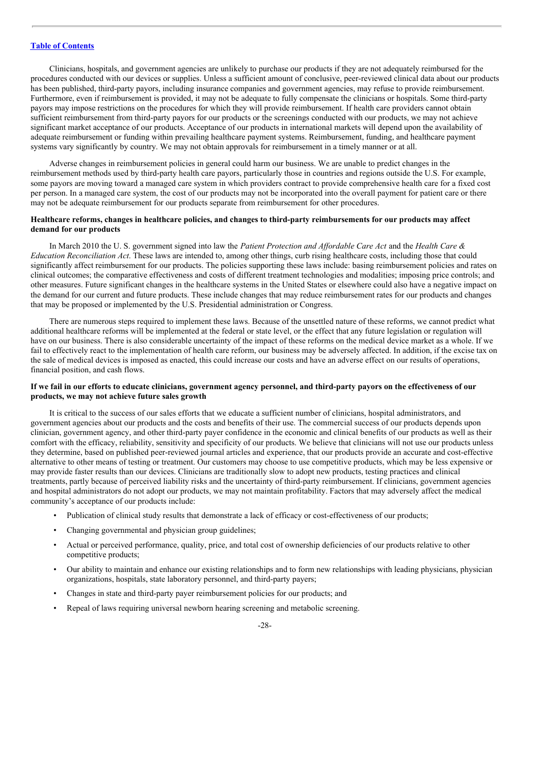Clinicians, hospitals, and government agencies are unlikely to purchase our products if they are not adequately reimbursed for the procedures conducted with our devices or supplies. Unless a sufficient amount of conclusive, peer-reviewed clinical data about our products has been published, third-party payors, including insurance companies and government agencies, may refuse to provide reimbursement. Furthermore, even if reimbursement is provided, it may not be adequate to fully compensate the clinicians or hospitals. Some third-party payors may impose restrictions on the procedures for which they will provide reimbursement. If health care providers cannot obtain sufficient reimbursement from third-party payors for our products or the screenings conducted with our products, we may not achieve significant market acceptance of our products. Acceptance of our products in international markets will depend upon the availability of adequate reimbursement or funding within prevailing healthcare payment systems. Reimbursement, funding, and healthcare payment systems vary significantly by country. We may not obtain approvals for reimbursement in a timely manner or at all.

Adverse changes in reimbursement policies in general could harm our business. We are unable to predict changes in the reimbursement methods used by third-party health care payors, particularly those in countries and regions outside the U.S. For example, some payors are moving toward a managed care system in which providers contract to provide comprehensive health care for a fixed cost per person. In a managed care system, the cost of our products may not be incorporated into the overall payment for patient care or there may not be adequate reimbursement for our products separate from reimbursement for other procedures.

**Healthcare reforms, changes in healthcare policies, and changes to third-party reimbursements for our products may affect demand for our products**

In March 2010 the U. S. government signed into law the *Patient Protection and Affordable Care Act* and the *Health Care & Education Reconciliation Act*. These laws are intended to, among other things, curb rising healthcare costs, including those that could significantly affect reimbursement for our products. The policies supporting these laws include: basing reimbursement policies and rates on clinical outcomes; the comparative effectiveness and costs of different treatment technologies and modalities; imposing price controls; and other measures. Future significant changes in the healthcare systems in the United States or elsewhere could also have a negative impact on the demand for our current and future products. These include changes that may reduce reimbursement rates for our products and changes that may be proposed or implemented by the U.S. Presidential administration or Congress.

There are numerous steps required to implement these laws. Because of the unsettled nature of these reforms, we cannot predict what additional healthcare reforms will be implemented at the federal or state level, or the effect that any future legislation or regulation will have on our business. There is also considerable uncertainty of the impact of these reforms on the medical device market as a whole. If we fail to effectively react to the implementation of health care reform, our business may be adversely affected. In addition, if the excise tax on the sale of medical devices is imposed as enacted, this could increase our costs and have an adverse effect on our results of operations, financial position, and cash flows.

**If we fail in our efforts to educate clinicians, government agency personnel, and third-party payors on the effectiveness of our products, we may not achieve future sales growth**

It is critical to the success of our sales efforts that we educate a sufficient number of clinicians, hospital administrators, and government agencies about our products and the costs and benefits of their use. The commercial success of our products depends upon clinician, government agency, and other third-party payer confidence in the economic and clinical benefits of our products as well as their comfort with the efficacy, reliability, sensitivity and specificity of our products. We believe that clinicians will not use our products unless they determine, based on published peer-reviewed journal articles and experience, that our products provide an accurate and cost-effective alternative to other means of testing or treatment. Our customers may choose to use competitive products, which may be less expensive or may provide faster results than our devices. Clinicians are traditionally slow to adopt new products, testing practices and clinical treatments, partly because of perceived liability risks and the uncertainty of third-party reimbursement. If clinicians, government agencies and hospital administrators do not adopt our products, we may not maintain profitability. Factors that may adversely affect the medical community's acceptance of our products include:

- Publication of clinical study results that demonstrate a lack of efficacy or cost-effectiveness of our products;
- Changing governmental and physician group guidelines;
- Actual or perceived performance, quality, price, and total cost of ownership deficiencies of our products relative to other competitive products;
- Our ability to maintain and enhance our existing relationships and to form new relationships with leading physicians, physician organizations, hospitals, state laboratory personnel, and third-party payers;
- Changes in state and third-party payer reimbursement policies for our products; and
- Repeal of laws requiring universal newborn hearing screening and metabolic screening.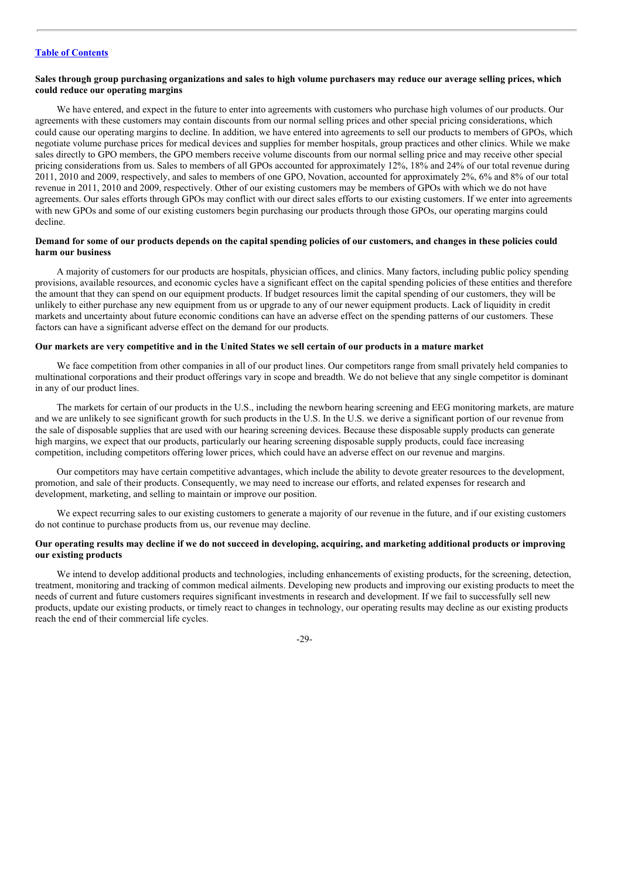**Sales through group purchasing organizations and sales to high volume purchasers may reduce our average selling prices, which could reduce our operating margins**

We have entered, and expect in the future to enter into agreements with customers who purchase high volumes of our products. Our agreements with these customers may contain discounts from our normal selling prices and other special pricing considerations, which could cause our operating margins to decline. In addition, we have entered into agreements to sell our products to members of GPOs, which negotiate volume purchase prices for medical devices and supplies for member hospitals, group practices and other clinics. While we make sales directly to GPO members, the GPO members receive volume discounts from our normal selling price and may receive other special pricing considerations from us. Sales to members of all GPOs accounted for approximately 12%, 18% and 24% of our total revenue during 2011, 2010 and 2009, respectively, and sales to members of one GPO, Novation, accounted for approximately 2%, 6% and 8% of our total revenue in 2011, 2010 and 2009, respectively. Other of our existing customers may be members of GPOs with which we do not have agreements. Our sales efforts through GPOs may conflict with our direct sales efforts to our existing customers. If we enter into agreements with new GPOs and some of our existing customers begin purchasing our products through those GPOs, our operating margins could decline.

**Demand for some of our products depends on the capital spending policies of our customers, and changes in these policies could harm our business**

A majority of customers for our products are hospitals, physician offices, and clinics. Many factors, including public policy spending provisions, available resources, and economic cycles have a significant effect on the capital spending policies of these entities and therefore the amount that they can spend on our equipment products. If budget resources limit the capital spending of our customers, they will be unlikely to either purchase any new equipment from us or upgrade to any of our newer equipment products. Lack of liquidity in credit markets and uncertainty about future economic conditions can have an adverse effect on the spending patterns of our customers. These factors can have a significant adverse effect on the demand for our products.

**Our markets are very competitive and in the United States we sell certain of our products in a mature market**

We face competition from other companies in all of our product lines. Our competitors range from small privately held companies to multinational corporations and their product offerings vary in scope and breadth. We do not believe that any single competitor is dominant in any of our product lines.

The markets for certain of our products in the U.S., including the newborn hearing screening and EEG monitoring markets, are mature and we are unlikely to see significant growth for such products in the U.S. In the U.S. we derive a significant portion of our revenue from the sale of disposable supplies that are used with our hearing screening devices. Because these disposable supply products can generate high margins, we expect that our products, particularly our hearing screening disposable supply products, could face increasing competition, including competitors offering lower prices, which could have an adverse effect on our revenue and margins.

Our competitors may have certain competitive advantages, which include the ability to devote greater resources to the development, promotion, and sale of their products. Consequently, we may need to increase our efforts, and related expenses for research and development, marketing, and selling to maintain or improve our position.

We expect recurring sales to our existing customers to generate a majority of our revenue in the future, and if our existing customers do not continue to purchase products from us, our revenue may decline.

**Our operating results may decline if we do not succeed in developing, acquiring, and marketing additional products or improving our existing products**

We intend to develop additional products and technologies, including enhancements of existing products, for the screening, detection, treatment, monitoring and tracking of common medical ailments. Developing new products and improving our existing products to meet the needs of current and future customers requires significant investments in research and development. If we fail to successfully sell new products, update our existing products, or timely react to changes in technology, our operating results may decline as our existing products reach the end of their commercial life cycles.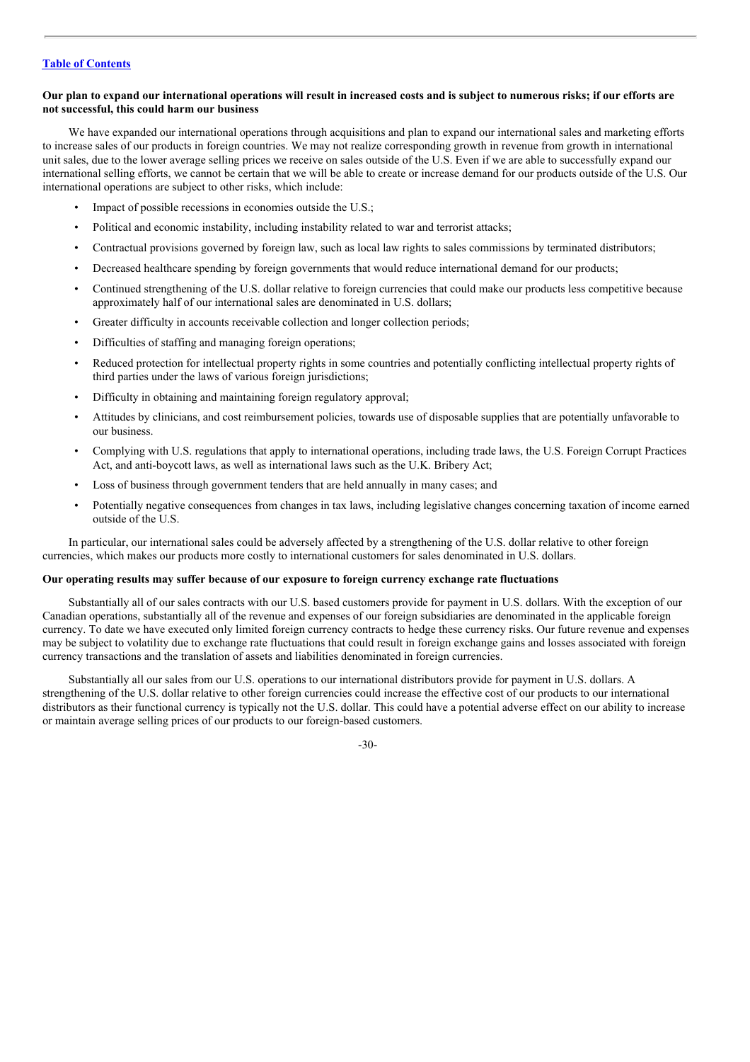**Our plan to expand our international operations will result in increased costs and is subject to numerous risks; if our efforts are not successful, this could harm our business**

We have expanded our international operations through acquisitions and plan to expand our international sales and marketing efforts to increase sales of our products in foreign countries. We may not realize corresponding growth in revenue from growth in international unit sales, due to the lower average selling prices we receive on sales outside of the U.S. Even if we are able to successfully expand our international selling efforts, we cannot be certain that we will be able to create or increase demand for our products outside of the U.S. Our international operations are subject to other risks, which include:

- Impact of possible recessions in economies outside the U.S.;
- Political and economic instability, including instability related to war and terrorist attacks;
- Contractual provisions governed by foreign law, such as local law rights to sales commissions by terminated distributors;
- Decreased healthcare spending by foreign governments that would reduce international demand for our products;
- Continued strengthening of the U.S. dollar relative to foreign currencies that could make our products less competitive because approximately half of our international sales are denominated in U.S. dollars;
- Greater difficulty in accounts receivable collection and longer collection periods;
- Difficulties of staffing and managing foreign operations;
- Reduced protection for intellectual property rights in some countries and potentially conflicting intellectual property rights of third parties under the laws of various foreign jurisdictions;
- Difficulty in obtaining and maintaining foreign regulatory approval;
- Attitudes by clinicians, and cost reimbursement policies, towards use of disposable supplies that are potentially unfavorable to our business.
- Complying with U.S. regulations that apply to international operations, including trade laws, the U.S. Foreign Corrupt Practices Act, and anti-boycott laws, as well as international laws such as the U.K. Bribery Act;
- Loss of business through government tenders that are held annually in many cases; and
- Potentially negative consequences from changes in tax laws, including legislative changes concerning taxation of income earned outside of the U.S.

In particular, our international sales could be adversely affected by a strengthening of the U.S. dollar relative to other foreign currencies, which makes our products more costly to international customers for sales denominated in U.S. dollars.

**Our operating results may suffer because of our exposure to foreign currency exchange rate fluctuations**

Substantially all of our sales contracts with our U.S. based customers provide for payment in U.S. dollars. With the exception of our Canadian operations, substantially all of the revenue and expenses of our foreign subsidiaries are denominated in the applicable foreign currency. To date we have executed only limited foreign currency contracts to hedge these currency risks. Our future revenue and expenses may be subject to volatility due to exchange rate fluctuations that could result in foreign exchange gains and losses associated with foreign currency transactions and the translation of assets and liabilities denominated in foreign currencies.

Substantially all our sales from our U.S. operations to our international distributors provide for payment in U.S. dollars. A strengthening of the U.S. dollar relative to other foreign currencies could increase the effective cost of our products to our international distributors as their functional currency is typically not the U.S. dollar. This could have a potential adverse effect on our ability to increase or maintain average selling prices of our products to our foreign-based customers.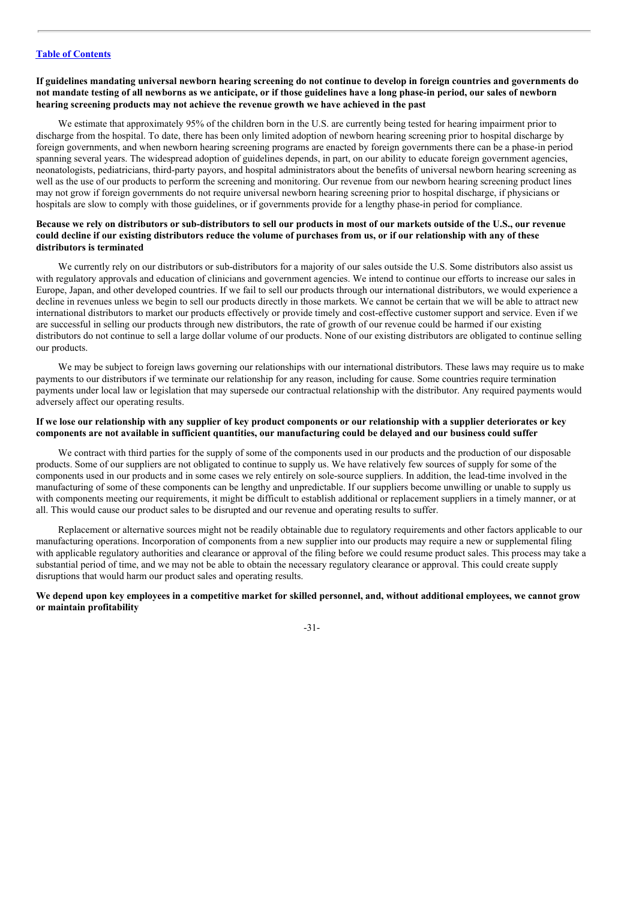**If guidelines mandating universal newborn hearing screening do not continue to develop in foreign countries and governments do not mandate testing of all newborns as we anticipate, or if those guidelines have a long phase-in period, our sales of newborn hearing screening products may not achieve the revenue growth we have achieved in the past**

We estimate that approximately 95% of the children born in the U.S. are currently being tested for hearing impairment prior to discharge from the hospital. To date, there has been only limited adoption of newborn hearing screening prior to hospital discharge by foreign governments, and when newborn hearing screening programs are enacted by foreign governments there can be a phase-in period spanning several years. The widespread adoption of guidelines depends, in part, on our ability to educate foreign government agencies, neonatologists, pediatricians, third-party payors, and hospital administrators about the benefits of universal newborn hearing screening as well as the use of our products to perform the screening and monitoring. Our revenue from our newborn hearing screening product lines may not grow if foreign governments do not require universal newborn hearing screening prior to hospital discharge, if physicians or hospitals are slow to comply with those guidelines, or if governments provide for a lengthy phase-in period for compliance.

**Because we rely on distributors or sub-distributors to sell our products in most of our markets outside of the U.S., our revenue could decline if our existing distributors reduce the volume of purchases from us, or if our relationship with any of these distributors is terminated**

We currently rely on our distributors or sub-distributors for a majority of our sales outside the U.S. Some distributors also assist us with regulatory approvals and education of clinicians and government agencies. We intend to continue our efforts to increase our sales in Europe, Japan, and other developed countries. If we fail to sell our products through our international distributors, we would experience a decline in revenues unless we begin to sell our products directly in those markets. We cannot be certain that we will be able to attract new international distributors to market our products effectively or provide timely and cost-effective customer support and service. Even if we are successful in selling our products through new distributors, the rate of growth of our revenue could be harmed if our existing distributors do not continue to sell a large dollar volume of our products. None of our existing distributors are obligated to continue selling our products.

We may be subject to foreign laws governing our relationships with our international distributors. These laws may require us to make payments to our distributors if we terminate our relationship for any reason, including for cause. Some countries require termination payments under local law or legislation that may supersede our contractual relationship with the distributor. Any required payments would adversely affect our operating results.

**If we lose our relationship with any supplier of key product components or our relationship with a supplier deteriorates or key components are not available in sufficient quantities, our manufacturing could be delayed and our business could suffer**

We contract with third parties for the supply of some of the components used in our products and the production of our disposable products. Some of our suppliers are not obligated to continue to supply us. We have relatively few sources of supply for some of the components used in our products and in some cases we rely entirely on sole-source suppliers. In addition, the lead-time involved in the manufacturing of some of these components can be lengthy and unpredictable. If our suppliers become unwilling or unable to supply us with components meeting our requirements, it might be difficult to establish additional or replacement suppliers in a timely manner, or at all. This would cause our product sales to be disrupted and our revenue and operating results to suffer.

Replacement or alternative sources might not be readily obtainable due to regulatory requirements and other factors applicable to our manufacturing operations. Incorporation of components from a new supplier into our products may require a new or supplemental filing with applicable regulatory authorities and clearance or approval of the filing before we could resume product sales. This process may take a substantial period of time, and we may not be able to obtain the necessary regulatory clearance or approval. This could create supply disruptions that would harm our product sales and operating results.

**We depend upon key employees in a competitive market for skilled personnel, and, without additional employees, we cannot grow or maintain profitability**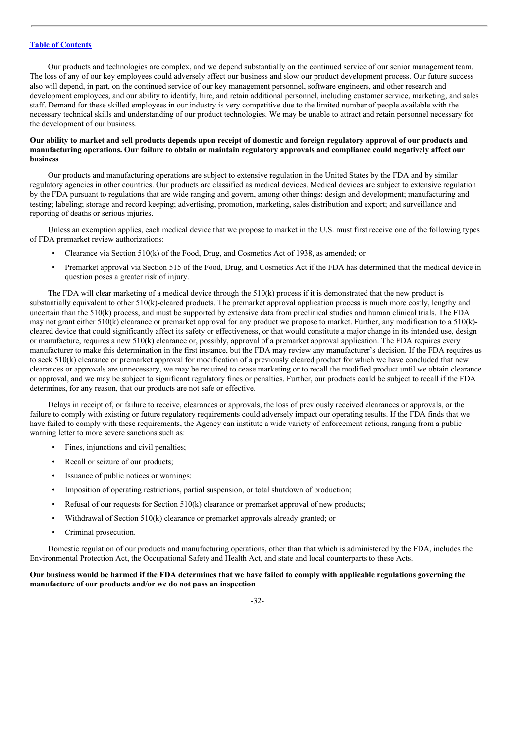Our products and technologies are complex, and we depend substantially on the continued service of our senior management team. The loss of any of our key employees could adversely affect our business and slow our product development process. Our future success also will depend, in part, on the continued service of our key management personnel, software engineers, and other research and development employees, and our ability to identify, hire, and retain additional personnel, including customer service, marketing, and sales staff. Demand for these skilled employees in our industry is very competitive due to the limited number of people available with the necessary technical skills and understanding of our product technologies. We may be unable to attract and retain personnel necessary for the development of our business.

**Our ability to market and sell products depends upon receipt of domestic and foreign regulatory approval of our products and manufacturing operations. Our failure to obtain or maintain regulatory approvals and compliance could negatively affect our business**

Our products and manufacturing operations are subject to extensive regulation in the United States by the FDA and by similar regulatory agencies in other countries. Our products are classified as medical devices. Medical devices are subject to extensive regulation by the FDA pursuant to regulations that are wide ranging and govern, among other things: design and development; manufacturing and testing; labeling; storage and record keeping; advertising, promotion, marketing, sales distribution and export; and surveillance and reporting of deaths or serious injuries.

Unless an exemption applies, each medical device that we propose to market in the U.S. must first receive one of the following types of FDA premarket review authorizations:

- Clearance via Section 510(k) of the Food, Drug, and Cosmetics Act of 1938, as amended; or
- Premarket approval via Section 515 of the Food, Drug, and Cosmetics Act if the FDA has determined that the medical device in question poses a greater risk of injury.

The FDA will clear marketing of a medical device through the 510(k) process if it is demonstrated that the new product is substantially equivalent to other 510(k)-cleared products. The premarket approval application process is much more costly, lengthy and uncertain than the 510(k) process, and must be supported by extensive data from preclinical studies and human clinical trials. The FDA may not grant either 510(k) clearance or premarket approval for any product we propose to market. Further, any modification to a 510(k)-cleared device that could significantly affect its safety or effectiveness, or that would constitute a major change in its intended use, design or manufacture, requires a new 510(k) clearance or, possibly, approval of a premarket approval application. The FDA requires every manufacturer to make this determination in the first instance, but the FDA may review any manufacturer's decision. If the FDA requires us to seek 510(k) clearance or premarket approval for modification of a previously cleared product for which we have concluded that new clearances or approvals are unnecessary, we may be required to cease marketing or to recall the modified product until we obtain clearance or approval, and we may be subject to significant regulatory fines or penalties. Further, our products could be subject to recall if the FDA determines, for any reason, that our products are not safe or effective.

Delays in receipt of, or failure to receive, clearances or approvals, the loss of previously received clearances or approvals, or the failure to comply with existing or future regulatory requirements could adversely impact our operating results. If the FDA finds that we have failed to comply with these requirements, the Agency can institute a wide variety of enforcement actions, ranging from a public warning letter to more severe sanctions such as:

- Fines, injunctions and civil penalties;
- Recall or seizure of our products;
- Issuance of public notices or warnings;
- Imposition of operating restrictions, partial suspension, or total shutdown of production;
- Refusal of our requests for Section 510(k) clearance or premarket approval of new products;
- Withdrawal of Section 510(k) clearance or premarket approvals already granted; or
- Criminal prosecution.

Domestic regulation of our products and manufacturing operations, other than that which is administered by the FDA, includes the Environmental Protection Act, the Occupational Safety and Health Act, and state and local counterparts to these Acts.

**Our business would be harmed if the FDA determines that we have failed to comply with applicable regulations governing the manufacture of our products and/or we do not pass an inspection**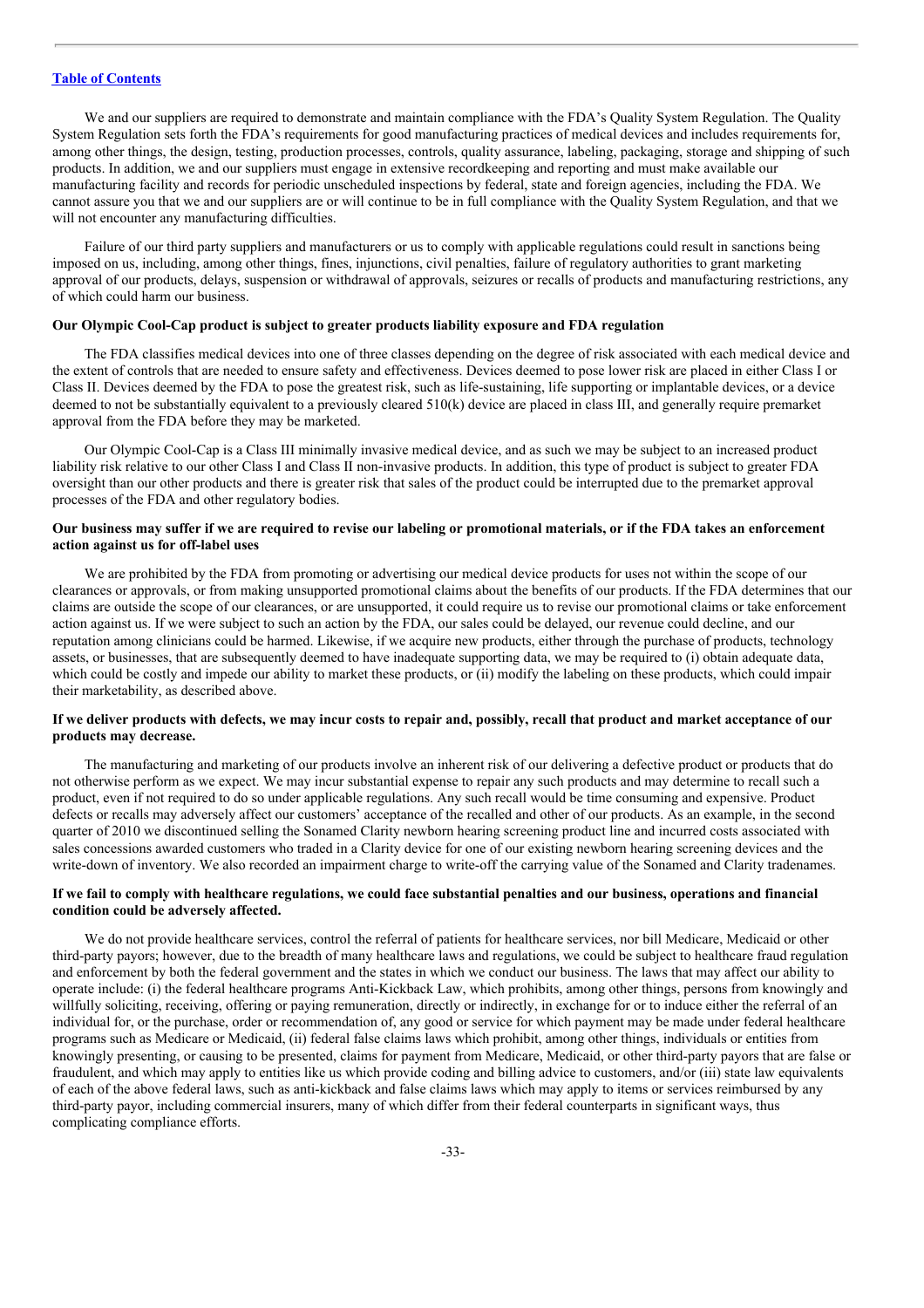We and our suppliers are required to demonstrate and maintain compliance with the FDA's Quality System Regulation. The Quality System Regulation sets forth the FDA's requirements for good manufacturing practices of medical devices and includes requirements for, among other things, the design, testing, production processes, controls, quality assurance, labeling, packaging, storage and shipping of such products. In addition, we and our suppliers must engage in extensive recordkeeping and reporting and must make available our manufacturing facility and records for periodic unscheduled inspections by federal, state and foreign agencies, including the FDA. We cannot assure you that we and our suppliers are or will continue to be in full compliance with the Quality System Regulation, and that we will not encounter any manufacturing difficulties.

Failure of our third party suppliers and manufacturers or us to comply with applicable regulations could result in sanctions being imposed on us, including, among other things, fines, injunctions, civil penalties, failure of regulatory authorities to grant marketing approval of our products, delays, suspension or withdrawal of approvals, seizures or recalls of products and manufacturing restrictions, any of which could harm our business.

**Our Olympic Cool-Cap product is subject to greater products liability exposure and FDA regulation**

The FDA classifies medical devices into one of three classes depending on the degree of risk associated with each medical device and the extent of controls that are needed to ensure safety and effectiveness. Devices deemed to pose lower risk are placed in either Class I or Class II. Devices deemed by the FDA to pose the greatest risk, such as life-sustaining, life supporting or implantable devices, or a device deemed to not be substantially equivalent to a previously cleared 510(k) device are placed in class III, and generally require premarket approval from the FDA before they may be marketed.

Our Olympic Cool-Cap is a Class III minimally invasive medical device, and as such we may be subject to an increased product liability risk relative to our other Class I and Class II non-invasive products. In addition, this type of product is subject to greater FDA oversight than our other products and there is greater risk that sales of the product could be interrupted due to the premarket approval processes of the FDA and other regulatory bodies.

**Our business may suffer if we are required to revise our labeling or promotional materials, or if the FDA takes an enforcement action against us for off-label uses**

We are prohibited by the FDA from promoting or advertising our medical device products for uses not within the scope of our clearances or approvals, or from making unsupported promotional claims about the benefits of our products. If the FDA determines that our claims are outside the scope of our clearances, or are unsupported, it could require us to revise our promotional claims or take enforcement action against us. If we were subject to such an action by the FDA, our sales could be delayed, our revenue could decline, and our reputation among clinicians could be harmed. Likewise, if we acquire new products, either through the purchase of products, technology assets, or businesses, that are subsequently deemed to have inadequate supporting data, we may be required to (i) obtain adequate data, which could be costly and impede our ability to market these products, or (ii) modify the labeling on these products, which could impair their marketability, as described above.

**If we deliver products with defects, we may incur costs to repair and, possibly, recall that product and market acceptance of our products may decrease.**

The manufacturing and marketing of our products involve an inherent risk of our delivering a defective product or products that do not otherwise perform as we expect. We may incur substantial expense to repair any such products and may determine to recall such a product, even if not required to do so under applicable regulations. Any such recall would be time consuming and expensive. Product defects or recalls may adversely affect our customers' acceptance of the recalled and other of our products. As an example, in the second quarter of 2010 we discontinued selling the Sonamed Clarity newborn hearing screening product line and incurred costs associated with sales concessions awarded customers who traded in a Clarity device for one of our existing newborn hearing screening devices and the write-down of inventory. We also recorded an impairment charge to write-off the carrying value of the Sonamed and Clarity tradenames.

**If we fail to comply with healthcare regulations, we could face substantial penalties and our business, operations and financial condition could be adversely affected.**

We do not provide healthcare services, control the referral of patients for healthcare services, nor bill Medicare, Medicaid or other third-party payors; however, due to the breadth of many healthcare laws and regulations, we could be subject to healthcare fraud regulation and enforcement by both the federal government and the states in which we conduct our business. The laws that may affect our ability to operate include: (i) the federal healthcare programs Anti-Kickback Law, which prohibits, among other things, persons from knowingly and willfully soliciting, receiving, offering or paying remuneration, directly or indirectly, in exchange for or to induce either the referral of an individual for, or the purchase, order or recommendation of, any good or service for which payment may be made under federal healthcare programs such as Medicare or Medicaid, (ii) federal false claims laws which prohibit, among other things, individuals or entities from knowingly presenting, or causing to be presented, claims for payment from Medicare, Medicaid, or other third-party payors that are false or fraudulent, and which may apply to entities like us which provide coding and billing advice to customers, and/or (iii) state law equivalents of each of the above federal laws, such as anti-kickback and false claims laws which may apply to items or services reimbursed by any third-party payor, including commercial insurers, many of which differ from their federal counterparts in significant ways, thus complicating compliance efforts.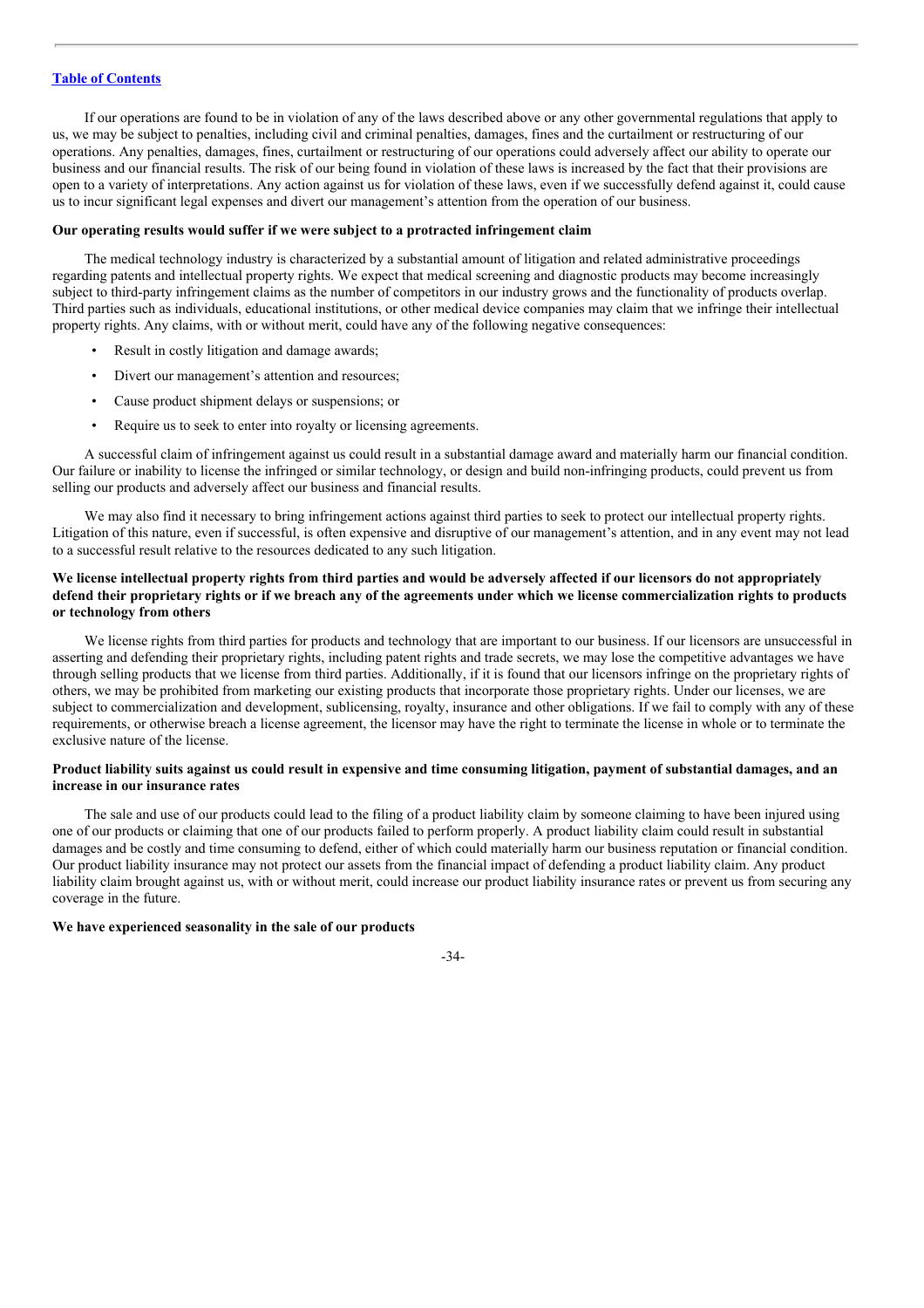If our operations are found to be in violation of any of the laws described above or any other governmental regulations that apply to us, we may be subject to penalties, including civil and criminal penalties, damages, fines and the curtailment or restructuring of our operations. Any penalties, damages, fines, curtailment or restructuring of our operations could adversely affect our ability to operate our business and our financial results. The risk of our being found in violation of these laws is increased by the fact that their provisions are open to a variety of interpretations. Any action against us for violation of these laws, even if we successfully defend against it, could cause us to incur significant legal expenses and divert our management's attention from the operation of our business.

**Our operating results would suffer if we were subject to a protracted infringement claim**

The medical technology industry is characterized by a substantial amount of litigation and related administrative proceedings regarding patents and intellectual property rights. We expect that medical screening and diagnostic products may become increasingly subject to third-party infringement claims as the number of competitors in our industry grows and the functionality of products overlap. Third parties such as individuals, educational institutions, or other medical device companies may claim that we infringe their intellectual property rights. Any claims, with or without merit, could have any of the following negative consequences:

- Result in costly litigation and damage awards;
- Divert our management's attention and resources;
- Cause product shipment delays or suspensions; or
- Require us to seek to enter into royalty or licensing agreements.

A successful claim of infringement against us could result in a substantial damage award and materially harm our financial condition. Our failure or inability to license the infringed or similar technology, or design and build non-infringing products, could prevent us from selling our products and adversely affect our business and financial results.

We may also find it necessary to bring infringement actions against third parties to seek to protect our intellectual property rights. Litigation of this nature, even if successful, is often expensive and disruptive of our management's attention, and in any event may not lead to a successful result relative to the resources dedicated to any such litigation.

**We license intellectual property rights from third parties and would be adversely affected if our licensors do not appropriately defend their proprietary rights or if we breach any of the agreements under which we license commercialization rights to products or technology from others**

We license rights from third parties for products and technology that are important to our business. If our licensors are unsuccessful in asserting and defending their proprietary rights, including patent rights and trade secrets, we may lose the competitive advantages we have through selling products that we license from third parties. Additionally, if it is found that our licensors infringe on the proprietary rights of others, we may be prohibited from marketing our existing products that incorporate those proprietary rights. Under our licenses, we are subject to commercialization and development, sublicensing, royalty, insurance and other obligations. If we fail to comply with any of these requirements, or otherwise breach a license agreement, the licensor may have the right to terminate the license in whole or to terminate the exclusive nature of the license.

**Product liability suits against us could result in expensive and time consuming litigation, payment of substantial damages, and an increase in our insurance rates**

The sale and use of our products could lead to the filing of a product liability claim by someone claiming to have been injured using one of our products or claiming that one of our products failed to perform properly. A product liability claim could result in substantial damages and be costly and time consuming to defend, either of which could materially harm our business reputation or financial condition. Our product liability insurance may not protect our assets from the financial impact of defending a product liability claim. Any product liability claim brought against us, with or without merit, could increase our product liability insurance rates or prevent us from securing any coverage in the future.

**We have experienced seasonality in the sale of our products**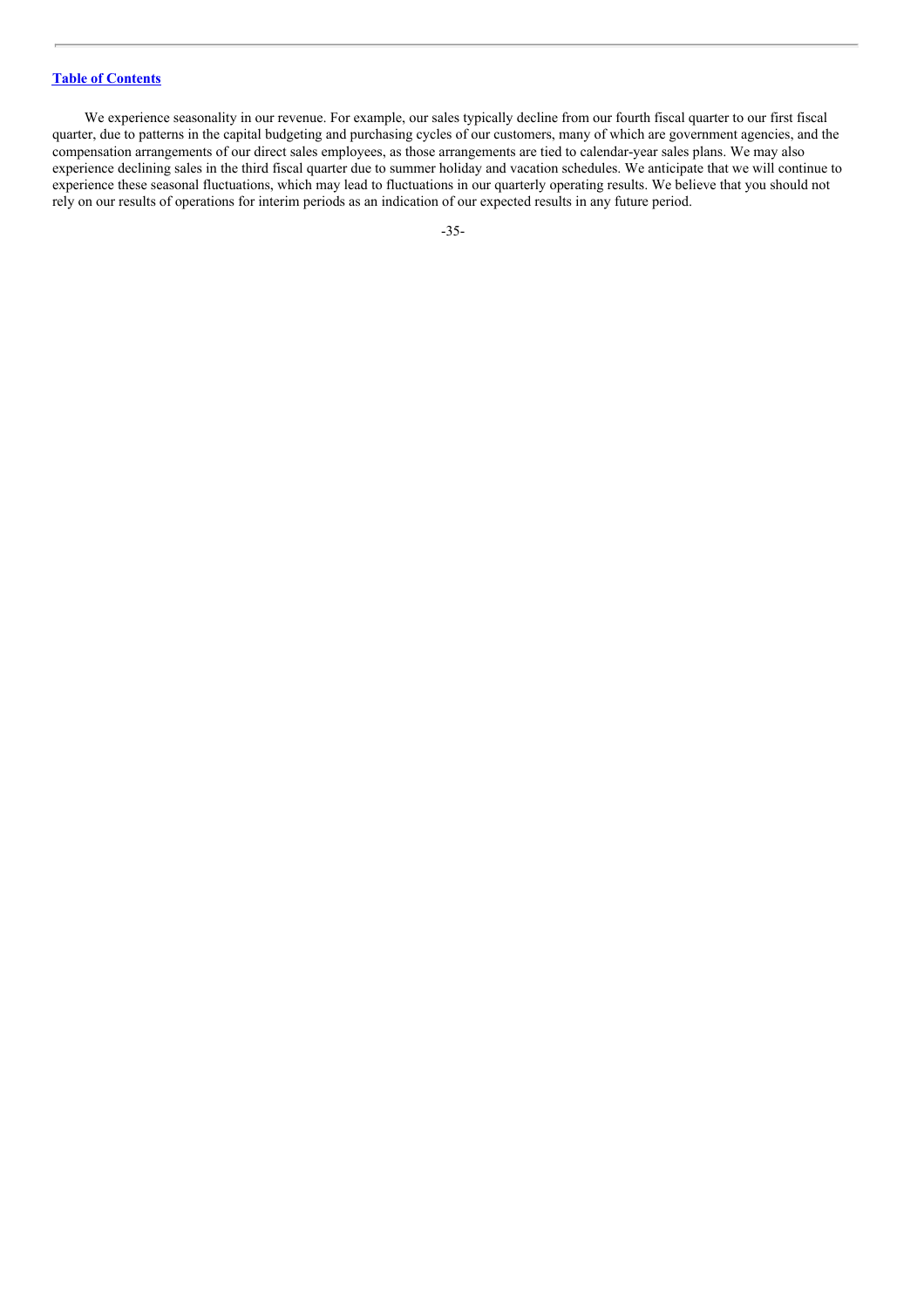We experience seasonality in our revenue. For example, our sales typically decline from our fourth fiscal quarter to our first fiscal quarter, due to patterns in the capital budgeting and purchasing cycles of our customers, many of which are government agencies, and the compensation arrangements of our direct sales employees, as those arrangements are tied to calendar-year sales plans. We may also experience declining sales in the third fiscal quarter due to summer holiday and vacation schedules. We anticipate that we will continue to experience these seasonal fluctuations, which may lead to fluctuations in our quarterly operating results. We believe that you should not rely on our results of operations for interim periods as an indication of our expected results in any future period.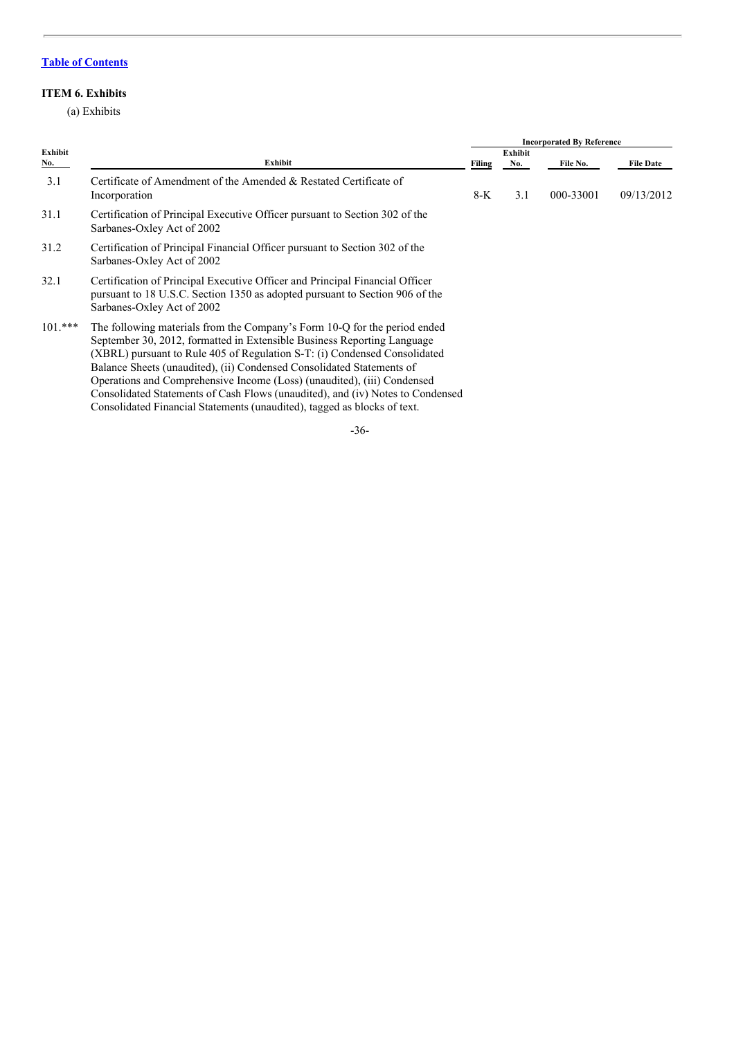[Table of Contents](#)

**ITEM 6. Exhibits**

(a) Exhibits

| Exhibit No. | Exhibit | Incorporated By Reference | | | |
|---|---|---|---|---|---|
| | | Filing | Exhibit No. | File No. | File Date |
| 3.1 | Certificate of Amendment of the Amended & Restated Certificate of Incorporation | 8-K | 3.1 | 000-33001 | 09/13/2012 |
| 31.1 | Certification of Principal Executive Officer pursuant to Section 302 of the Sarbanes-Oxley Act of 2002 | | | | |
| 31.2 | Certification of Principal Financial Officer pursuant to Section 302 of the Sarbanes-Oxley Act of 2002 | | | | |
| 32.1 | Certification of Principal Executive Officer and Principal Financial Officer pursuant to 18 U.S.C. Section 1350 as adopted pursuant to Section 906 of the Sarbanes-Oxley Act of 2002 | | | | |
| 101.*** | The following materials from the Company's Form 10-Q for the period ended September 30, 2012, formatted in Extensible Business Reporting Language (XBRL) pursuant to Rule 405 of Regulation S-T: (i) Condensed Consolidated Balance Sheets (unaudited), (ii) Condensed Consolidated Statements of Operations and Comprehensive Income (Loss) (unaudited), (iii) Condensed Consolidated Statements of Cash Flows (unaudited), and (iv) Notes to Condensed Consolidated Financial Statements (unaudited), tagged as blocks of text. | | | | |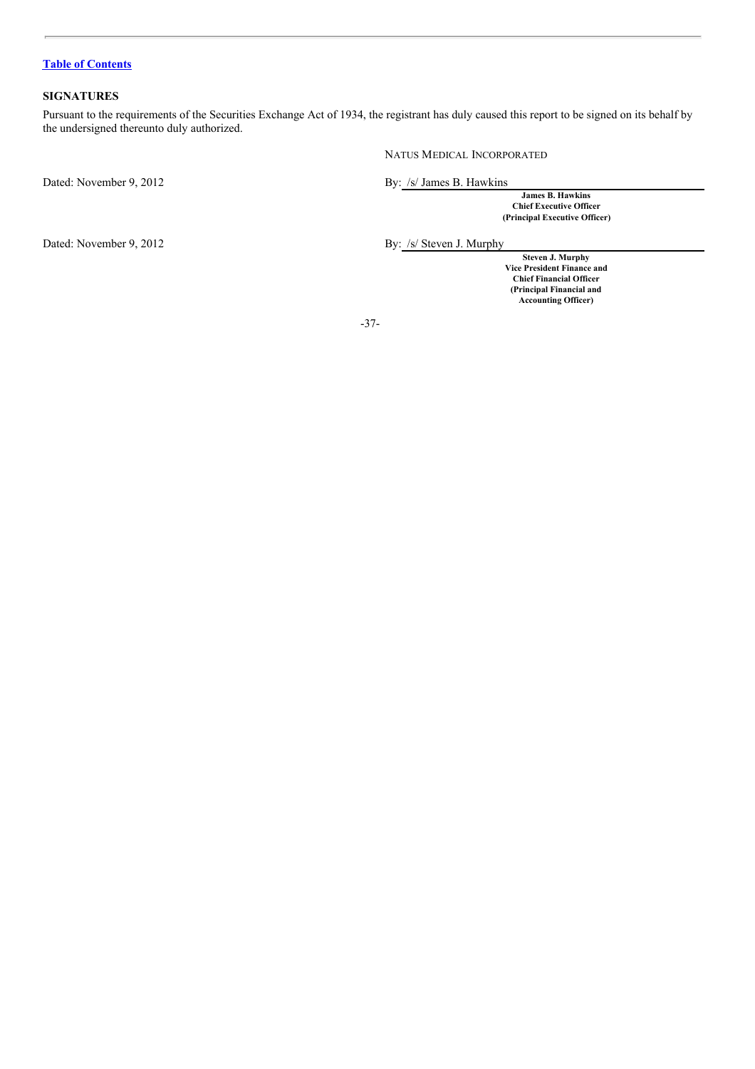[Table of Contents](#)

**SIGNATURES**

Pursuant to the requirements of the Securities Exchange Act of 1934, the registrant has duly caused this report to be signed on its behalf by the undersigned thereunto duly authorized.

NATUS MEDICAL INCORPORATED

| | |
|---|---|
| Dated: November 9, 2012 | By: /s/ James B. Hawkins<br>**James B. Hawkins**<br>**Chief Executive Officer**<br>**(Principal Executive Officer)** |
| Dated: November 9, 2012 | By: /s/ Steven J. Murphy<br>**Steven J. Murphy**<br>**Vice President Finance and**<br>**Chief Financial Officer**<br>**(Principal Financial and**<br>**Accounting Officer)** |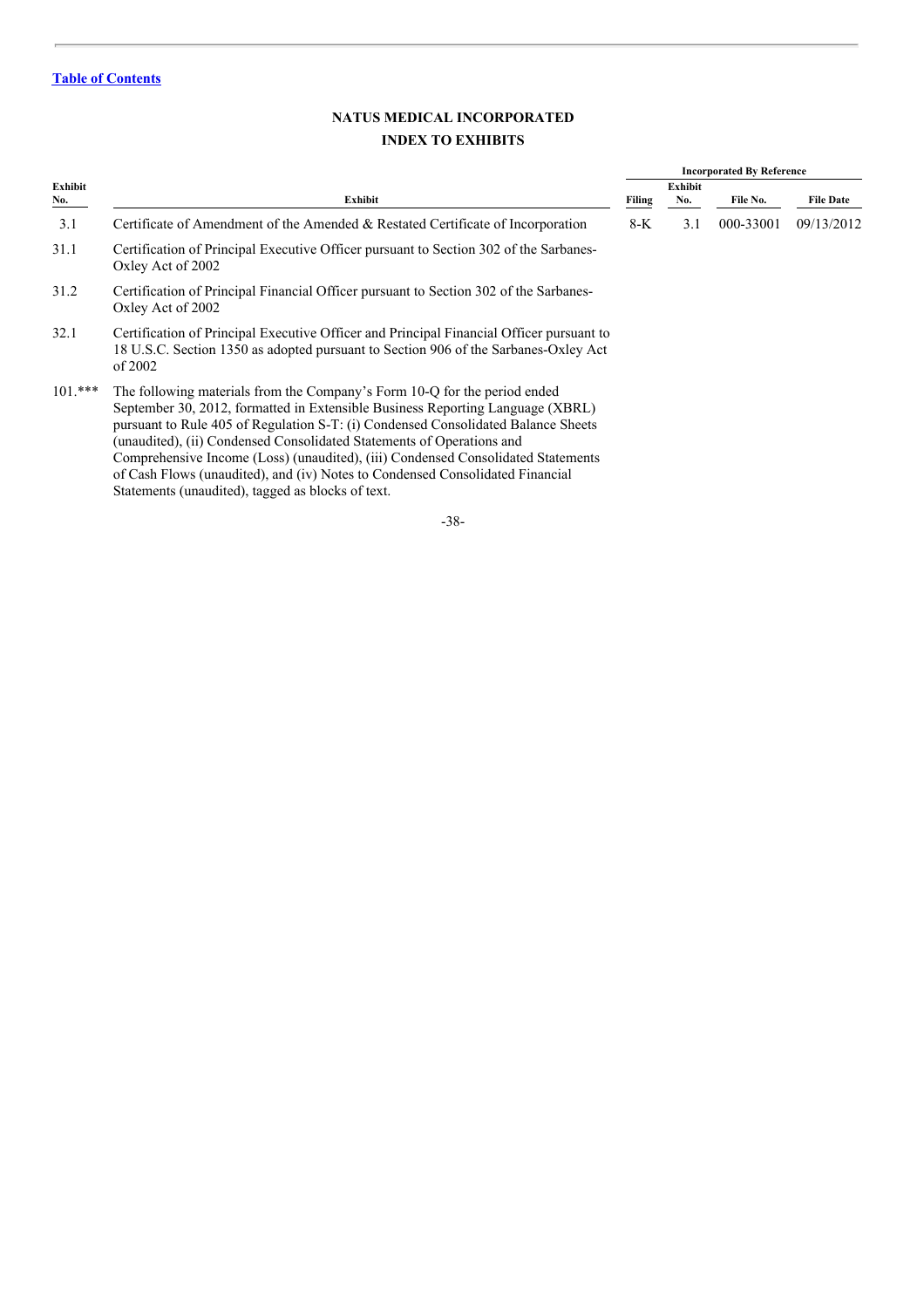[Table of Contents]

# NATUS MEDICAL INCORPORATED

## INDEX TO EXHIBITS

| Exhibit No. | Exhibit | Incorporated By Reference | | | |
|---|---|---|---|---|---|
| | | Filing | Exhibit No. | File No. | File Date |
| 3.1 | Certificate of Amendment of the Amended & Restated Certificate of Incorporation | 8-K | 3.1 | 000-33001 | 09/13/2012 |
| 31.1 | Certification of Principal Executive Officer pursuant to Section 302 of the Sarbanes-Oxley Act of 2002 | | | | |
| 31.2 | Certification of Principal Financial Officer pursuant to Section 302 of the Sarbanes-Oxley Act of 2002 | | | | |
| 32.1 | Certification of Principal Executive Officer and Principal Financial Officer pursuant to 18 U.S.C. Section 1350 as adopted pursuant to Section 906 of the Sarbanes-Oxley Act of 2002 | | | | |
| 101.*** | The following materials from the Company's Form 10-Q for the period ended September 30, 2012, formatted in Extensible Business Reporting Language (XBRL) pursuant to Rule 405 of Regulation S-T: (i) Condensed Consolidated Balance Sheets (unaudited), (ii) Condensed Consolidated Statements of Operations and Comprehensive Income (Loss) (unaudited), (iii) Condensed Consolidated Statements of Cash Flows (unaudited), and (iv) Notes to Condensed Consolidated Financial Statements (unaudited), tagged as blocks of text. | | | | |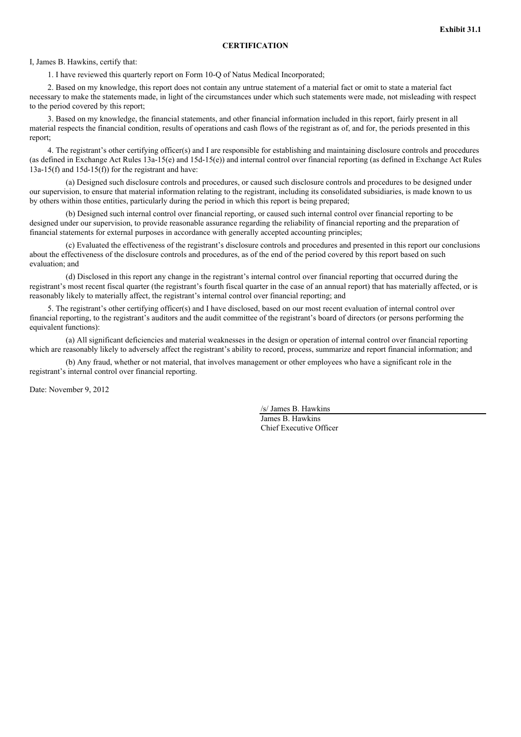**Exhibit 31.1**

**CERTIFICATION**

I, James B. Hawkins, certify that:

1. I have reviewed this quarterly report on Form 10-Q of Natus Medical Incorporated;

2. Based on my knowledge, this report does not contain any untrue statement of a material fact or omit to state a material fact necessary to make the statements made, in light of the circumstances under which such statements were made, not misleading with respect to the period covered by this report;

3. Based on my knowledge, the financial statements, and other financial information included in this report, fairly present in all material respects the financial condition, results of operations and cash flows of the registrant as of, and for, the periods presented in this report;

4. The registrant's other certifying officer(s) and I are responsible for establishing and maintaining disclosure controls and procedures (as defined in Exchange Act Rules 13a-15(e) and 15d-15(e)) and internal control over financial reporting (as defined in Exchange Act Rules 13a-15(f) and 15d-15(f)) for the registrant and have:

(a) Designed such disclosure controls and procedures, or caused such disclosure controls and procedures to be designed under our supervision, to ensure that material information relating to the registrant, including its consolidated subsidiaries, is made known to us by others within those entities, particularly during the period in which this report is being prepared;

(b) Designed such internal control over financial reporting, or caused such internal control over financial reporting to be designed under our supervision, to provide reasonable assurance regarding the reliability of financial reporting and the preparation of financial statements for external purposes in accordance with generally accepted accounting principles;

(c) Evaluated the effectiveness of the registrant's disclosure controls and procedures and presented in this report our conclusions about the effectiveness of the disclosure controls and procedures, as of the end of the period covered by this report based on such evaluation; and

(d) Disclosed in this report any change in the registrant's internal control over financial reporting that occurred during the registrant's most recent fiscal quarter (the registrant's fourth fiscal quarter in the case of an annual report) that has materially affected, or is reasonably likely to materially affect, the registrant's internal control over financial reporting; and

5. The registrant's other certifying officer(s) and I have disclosed, based on our most recent evaluation of internal control over financial reporting, to the registrant's auditors and the audit committee of the registrant's board of directors (or persons performing the equivalent functions):

(a) All significant deficiencies and material weaknesses in the design or operation of internal control over financial reporting which are reasonably likely to adversely affect the registrant's ability to record, process, summarize and report financial information; and

(b) Any fraud, whether or not material, that involves management or other employees who have a significant role in the registrant's internal control over financial reporting.

Date: November 9, 2012

/s/ James B. Hawkins

James B. Hawkins

Chief Executive Officer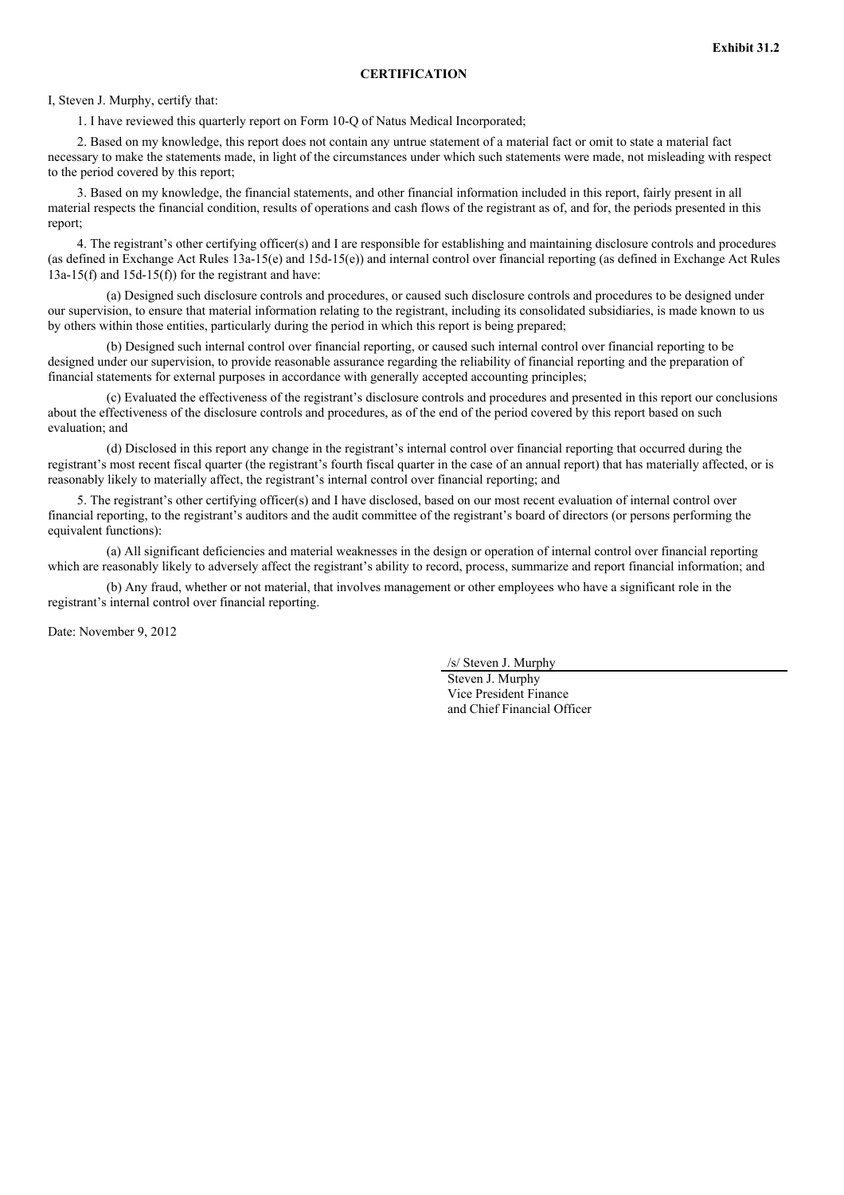**Exhibit 31.2**

**CERTIFICATION**

I, Steven J. Murphy, certify that:

1. I have reviewed this quarterly report on Form 10-Q of Natus Medical Incorporated;

2. Based on my knowledge, this report does not contain any untrue statement of a material fact or omit to state a material fact necessary to make the statements made, in light of the circumstances under which such statements were made, not misleading with respect to the period covered by this report;

3. Based on my knowledge, the financial statements, and other financial information included in this report, fairly present in all material respects the financial condition, results of operations and cash flows of the registrant as of, and for, the periods presented in this report;

4. The registrant's other certifying officer(s) and I are responsible for establishing and maintaining disclosure controls and procedures (as defined in Exchange Act Rules 13a-15(e) and 15d-15(e)) and internal control over financial reporting (as defined in Exchange Act Rules 13a-15(f) and 15d-15(f)) for the registrant and have:

(a) Designed such disclosure controls and procedures, or caused such disclosure controls and procedures to be designed under our supervision, to ensure that material information relating to the registrant, including its consolidated subsidiaries, is made known to us by others within those entities, particularly during the period in which this report is being prepared;

(b) Designed such internal control over financial reporting, or caused such internal control over financial reporting to be designed under our supervision, to provide reasonable assurance regarding the reliability of financial reporting and the preparation of financial statements for external purposes in accordance with generally accepted accounting principles;

(c) Evaluated the effectiveness of the registrant's disclosure controls and procedures and presented in this report our conclusions about the effectiveness of the disclosure controls and procedures, as of the end of the period covered by this report based on such evaluation; and

(d) Disclosed in this report any change in the registrant's internal control over financial reporting that occurred during the registrant's most recent fiscal quarter (the registrant's fourth fiscal quarter in the case of an annual report) that has materially affected, or is reasonably likely to materially affect, the registrant's internal control over financial reporting; and

5. The registrant's other certifying officer(s) and I have disclosed, based on our most recent evaluation of internal control over financial reporting, to the registrant's auditors and the audit committee of the registrant's board of directors (or persons performing the equivalent functions):

(a) All significant deficiencies and material weaknesses in the design or operation of internal control over financial reporting which are reasonably likely to adversely affect the registrant's ability to record, process, summarize and report financial information; and

(b) Any fraud, whether or not material, that involves management or other employees who have a significant role in the registrant's internal control over financial reporting.

Date: November 9, 2012

/s/ Steven J. Murphy

Steven J. Murphy
Vice President Finance
and Chief Financial Officer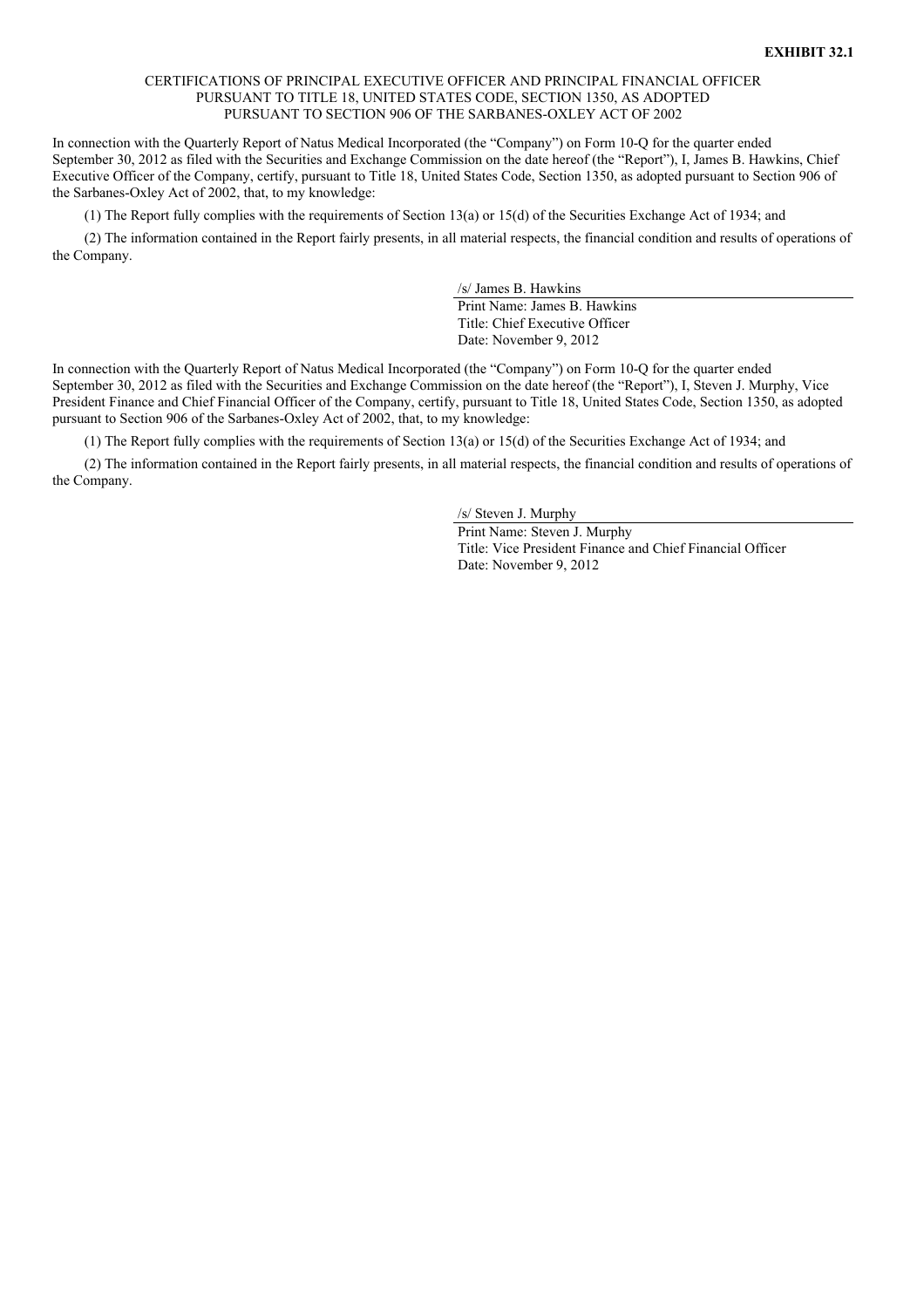**EXHIBIT 32.1**

CERTIFICATIONS OF PRINCIPAL EXECUTIVE OFFICER AND PRINCIPAL FINANCIAL OFFICER
PURSUANT TO TITLE 18, UNITED STATES CODE, SECTION 1350, AS ADOPTED
PURSUANT TO SECTION 906 OF THE SARBANES-OXLEY ACT OF 2002

In connection with the Quarterly Report of Natus Medical Incorporated (the "Company") on Form 10-Q for the quarter ended September 30, 2012 as filed with the Securities and Exchange Commission on the date hereof (the "Report"), I, James B. Hawkins, Chief Executive Officer of the Company, certify, pursuant to Title 18, United States Code, Section 1350, as adopted pursuant to Section 906 of the Sarbanes-Oxley Act of 2002, that, to my knowledge:

(1) The Report fully complies with the requirements of Section 13(a) or 15(d) of the Securities Exchange Act of 1934; and

(2) The information contained in the Report fairly presents, in all material respects, the financial condition and results of operations of the Company.

/s/ James B. Hawkins
Print Name: James B. Hawkins
Title: Chief Executive Officer
Date: November 9, 2012

In connection with the Quarterly Report of Natus Medical Incorporated (the "Company") on Form 10-Q for the quarter ended September 30, 2012 as filed with the Securities and Exchange Commission on the date hereof (the "Report"), I, Steven J. Murphy, Vice President Finance and Chief Financial Officer of the Company, certify, pursuant to Title 18, United States Code, Section 1350, as adopted pursuant to Section 906 of the Sarbanes-Oxley Act of 2002, that, to my knowledge:

(1) The Report fully complies with the requirements of Section 13(a) or 15(d) of the Securities Exchange Act of 1934; and

(2) The information contained in the Report fairly presents, in all material respects, the financial condition and results of operations of the Company.

/s/ Steven J. Murphy
Print Name: Steven J. Murphy
Title: Vice President Finance and Chief Financial Officer
Date: November 9, 2012